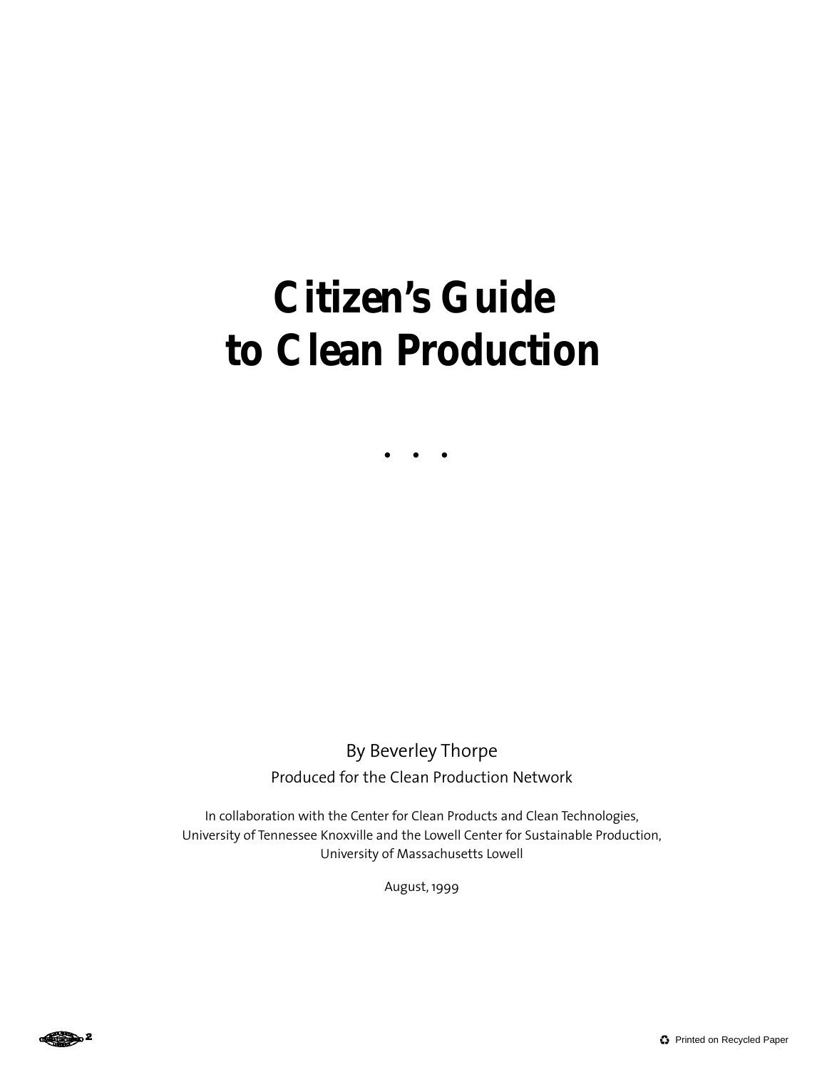# Citizen's Guide to Clean Production

• • •

By Beverley Thorpe

Produced for the Clean Production Network

In collaboration with the Center for Clean Products and Clean Technologies, University of Tennessee Knoxville and the Lowell Center for Sustainable Production, University of Massachusetts Lowell

August, 1999

Printed on Recycled Paper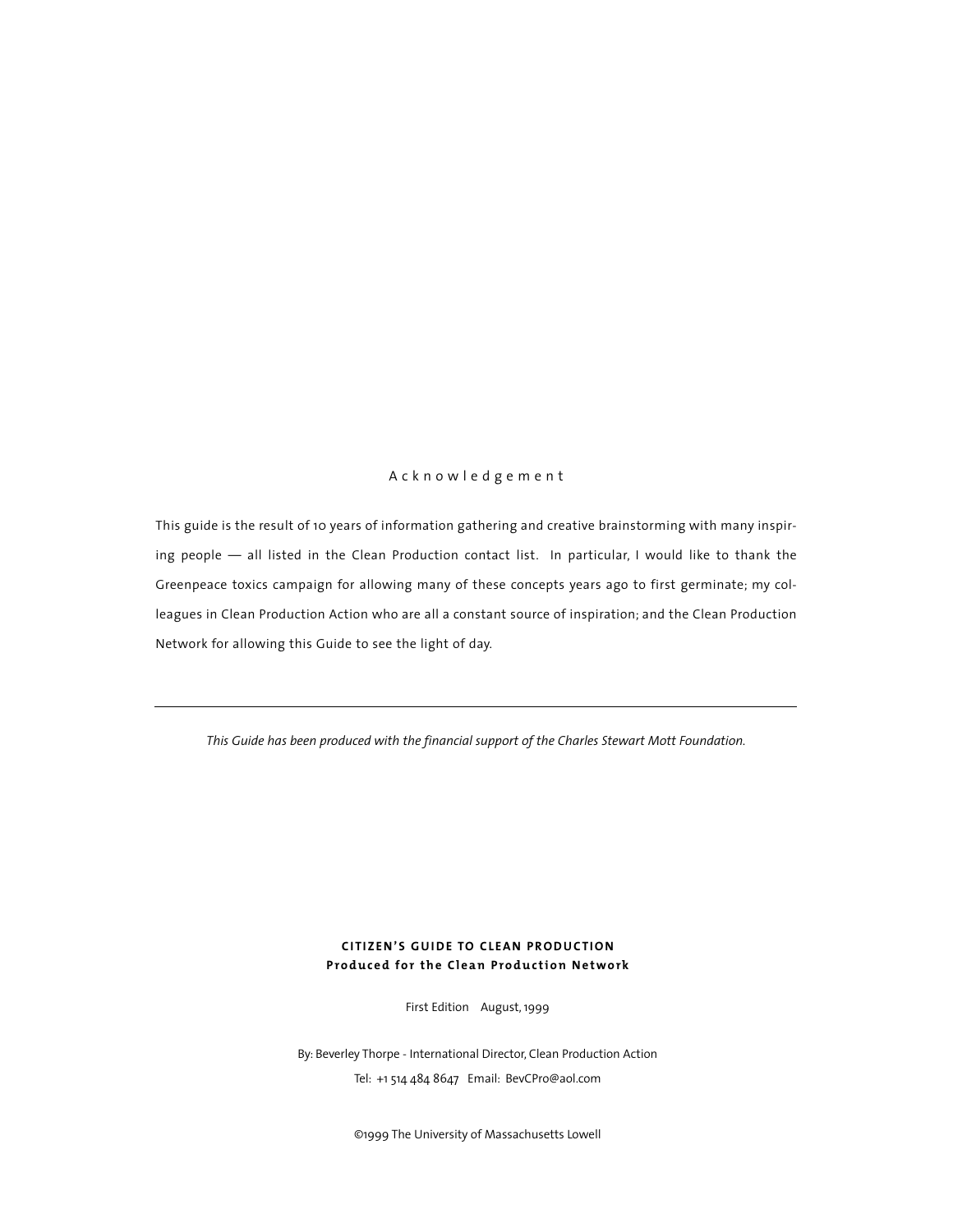## Acknowledgement

This guide is the result of 10 years of information gathering and creative brainstorming with many inspiring people — all listed in the Clean Production contact list. In particular, I would like to thank the Greenpeace toxics campaign for allowing many of these concepts years ago to first germinate; my colleagues in Clean Production Action who are all a constant source of inspiration; and the Clean Production Network for allowing this Guide to see the light of day.

---

*This Guide has been produced with the financial support of the Charles Stewart Mott Foundation.*

**CITIZEN'S GUIDE TO CLEAN PRODUCTION**
**Produced for the Clean Production Network**

First Edition August, 1999

By: Beverley Thorpe - International Director, Clean Production Action
Tel: +1 514 484 8647 Email: BevCPro@aol.com

©1999 The University of Massachusetts Lowell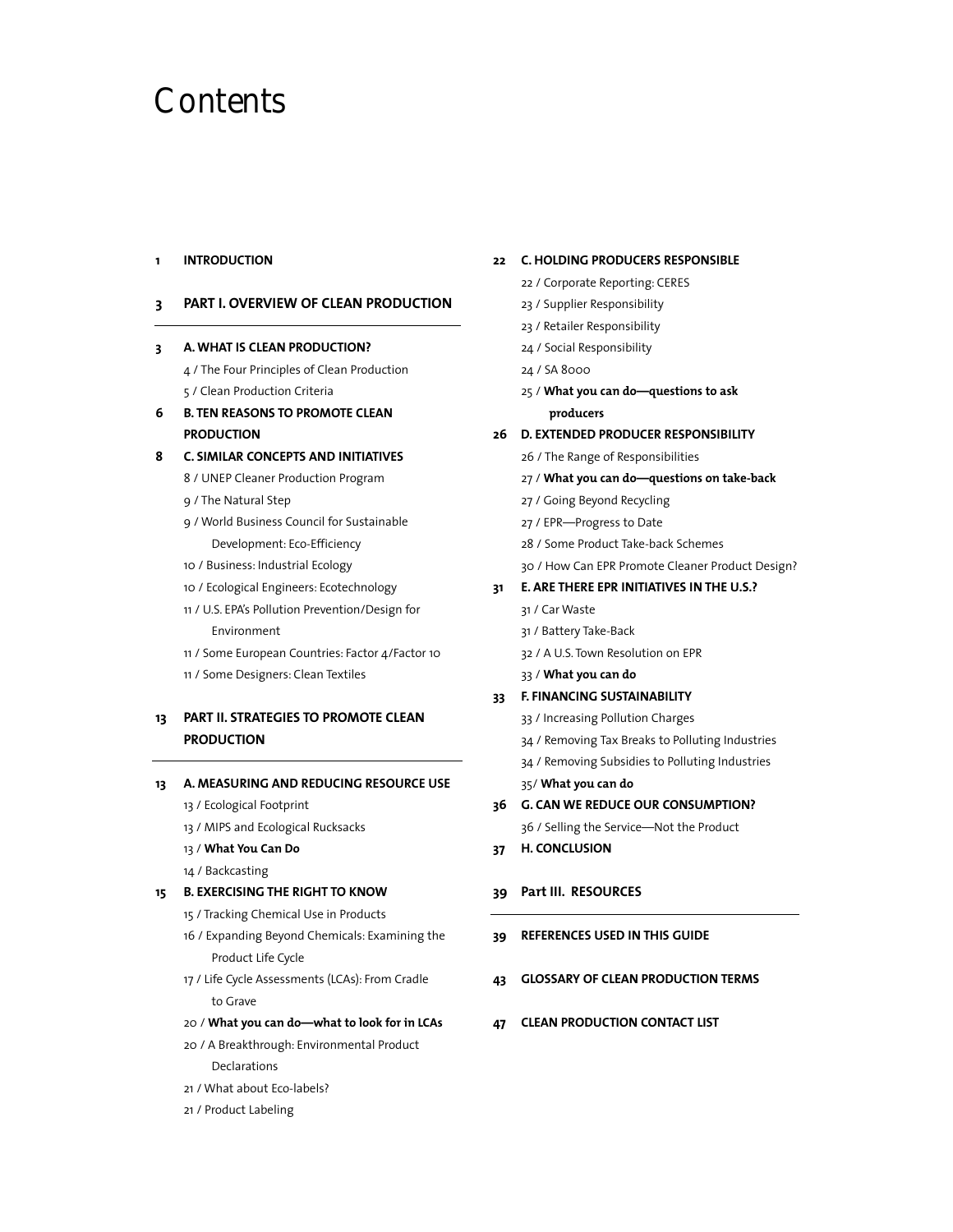# Contents

**1 INTRODUCTION**

**3 PART I. OVERVIEW OF CLEAN PRODUCTION**

**3 A. WHAT IS CLEAN PRODUCTION?**

4 / The Four Principles of Clean Production

5 / Clean Production Criteria

**6 B. TEN REASONS TO PROMOTE CLEAN PRODUCTION**

**8 C. SIMILAR CONCEPTS AND INITIATIVES**

8 / UNEP Cleaner Production Program

9 / The Natural Step

9 / World Business Council for Sustainable Development: Eco-Efficiency

10 / Business: Industrial Ecology

10 / Ecological Engineers: Ecotechnology

11 / U.S. EPA's Pollution Prevention/Design for Environment

11 / Some European Countries: Factor 4/Factor 10

11 / Some Designers: Clean Textiles

**13 PART II. STRATEGIES TO PROMOTE CLEAN PRODUCTION**

**13 A. MEASURING AND REDUCING RESOURCE USE**

13 / Ecological Footprint

13 / MIPS and Ecological Rucksacks

13 / **What You Can Do**

14 / Backcasting

**15 B. EXERCISING THE RIGHT TO KNOW**

15 / Tracking Chemical Use in Products

16 / Expanding Beyond Chemicals: Examining the Product Life Cycle

17 / Life Cycle Assessments (LCAs): From Cradle to Grave

20 / **What you can do—what to look for in LCAs**

20 / A Breakthrough: Environmental Product Declarations

21 / What about Eco-labels?

21 / Product Labeling

**22 C. HOLDING PRODUCERS RESPONSIBLE**

22 / Corporate Reporting: CERES

23 / Supplier Responsibility

23 / Retailer Responsibility

24 / Social Responsibility

24 / SA 8000

25 / **What you can do—questions to ask producers**

**26 D. EXTENDED PRODUCER RESPONSIBILITY**

26 / The Range of Responsibilities

27 / **What you can do—questions on take-back**

27 / Going Beyond Recycling

27 / EPR—Progress to Date

28 / Some Product Take-back Schemes

30 / How Can EPR Promote Cleaner Product Design?

**31 E. ARE THERE EPR INITIATIVES IN THE U.S.?**

31 / Car Waste

31 / Battery Take-Back

32 / A U.S. Town Resolution on EPR

33 / **What you can do**

**33 F. FINANCING SUSTAINABILITY**

33 / Increasing Pollution Charges

34 / Removing Tax Breaks to Polluting Industries

34 / Removing Subsidies to Polluting Industries

35/ **What you can do**

**36 G. CAN WE REDUCE OUR CONSUMPTION?**

36 / Selling the Service—Not the Product

**37 H. CONCLUSION**

**39 Part III. RESOURCES**

**39 REFERENCES USED IN THIS GUIDE**

**43 GLOSSARY OF CLEAN PRODUCTION TERMS**

**47 CLEAN PRODUCTION CONTACT LIST**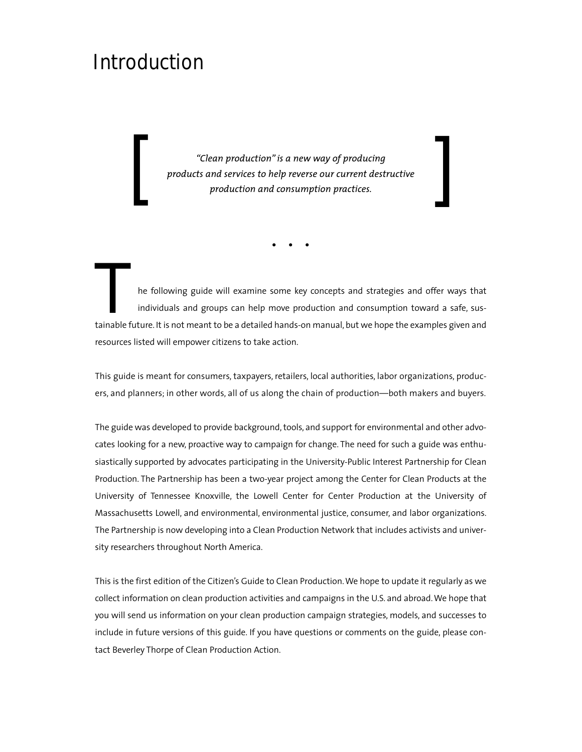# Introduction

> *"Clean production" is a new way of producing products and services to help reverse our current destructive production and consumption practices.*

• • •

The following guide will examine some key concepts and strategies and offer ways that individuals and groups can help move production and consumption toward a safe, sustainable future. It is not meant to be a detailed hands-on manual, but we hope the examples given and resources listed will empower citizens to take action.

This guide is meant for consumers, taxpayers, retailers, local authorities, labor organizations, producers, and planners; in other words, all of us along the chain of production—both makers and buyers.

The guide was developed to provide background, tools, and support for environmental and other advocates looking for a new, proactive way to campaign for change. The need for such a guide was enthusiastically supported by advocates participating in the University-Public Interest Partnership for Clean Production. The Partnership has been a two-year project among the Center for Clean Products at the University of Tennessee Knoxville, the Lowell Center for Center Production at the University of Massachusetts Lowell, and environmental, environmental justice, consumer, and labor organizations. The Partnership is now developing into a Clean Production Network that includes activists and university researchers throughout North America.

This is the first edition of the Citizen's Guide to Clean Production. We hope to update it regularly as we collect information on clean production activities and campaigns in the U.S. and abroad. We hope that you will send us information on your clean production campaign strategies, models, and successes to include in future versions of this guide. If you have questions or comments on the guide, please contact Beverley Thorpe of Clean Production Action.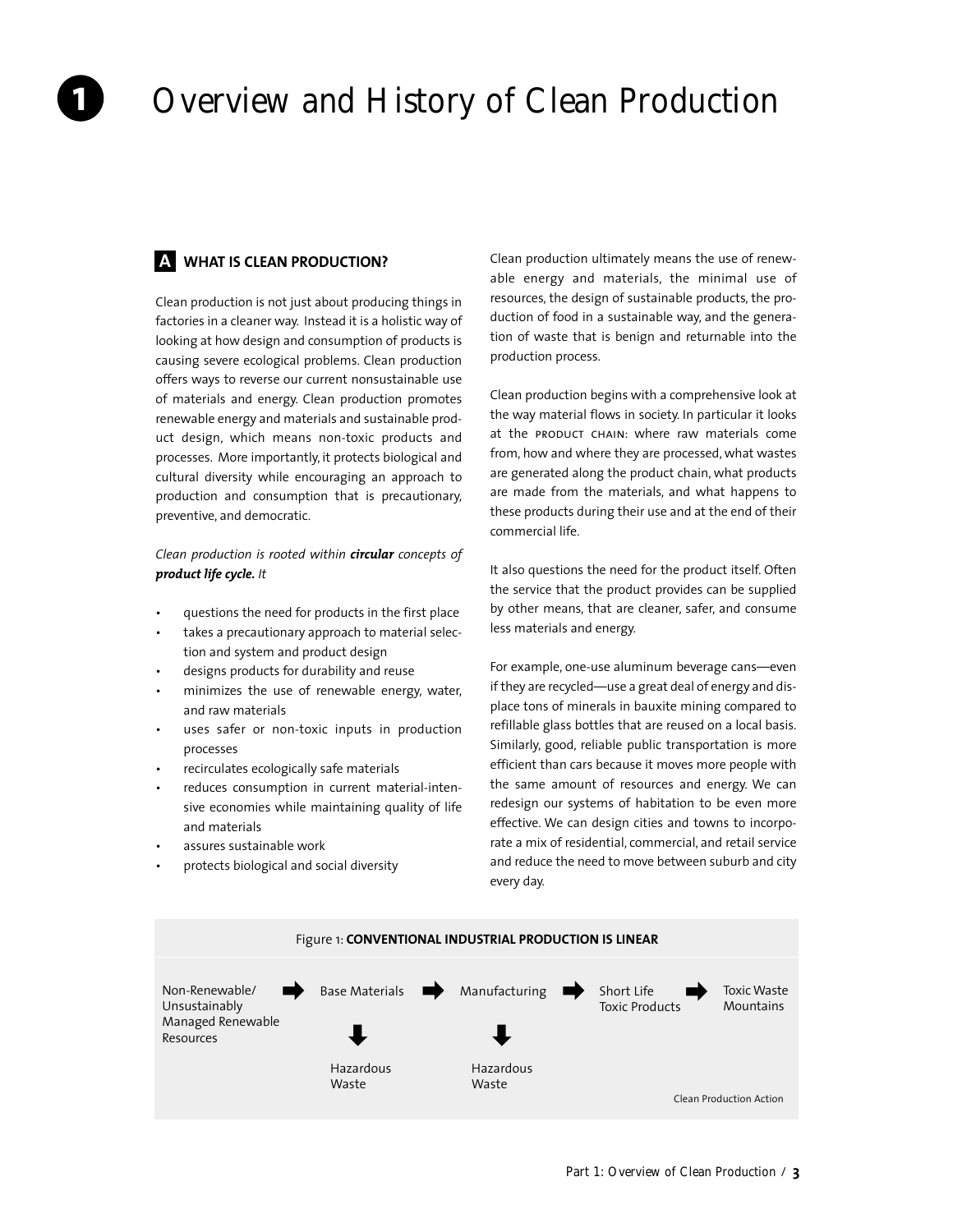# 1 Overview and History of Clean Production

## A WHAT IS CLEAN PRODUCTION?

Clean production is not just about producing things in factories in a cleaner way. Instead it is a holistic way of looking at how design and consumption of products is causing severe ecological problems. Clean production offers ways to reverse our current nonsustainable use of materials and energy. Clean production promotes renewable energy and materials and sustainable product design, which means non-toxic products and processes. More importantly, it protects biological and cultural diversity while encouraging an approach to production and consumption that is precautionary, preventive, and democratic.

*Clean production is rooted within **circular** concepts of **product life cycle.** It*

- questions the need for products in the first place
- takes a precautionary approach to material selection and system and product design
- designs products for durability and reuse
- minimizes the use of renewable energy, water, and raw materials
- uses safer or non-toxic inputs in production processes
- recirculates ecologically safe materials
- reduces consumption in current material-intensive economies while maintaining quality of life and materials
- assures sustainable work
- protects biological and social diversity

Clean production ultimately means the use of renewable energy and materials, the minimal use of resources, the design of sustainable products, the production of food in a sustainable way, and the generation of waste that is benign and returnable into the production process.

Clean production begins with a comprehensive look at the way material flows in society. In particular it looks at the PRODUCT CHAIN: where raw materials come from, how and where they are processed, what wastes are generated along the product chain, what products are made from the materials, and what happens to these products during their use and at the end of their commercial life.

It also questions the need for the product itself. Often the service that the product provides can be supplied by other means, that are cleaner, safer, and consume less materials and energy.

For example, one-use aluminum beverage cans—even if they are recycled—use a great deal of energy and displace tons of minerals in bauxite mining compared to refillable glass bottles that are reused on a local basis. Similarly, good, reliable public transportation is more efficient than cars because it moves more people with the same amount of resources and energy. We can redesign our systems of habitation to be even more effective. We can design cities and towns to incorporate a mix of residential, commercial, and retail service and reduce the need to move between suburb and city every day.

Figure 1: **CONVENTIONAL INDUSTRIAL PRODUCTION IS LINEAR**

Non-Renewable/Unsustainably Managed Renewable Resources ➡ Base Materials ➡ Manufacturing ➡ Short Life Toxic Products ➡ Toxic Waste Mountains

Base Materials ⬇ Hazardous Waste

Manufacturing ⬇ Hazardous Waste

Clean Production Action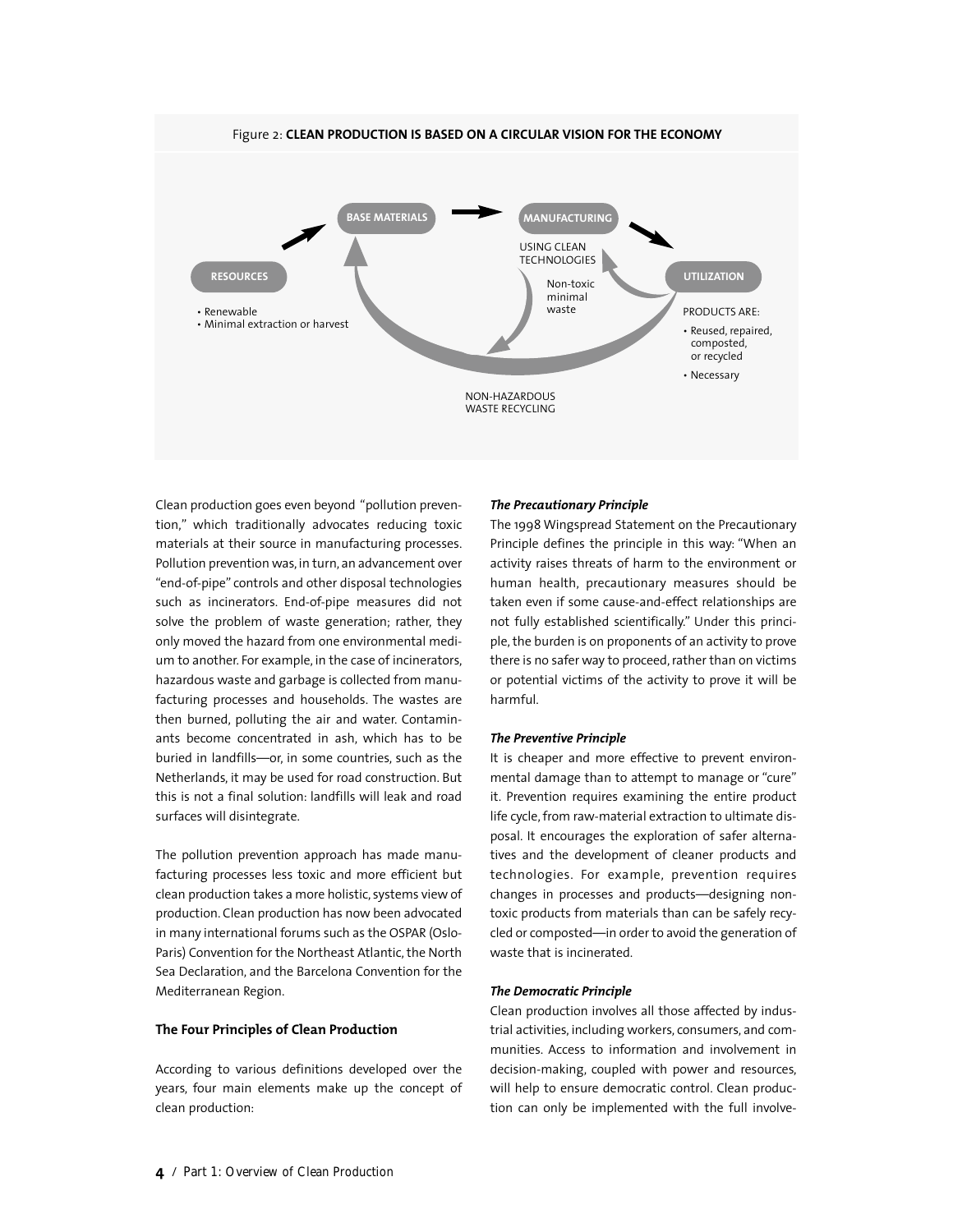Figure 2: **CLEAN PRODUCTION IS BASED ON A CIRCULAR VISION FOR THE ECONOMY**

RESOURCES
- Renewable
- Minimal extraction or harvest

BASE MATERIALS

MANUFACTURING
USING CLEAN TECHNOLOGIES

Non-toxic minimal waste

UTILIZATION
PRODUCTS ARE:
- Reused, repaired, composted, or recycled
- Necessary

NON-HAZARDOUS WASTE RECYCLING

Clean production goes even beyond "pollution prevention," which traditionally advocates reducing toxic materials at their source in manufacturing processes. Pollution prevention was, in turn, an advancement over "end-of-pipe" controls and other disposal technologies such as incinerators. End-of-pipe measures did not solve the problem of waste generation; rather, they only moved the hazard from one environmental medium to another. For example, in the case of incinerators, hazardous waste and garbage is collected from manufacturing processes and households. The wastes are then burned, polluting the air and water. Contaminants become concentrated in ash, which has to be buried in landfills—or, in some countries, such as the Netherlands, it may be used for road construction. But this is not a final solution: landfills will leak and road surfaces will disintegrate.

The pollution prevention approach has made manufacturing processes less toxic and more efficient but clean production takes a more holistic, systems view of production. Clean production has now been advocated in many international forums such as the OSPAR (Oslo-Paris) Convention for the Northeast Atlantic, the North Sea Declaration, and the Barcelona Convention for the Mediterranean Region.

## The Four Principles of Clean Production

According to various definitions developed over the years, four main elements make up the concept of clean production:

### *The Precautionary Principle*

The 1998 Wingspread Statement on the Precautionary Principle defines the principle in this way: "When an activity raises threats of harm to the environment or human health, precautionary measures should be taken even if some cause-and-effect relationships are not fully established scientifically." Under this principle, the burden is on proponents of an activity to prove there is no safer way to proceed, rather than on victims or potential victims of the activity to prove it will be harmful.

### *The Preventive Principle*

It is cheaper and more effective to prevent environmental damage than to attempt to manage or "cure" it. Prevention requires examining the entire product life cycle, from raw-material extraction to ultimate disposal. It encourages the exploration of safer alternatives and the development of cleaner products and technologies. For example, prevention requires changes in processes and products—designing non-toxic products from materials than can be safely recycled or composted—in order to avoid the generation of waste that is incinerated.

### *The Democratic Principle*

Clean production involves all those affected by industrial activities, including workers, consumers, and communities. Access to information and involvement in decision-making, coupled with power and resources, will help to ensure democratic control. Clean production can only be implemented with the full involve-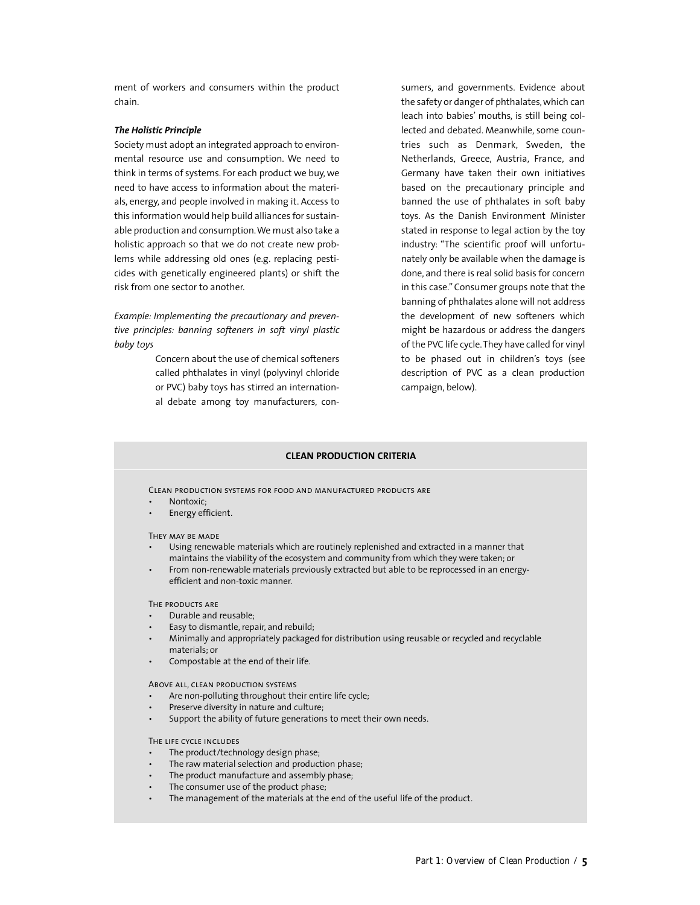ment of workers and consumers within the product chain.

***The Holistic Principle***

Society must adopt an integrated approach to environmental resource use and consumption. We need to think in terms of systems. For each product we buy, we need to have access to information about the materials, energy, and people involved in making it. Access to this information would help build alliances for sustainable production and consumption. We must also take a holistic approach so that we do not create new problems while addressing old ones (e.g. replacing pesticides with genetically engineered plants) or shift the risk from one sector to another.

*Example: Implementing the precautionary and preventive principles: banning softeners in soft vinyl plastic baby toys*

Concern about the use of chemical softeners called phthalates in vinyl (polyvinyl chloride or PVC) baby toys has stirred an international debate among toy manufacturers, consumers, and governments. Evidence about the safety or danger of phthalates, which can leach into babies' mouths, is still being collected and debated. Meanwhile, some countries such as Denmark, Sweden, the Netherlands, Greece, Austria, France, and Germany have taken their own initiatives based on the precautionary principle and banned the use of phthalates in soft baby toys. As the Danish Environment Minister stated in response to legal action by the toy industry: "The scientific proof will unfortunately only be available when the damage is done, and there is real solid basis for concern in this case." Consumer groups note that the banning of phthalates alone will not address the development of new softeners which might be hazardous or address the dangers of the PVC life cycle. They have called for vinyl to be phased out in children's toys (see description of PVC as a clean production campaign, below).

**CLEAN PRODUCTION CRITERIA**

CLEAN PRODUCTION SYSTEMS FOR FOOD AND MANUFACTURED PRODUCTS ARE

- Nontoxic;
- Energy efficient.

THEY MAY BE MADE

- Using renewable materials which are routinely replenished and extracted in a manner that maintains the viability of the ecosystem and community from which they were taken; or
- From non-renewable materials previously extracted but able to be reprocessed in an energy-efficient and non-toxic manner.

THE PRODUCTS ARE

- Durable and reusable;
- Easy to dismantle, repair, and rebuild;
- Minimally and appropriately packaged for distribution using reusable or recycled and recyclable materials; or
- Compostable at the end of their life.

ABOVE ALL, CLEAN PRODUCTION SYSTEMS

- Are non-polluting throughout their entire life cycle;
- Preserve diversity in nature and culture;
- Support the ability of future generations to meet their own needs.

THE LIFE CYCLE INCLUDES

- The product/technology design phase;
- The raw material selection and production phase;
- The product manufacture and assembly phase;
- The consumer use of the product phase;
- The management of the materials at the end of the useful life of the product.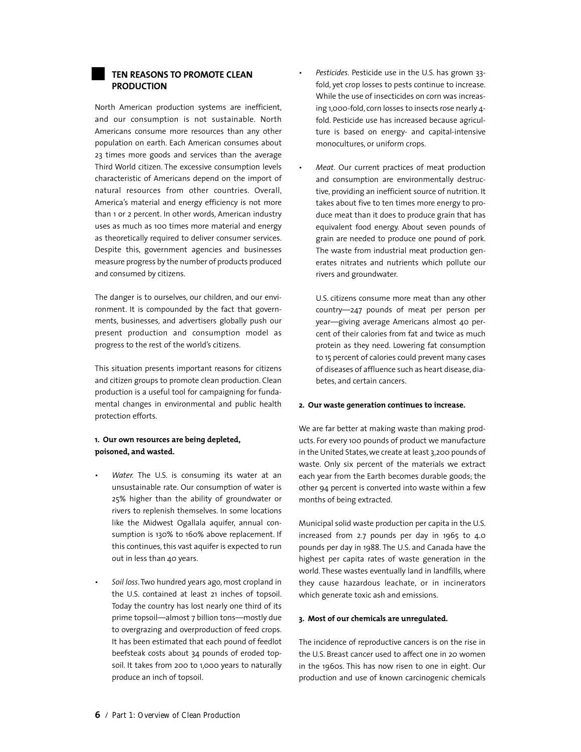## TEN REASONS TO PROMOTE CLEAN PRODUCTION

North American production systems are inefficient, and our consumption is not sustainable. North Americans consume more resources than any other population on earth. Each American consumes about 23 times more goods and services than the average Third World citizen. The excessive consumption levels characteristic of Americans depend on the import of natural resources from other countries. Overall, America's material and energy efficiency is not more than 1 or 2 percent. In other words, American industry uses as much as 100 times more material and energy as theoretically required to deliver consumer services. Despite this, government agencies and businesses measure progress by the number of products produced and consumed by citizens.

The danger is to ourselves, our children, and our environment. It is compounded by the fact that governments, businesses, and advertisers globally push our present production and consumption model as progress to the rest of the world's citizens.

This situation presents important reasons for citizens and citizen groups to promote clean production. Clean production is a useful tool for campaigning for fundamental changes in environmental and public health protection efforts.

**1. Our own resources are being depleted, poisoned, and wasted.**

- *Water.* The U.S. is consuming its water at an unsustainable rate. Our consumption of water is 25% higher than the ability of groundwater or rivers to replenish themselves. In some locations like the Midwest Ogallala aquifer, annual consumption is 130% to 160% above replacement. If this continues, this vast aquifer is expected to run out in less than 40 years.

- *Soil loss.* Two hundred years ago, most cropland in the U.S. contained at least 21 inches of topsoil. Today the country has lost nearly one third of its prime topsoil—almost 7 billion tons—mostly due to overgrazing and overproduction of feed crops. It has been estimated that each pound of feedlot beefsteak costs about 34 pounds of eroded topsoil. It takes from 200 to 1,000 years to naturally produce an inch of topsoil.

- *Pesticides.* Pesticide use in the U.S. has grown 33-fold, yet crop losses to pests continue to increase. While the use of insecticides on corn was increasing 1,000-fold, corn losses to insects rose nearly 4-fold. Pesticide use has increased because agriculture is based on energy- and capital-intensive monocultures, or uniform crops.

- *Meat.* Our current practices of meat production and consumption are environmentally destructive, providing an inefficient source of nutrition. It takes about five to ten times more energy to produce meat than it does to produce grain that has equivalent food energy. About seven pounds of grain are needed to produce one pound of pork. The waste from industrial meat production generates nitrates and nutrients which pollute our rivers and groundwater.

  U.S. citizens consume more meat than any other country—247 pounds of meat per person per year—giving average Americans almost 40 percent of their calories from fat and twice as much protein as they need. Lowering fat consumption to 15 percent of calories could prevent many cases of diseases of affluence such as heart disease, diabetes, and certain cancers.

**2. Our waste generation continues to increase.**

We are far better at making waste than making products. For every 100 pounds of product we manufacture in the United States, we create at least 3,200 pounds of waste. Only six percent of the materials we extract each year from the Earth becomes durable goods; the other 94 percent is converted into waste within a few months of being extracted.

Municipal solid waste production per capita in the U.S. increased from 2.7 pounds per day in 1965 to 4.0 pounds per day in 1988. The U.S. and Canada have the highest per capita rates of waste generation in the world. These wastes eventually land in landfills, where they cause hazardous leachate, or in incinerators which generate toxic ash and emissions.

**3. Most of our chemicals are unregulated.**

The incidence of reproductive cancers is on the rise in the U.S. Breast cancer used to affect one in 20 women in the 1960s. This has now risen to one in eight. Our production and use of known carcinogenic chemicals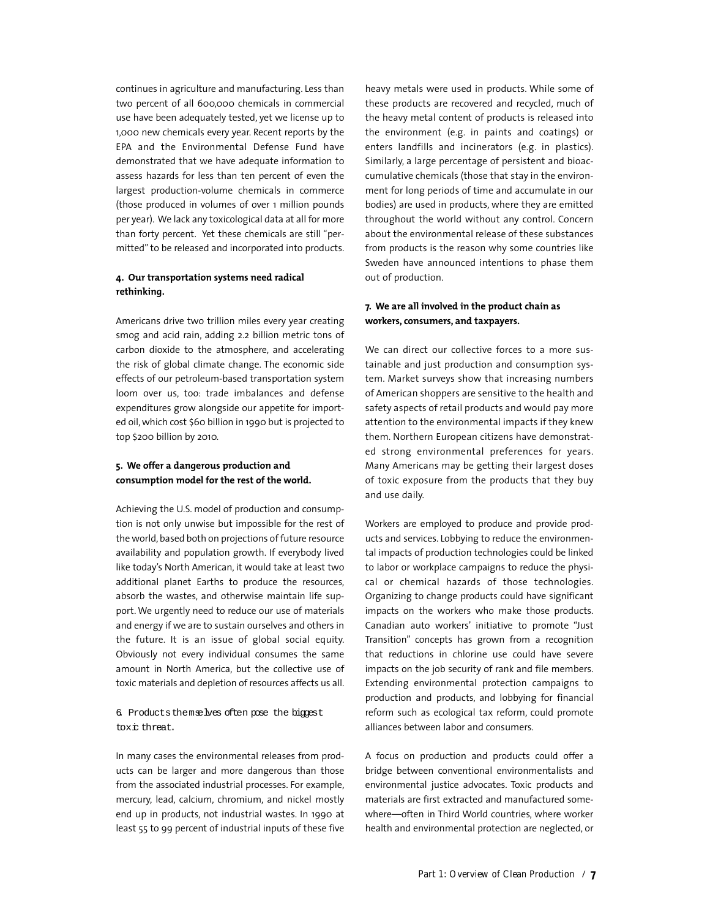continues in agriculture and manufacturing. Less than two percent of all 600,000 chemicals in commercial use have been adequately tested, yet we license up to 1,000 new chemicals every year. Recent reports by the EPA and the Environmental Defense Fund have demonstrated that we have adequate information to assess hazards for less than ten percent of even the largest production-volume chemicals in commerce (those produced in volumes of over 1 million pounds per year). We lack any toxicological data at all for more than forty percent. Yet these chemicals are still "permitted" to be released and incorporated into products.

#### 4. Our transportation systems need radical rethinking.

Americans drive two trillion miles every year creating smog and acid rain, adding 2.2 billion metric tons of carbon dioxide to the atmosphere, and accelerating the risk of global climate change. The economic side effects of our petroleum-based transportation system loom over us, too: trade imbalances and defense expenditures grow alongside our appetite for imported oil, which cost $60 billion in 1990 but is projected to top $200 billion by 2010.

#### 5. We offer a dangerous production and consumption model for the rest of the world.

Achieving the U.S. model of production and consumption is not only unwise but impossible for the rest of the world, based both on projections of future resource availability and population growth. If everybody lived like today's North American, it would take at least two additional planet Earths to produce the resources, absorb the wastes, and otherwise maintain life support. We urgently need to reduce our use of materials and energy if we are to sustain ourselves and others in the future. It is an issue of global social equity. Obviously not every individual consumes the same amount in North America, but the collective use of toxic materials and depletion of resources affects us all.

#### 6. Products themselves often pose the biggest toxic threat.

In many cases the environmental releases from products can be larger and more dangerous than those from the associated industrial processes. For example, mercury, lead, calcium, chromium, and nickel mostly end up in products, not industrial wastes. In 1990 at least 55 to 99 percent of industrial inputs of these five heavy metals were used in products. While some of these products are recovered and recycled, much of the heavy metal content of products is released into the environment (e.g. in paints and coatings) or enters landfills and incinerators (e.g. in plastics). Similarly, a large percentage of persistent and bioaccumulative chemicals (those that stay in the environment for long periods of time and accumulate in our bodies) are used in products, where they are emitted throughout the world without any control. Concern about the environmental release of these substances from products is the reason why some countries like Sweden have announced intentions to phase them out of production.

#### 7. We are all involved in the product chain as workers, consumers, and taxpayers.

We can direct our collective forces to a more sustainable and just production and consumption system. Market surveys show that increasing numbers of American shoppers are sensitive to the health and safety aspects of retail products and would pay more attention to the environmental impacts if they knew them. Northern European citizens have demonstrated strong environmental preferences for years. Many Americans may be getting their largest doses of toxic exposure from the products that they buy and use daily.

Workers are employed to produce and provide products and services. Lobbying to reduce the environmental impacts of production technologies could be linked to labor or workplace campaigns to reduce the physical or chemical hazards of those technologies. Organizing to change products could have significant impacts on the workers who make those products. Canadian auto workers' initiative to promote "Just Transition" concepts has grown from a recognition that reductions in chlorine use could have severe impacts on the job security of rank and file members. Extending environmental protection campaigns to production and products, and lobbying for financial reform such as ecological tax reform, could promote alliances between labor and consumers.

A focus on production and products could offer a bridge between conventional environmentalists and environmental justice advocates. Toxic products and materials are first extracted and manufactured somewhere—often in Third World countries, where worker health and environmental protection are neglected, or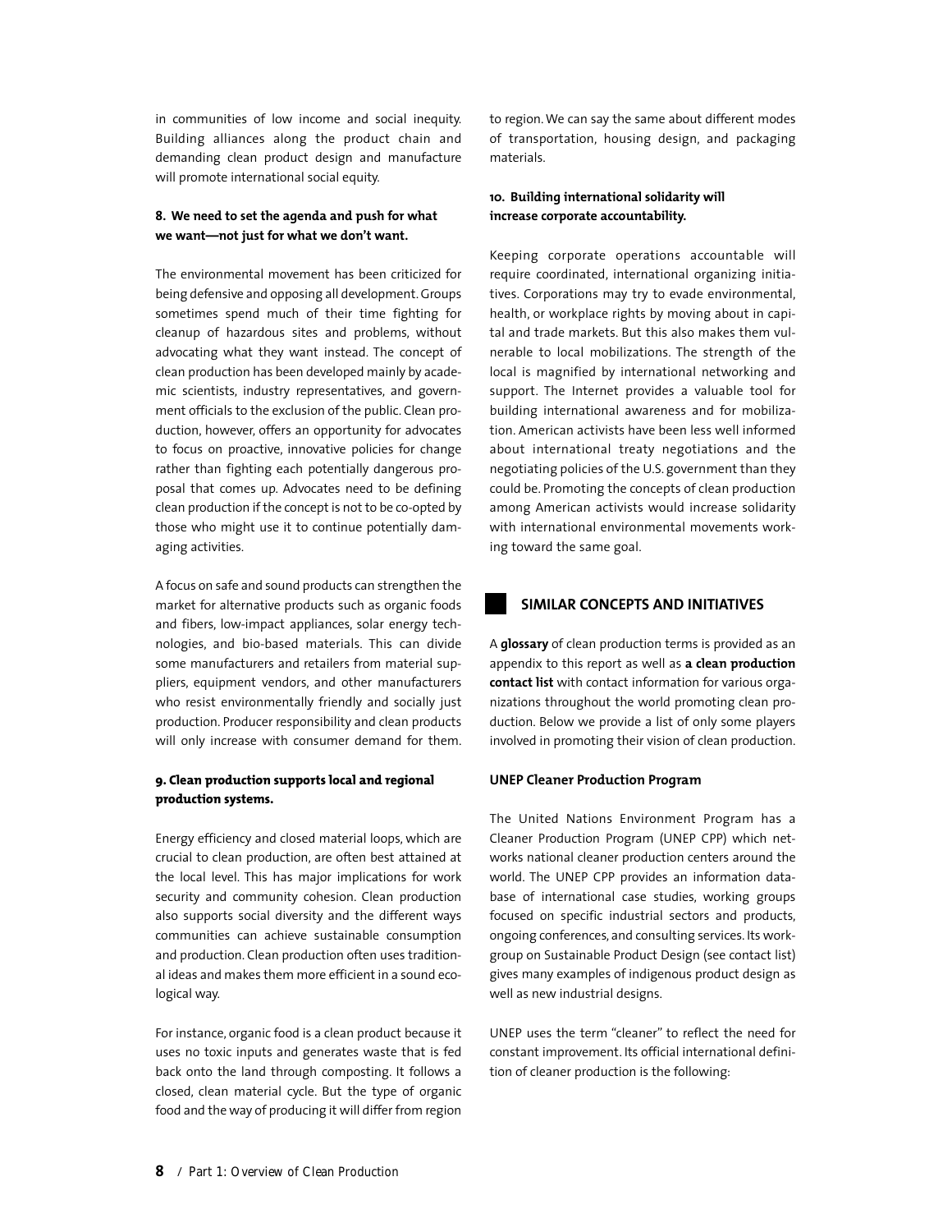in communities of low income and social inequity. Building alliances along the product chain and demanding clean product design and manufacture will promote international social equity.

#### 8. We need to set the agenda and push for what we want—not just for what we don't want.

The environmental movement has been criticized for being defensive and opposing all development. Groups sometimes spend much of their time fighting for cleanup of hazardous sites and problems, without advocating what they want instead. The concept of clean production has been developed mainly by academic scientists, industry representatives, and government officials to the exclusion of the public. Clean production, however, offers an opportunity for advocates to focus on proactive, innovative policies for change rather than fighting each potentially dangerous proposal that comes up. Advocates need to be defining clean production if the concept is not to be co-opted by those who might use it to continue potentially damaging activities.

A focus on safe and sound products can strengthen the market for alternative products such as organic foods and fibers, low-impact appliances, solar energy technologies, and bio-based materials. This can divide some manufacturers and retailers from material suppliers, equipment vendors, and other manufacturers who resist environmentally friendly and socially just production. Producer responsibility and clean products will only increase with consumer demand for them.

#### 9. Clean production supports local and regional production systems.

Energy efficiency and closed material loops, which are crucial to clean production, are often best attained at the local level. This has major implications for work security and community cohesion. Clean production also supports social diversity and the different ways communities can achieve sustainable consumption and production. Clean production often uses traditional ideas and makes them more efficient in a sound ecological way.

For instance, organic food is a clean product because it uses no toxic inputs and generates waste that is fed back onto the land through composting. It follows a closed, clean material cycle. But the type of organic food and the way of producing it will differ from region to region. We can say the same about different modes of transportation, housing design, and packaging materials.

#### 10. Building international solidarity will increase corporate accountability.

Keeping corporate operations accountable will require coordinated, international organizing initiatives. Corporations may try to evade environmental, health, or workplace rights by moving about in capital and trade markets. But this also makes them vulnerable to local mobilizations. The strength of the local is magnified by international networking and support. The Internet provides a valuable tool for building international awareness and for mobilization. American activists have been less well informed about international treaty negotiations and the negotiating policies of the U.S. government than they could be. Promoting the concepts of clean production among American activists would increase solidarity with international environmental movements working toward the same goal.

## SIMILAR CONCEPTS AND INITIATIVES

A **glossary** of clean production terms is provided as an appendix to this report as well as **a clean production contact list** with contact information for various organizations throughout the world promoting clean production. Below we provide a list of only some players involved in promoting their vision of clean production.

#### UNEP Cleaner Production Program

The United Nations Environment Program has a Cleaner Production Program (UNEP CPP) which networks national cleaner production centers around the world. The UNEP CPP provides an information database of international case studies, working groups focused on specific industrial sectors and products, ongoing conferences, and consulting services. Its workgroup on Sustainable Product Design (see contact list) gives many examples of indigenous product design as well as new industrial designs.

UNEP uses the term "cleaner" to reflect the need for constant improvement. Its official international definition of cleaner production is the following: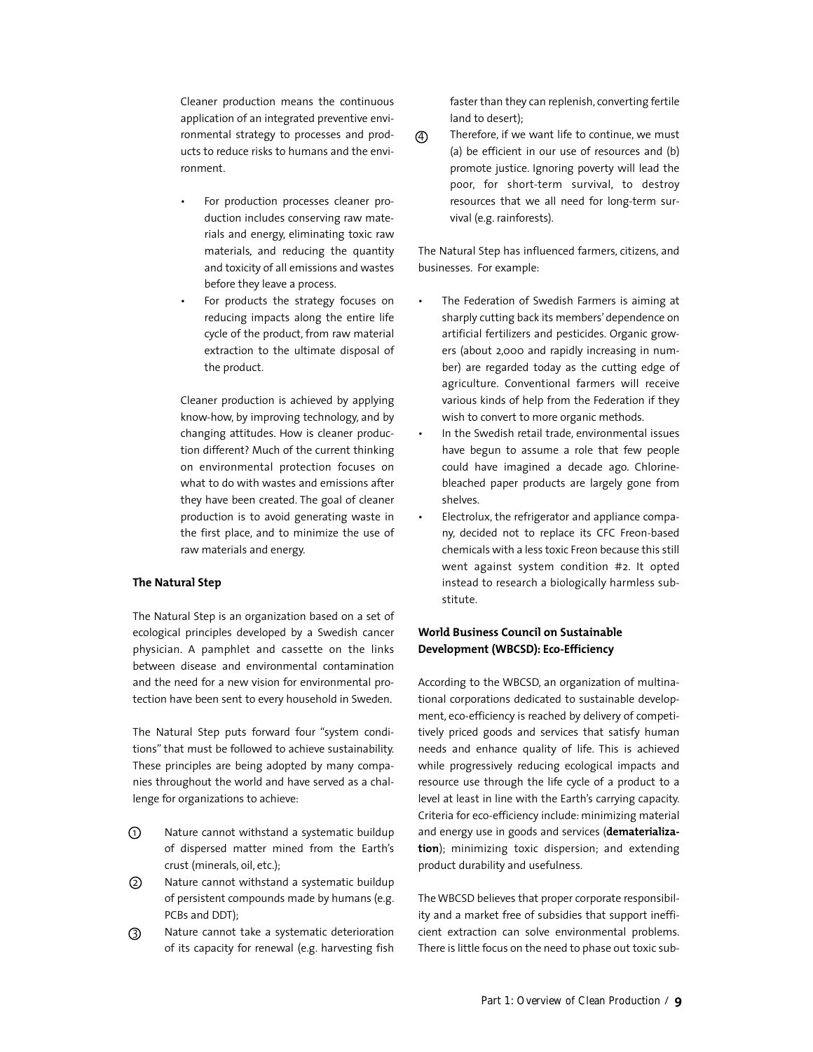Cleaner production means the continuous application of an integrated preventive environmental strategy to processes and products to reduce risks to humans and the environment.

- For production processes cleaner production includes conserving raw materials and energy, eliminating toxic raw materials, and reducing the quantity and toxicity of all emissions and wastes before they leave a process.
- For products the strategy focuses on reducing impacts along the entire life cycle of the product, from raw material extraction to the ultimate disposal of the product.

Cleaner production is achieved by applying know-how, by improving technology, and by changing attitudes. How is cleaner production different? Much of the current thinking on environmental protection focuses on what to do with wastes and emissions after they have been created. The goal of cleaner production is to avoid generating waste in the first place, and to minimize the use of raw materials and energy.

**The Natural Step**

The Natural Step is an organization based on a set of ecological principles developed by a Swedish cancer physician. A pamphlet and cassette on the links between disease and environmental contamination and the need for a new vision for environmental protection have been sent to every household in Sweden.

The Natural Step puts forward four "system conditions" that must be followed to achieve sustainability. These principles are being adopted by many companies throughout the world and have served as a challenge for organizations to achieve:

1. Nature cannot withstand a systematic buildup of dispersed matter mined from the Earth's crust (minerals, oil, etc.);
2. Nature cannot withstand a systematic buildup of persistent compounds made by humans (e.g. PCBs and DDT);
3. Nature cannot take a systematic deterioration of its capacity for renewal (e.g. harvesting fish faster than they can replenish, converting fertile land to desert);
4. Therefore, if we want life to continue, we must (a) be efficient in our use of resources and (b) promote justice. Ignoring poverty will lead the poor, for short-term survival, to destroy resources that we all need for long-term survival (e.g. rainforests).

The Natural Step has influenced farmers, citizens, and businesses. For example:

- The Federation of Swedish Farmers is aiming at sharply cutting back its members' dependence on artificial fertilizers and pesticides. Organic growers (about 2,000 and rapidly increasing in number) are regarded today as the cutting edge of agriculture. Conventional farmers will receive various kinds of help from the Federation if they wish to convert to more organic methods.
- In the Swedish retail trade, environmental issues have begun to assume a role that few people could have imagined a decade ago. Chlorine-bleached paper products are largely gone from shelves.
- Electrolux, the refrigerator and appliance company, decided not to replace its CFC Freon-based chemicals with a less toxic Freon because this still went against system condition #2. It opted instead to research a biologically harmless substitute.

**World Business Council on Sustainable Development (WBCSD): Eco-Efficiency**

According to the WBCSD, an organization of multinational corporations dedicated to sustainable development, eco-efficiency is reached by delivery of competitively priced goods and services that satisfy human needs and enhance quality of life. This is achieved while progressively reducing ecological impacts and resource use through the life cycle of a product to a level at least in line with the Earth's carrying capacity. Criteria for eco-efficiency include: minimizing material and energy use in goods and services (**dematerialization**); minimizing toxic dispersion; and extending product durability and usefulness.

The WBCSD believes that proper corporate responsibility and a market free of subsidies that support inefficient extraction can solve environmental problems. There is little focus on the need to phase out toxic sub-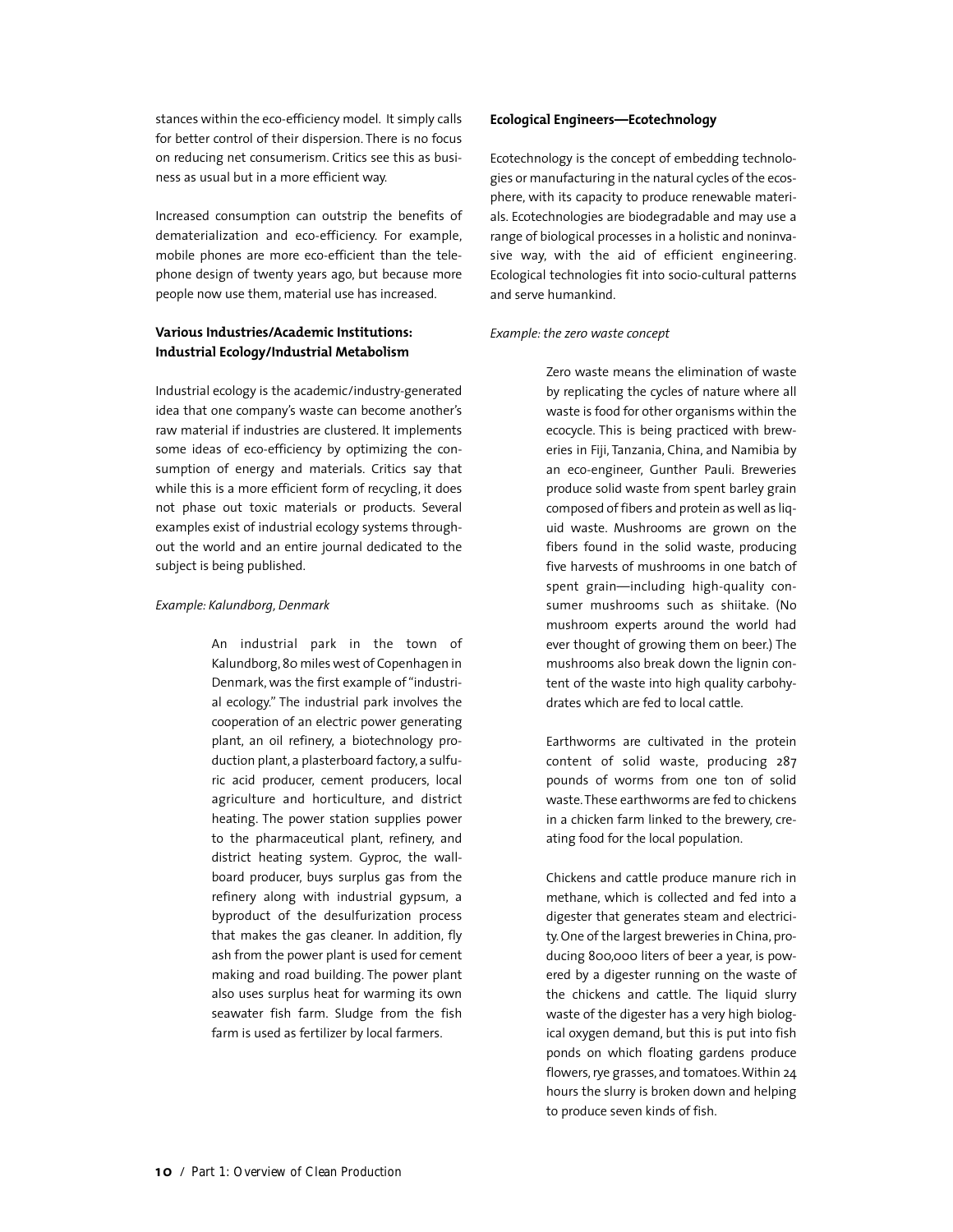stances within the eco-efficiency model. It simply calls for better control of their dispersion. There is no focus on reducing net consumerism. Critics see this as business as usual but in a more efficient way.

Increased consumption can outstrip the benefits of dematerialization and eco-efficiency. For example, mobile phones are more eco-efficient than the telephone design of twenty years ago, but because more people now use them, material use has increased.

### Various Industries/Academic Institutions: Industrial Ecology/Industrial Metabolism

Industrial ecology is the academic/industry-generated idea that one company's waste can become another's raw material if industries are clustered. It implements some ideas of eco-efficiency by optimizing the consumption of energy and materials. Critics say that while this is a more efficient form of recycling, it does not phase out toxic materials or products. Several examples exist of industrial ecology systems throughout the world and an entire journal dedicated to the subject is being published.

*Example: Kalundborg, Denmark*

> An industrial park in the town of Kalundborg, 80 miles west of Copenhagen in Denmark, was the first example of "industrial ecology." The industrial park involves the cooperation of an electric power generating plant, an oil refinery, a biotechnology production plant, a plasterboard factory, a sulfuric acid producer, cement producers, local agriculture and horticulture, and district heating. The power station supplies power to the pharmaceutical plant, refinery, and district heating system. Gyproc, the wallboard producer, buys surplus gas from the refinery along with industrial gypsum, a byproduct of the desulfurization process that makes the gas cleaner. In addition, fly ash from the power plant is used for cement making and road building. The power plant also uses surplus heat for warming its own seawater fish farm. Sludge from the fish farm is used as fertilizer by local farmers.

### Ecological Engineers—Ecotechnology

Ecotechnology is the concept of embedding technologies or manufacturing in the natural cycles of the ecosphere, with its capacity to produce renewable materials. Ecotechnologies are biodegradable and may use a range of biological processes in a holistic and noninvasive way, with the aid of efficient engineering. Ecological technologies fit into socio-cultural patterns and serve humankind.

*Example: the zero waste concept*

> Zero waste means the elimination of waste by replicating the cycles of nature where all waste is food for other organisms within the ecocycle. This is being practiced with breweries in Fiji, Tanzania, China, and Namibia by an eco-engineer, Gunther Pauli. Breweries produce solid waste from spent barley grain composed of fibers and protein as well as liquid waste. Mushrooms are grown on the fibers found in the solid waste, producing five harvests of mushrooms in one batch of spent grain—including high-quality consumer mushrooms such as shiitake. (No mushroom experts around the world had ever thought of growing them on beer.) The mushrooms also break down the lignin content of the waste into high quality carbohydrates which are fed to local cattle.
>
> Earthworms are cultivated in the protein content of solid waste, producing 287 pounds of worms from one ton of solid waste. These earthworms are fed to chickens in a chicken farm linked to the brewery, creating food for the local population.
>
> Chickens and cattle produce manure rich in methane, which is collected and fed into a digester that generates steam and electricity. One of the largest breweries in China, producing 800,000 liters of beer a year, is powered by a digester running on the waste of the chickens and cattle. The liquid slurry waste of the digester has a very high biological oxygen demand, but this is put into fish ponds on which floating gardens produce flowers, rye grasses, and tomatoes. Within 24 hours the slurry is broken down and helping to produce seven kinds of fish.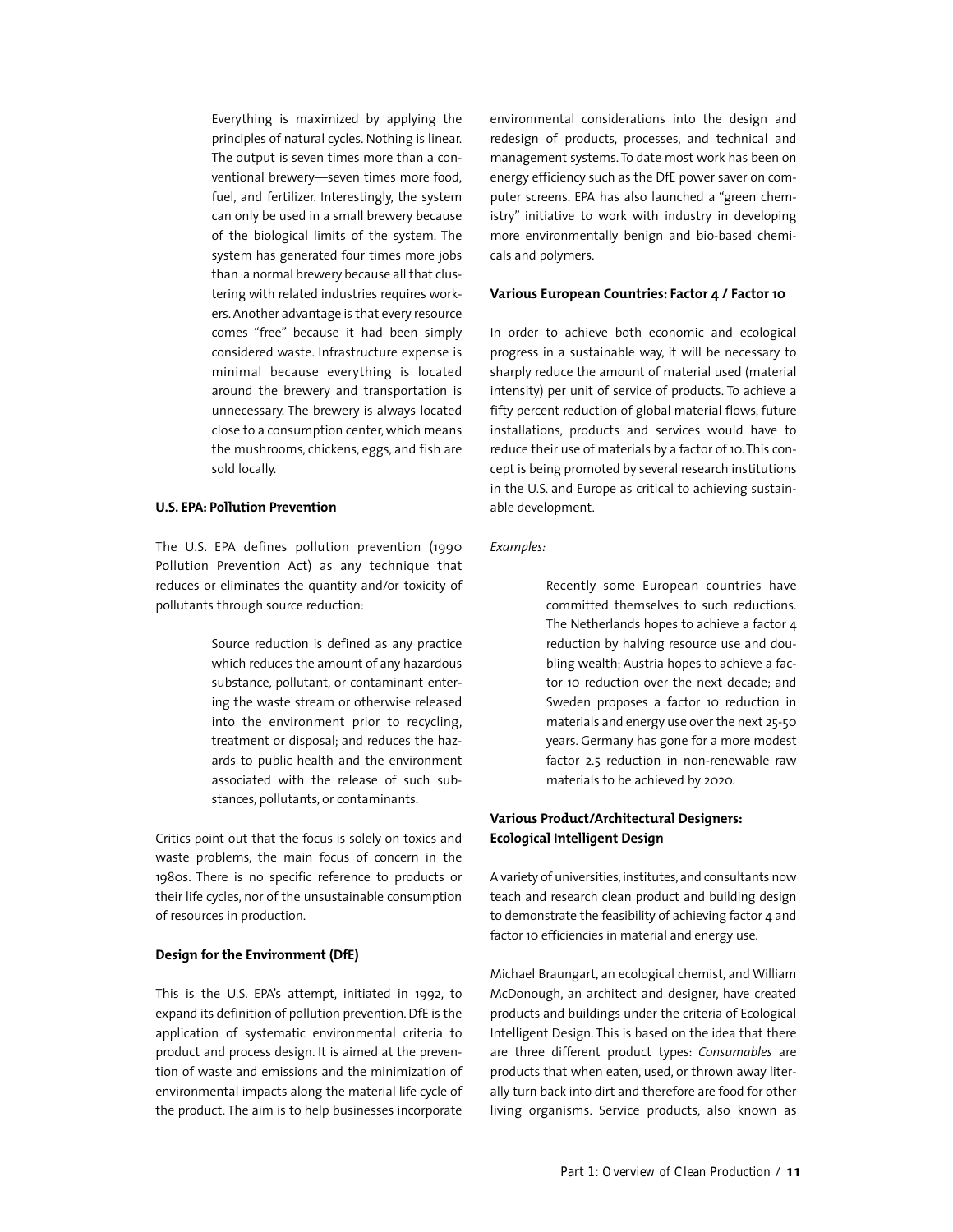Everything is maximized by applying the principles of natural cycles. Nothing is linear. The output is seven times more than a conventional brewery—seven times more food, fuel, and fertilizer. Interestingly, the system can only be used in a small brewery because of the biological limits of the system. The system has generated four times more jobs than a normal brewery because all that clustering with related industries requires workers. Another advantage is that every resource comes "free" because it had been simply considered waste. Infrastructure expense is minimal because everything is located around the brewery and transportation is unnecessary. The brewery is always located close to a consumption center, which means the mushrooms, chickens, eggs, and fish are sold locally.

**U.S. EPA: Pollution Prevention**

The U.S. EPA defines pollution prevention (1990 Pollution Prevention Act) as any technique that reduces or eliminates the quantity and/or toxicity of pollutants through source reduction:

> Source reduction is defined as any practice which reduces the amount of any hazardous substance, pollutant, or contaminant entering the waste stream or otherwise released into the environment prior to recycling, treatment or disposal; and reduces the hazards to public health and the environment associated with the release of such substances, pollutants, or contaminants.

Critics point out that the focus is solely on toxics and waste problems, the main focus of concern in the 1980s. There is no specific reference to products or their life cycles, nor of the unsustainable consumption of resources in production.

**Design for the Environment (DfE)**

This is the U.S. EPA's attempt, initiated in 1992, to expand its definition of pollution prevention. DfE is the application of systematic environmental criteria to product and process design. It is aimed at the prevention of waste and emissions and the minimization of environmental impacts along the material life cycle of the product. The aim is to help businesses incorporate environmental considerations into the design and redesign of products, processes, and technical and management systems. To date most work has been on energy efficiency such as the DfE power saver on computer screens. EPA has also launched a "green chemistry" initiative to work with industry in developing more environmentally benign and bio-based chemicals and polymers.

**Various European Countries: Factor 4 / Factor 10**

In order to achieve both economic and ecological progress in a sustainable way, it will be necessary to sharply reduce the amount of material used (material intensity) per unit of service of products. To achieve a fifty percent reduction of global material flows, future installations, products and services would have to reduce their use of materials by a factor of 10. This concept is being promoted by several research institutions in the U.S. and Europe as critical to achieving sustainable development.

*Examples:*

> Recently some European countries have committed themselves to such reductions. The Netherlands hopes to achieve a factor 4 reduction by halving resource use and doubling wealth; Austria hopes to achieve a factor 10 reduction over the next decade; and Sweden proposes a factor 10 reduction in materials and energy use over the next 25-50 years. Germany has gone for a more modest factor 2.5 reduction in non-renewable raw materials to be achieved by 2020.

**Various Product/Architectural Designers: Ecological Intelligent Design**

A variety of universities, institutes, and consultants now teach and research clean product and building design to demonstrate the feasibility of achieving factor 4 and factor 10 efficiencies in material and energy use.

Michael Braungart, an ecological chemist, and William McDonough, an architect and designer, have created products and buildings under the criteria of Ecological Intelligent Design. This is based on the idea that there are three different product types: *Consumables* are products that when eaten, used, or thrown away literally turn back into dirt and therefore are food for other living organisms. Service products, also known as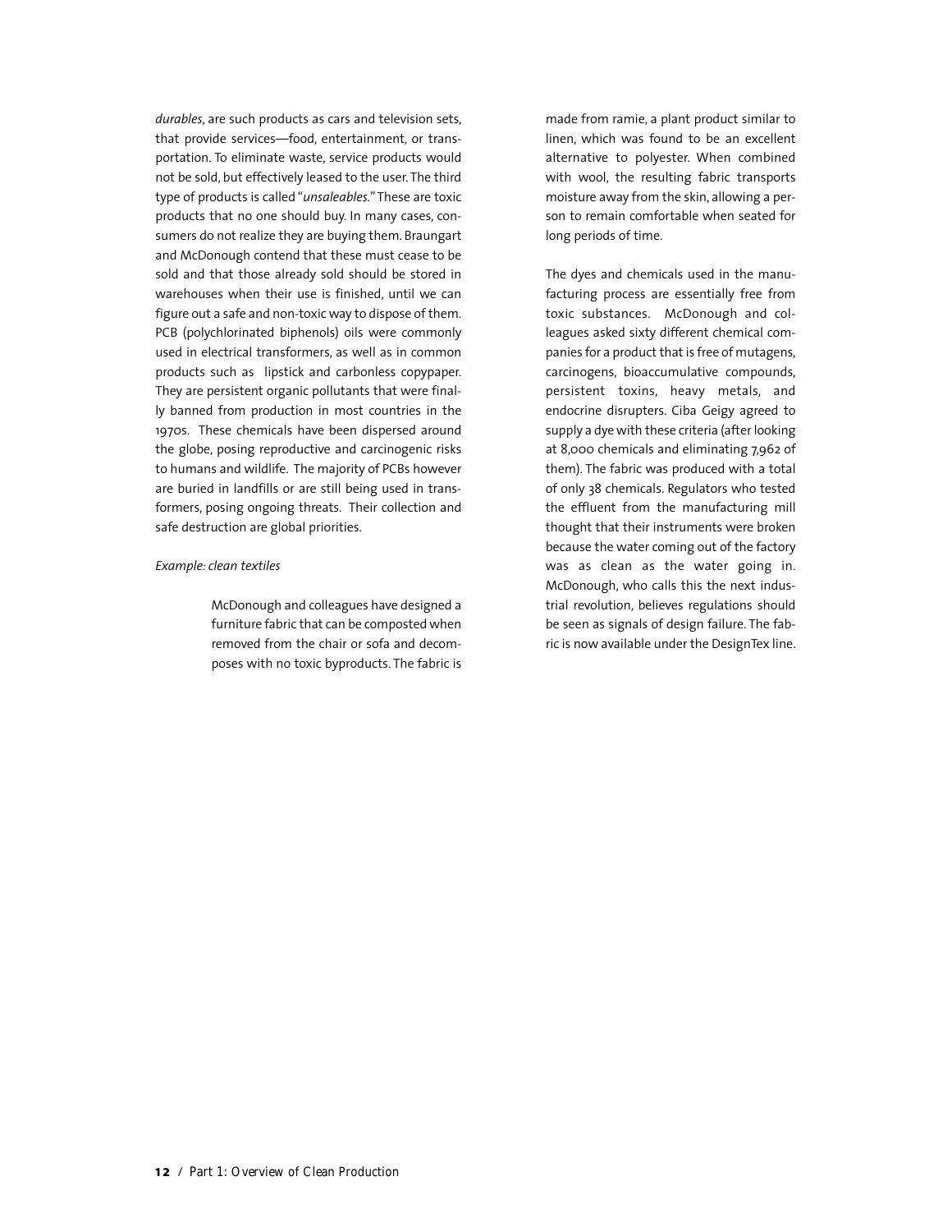*durables*, are such products as cars and television sets, that provide services—food, entertainment, or transportation. To eliminate waste, service products would not be sold, but effectively leased to the user. The third type of products is called "*unsaleables.*" These are toxic products that no one should buy. In many cases, consumers do not realize they are buying them. Braungart and McDonough contend that these must cease to be sold and that those already sold should be stored in warehouses when their use is finished, until we can figure out a safe and non-toxic way to dispose of them. PCB (polychlorinated biphenols) oils were commonly used in electrical transformers, as well as in common products such as lipstick and carbonless copypaper. They are persistent organic pollutants that were finally banned from production in most countries in the 1970s. These chemicals have been dispersed around the globe, posing reproductive and carcinogenic risks to humans and wildlife. The majority of PCBs however are buried in landfills or are still being used in transformers, posing ongoing threats. Their collection and safe destruction are global priorities.

*Example: clean textiles*

> McDonough and colleagues have designed a furniture fabric that can be composted when removed from the chair or sofa and decomposes with no toxic byproducts. The fabric is made from ramie, a plant product similar to linen, which was found to be an excellent alternative to polyester. When combined with wool, the resulting fabric transports moisture away from the skin, allowing a person to remain comfortable when seated for long periods of time.
>
> The dyes and chemicals used in the manufacturing process are essentially free from toxic substances. McDonough and colleagues asked sixty different chemical companies for a product that is free of mutagens, carcinogens, bioaccumulative compounds, persistent toxins, heavy metals, and endocrine disrupters. Ciba Geigy agreed to supply a dye with these criteria (after looking at 8,000 chemicals and eliminating 7,962 of them). The fabric was produced with a total of only 38 chemicals. Regulators who tested the effluent from the manufacturing mill thought that their instruments were broken because the water coming out of the factory was as clean as the water going in. McDonough, who calls this the next industrial revolution, believes regulations should be seen as signals of design failure. The fabric is now available under the DesignTex line.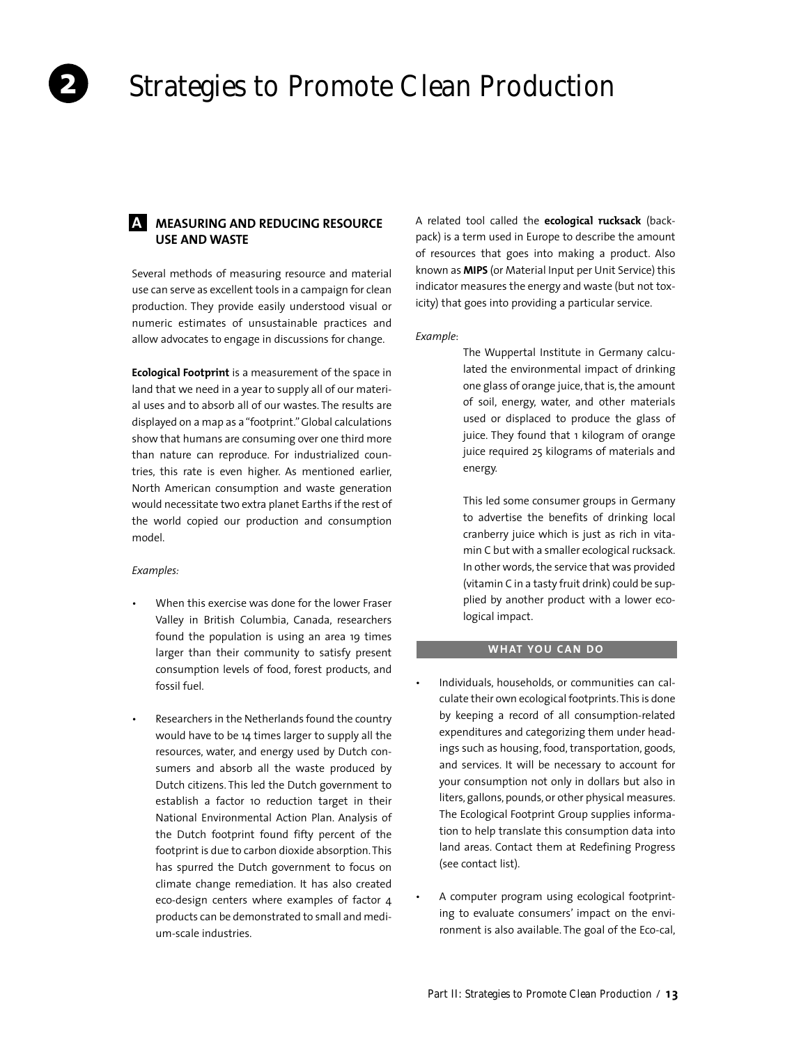# 2 Strategies to Promote Clean Production

## A MEASURING AND REDUCING RESOURCE USE AND WASTE

Several methods of measuring resource and material use can serve as excellent tools in a campaign for clean production. They provide easily understood visual or numeric estimates of unsustainable practices and allow advocates to engage in discussions for change.

**Ecological Footprint** is a measurement of the space in land that we need in a year to supply all of our material uses and to absorb all of our wastes. The results are displayed on a map as a "footprint." Global calculations show that humans are consuming over one third more than nature can reproduce. For industrialized countries, this rate is even higher. As mentioned earlier, North American consumption and waste generation would necessitate two extra planet Earths if the rest of the world copied our production and consumption model.

*Examples:*

- When this exercise was done for the lower Fraser Valley in British Columbia, Canada, researchers found the population is using an area 19 times larger than their community to satisfy present consumption levels of food, forest products, and fossil fuel.
- Researchers in the Netherlands found the country would have to be 14 times larger to supply all the resources, water, and energy used by Dutch consumers and absorb all the waste produced by Dutch citizens. This led the Dutch government to establish a factor 10 reduction target in their National Environmental Action Plan. Analysis of the Dutch footprint found fifty percent of the footprint is due to carbon dioxide absorption. This has spurred the Dutch government to focus on climate change remediation. It has also created eco-design centers where examples of factor 4 products can be demonstrated to small and medium-scale industries.

A related tool called the **ecological rucksack** (backpack) is a term used in Europe to describe the amount of resources that goes into making a product. Also known as **MIPS** (or Material Input per Unit Service) this indicator measures the energy and waste (but not toxicity) that goes into providing a particular service.

*Example*:

> The Wuppertal Institute in Germany calculated the environmental impact of drinking one glass of orange juice, that is, the amount of soil, energy, water, and other materials used or displaced to produce the glass of juice. They found that 1 kilogram of orange juice required 25 kilograms of materials and energy.
>
> This led some consumer groups in Germany to advertise the benefits of drinking local cranberry juice which is just as rich in vitamin C but with a smaller ecological rucksack. In other words, the service that was provided (vitamin C in a tasty fruit drink) could be supplied by another product with a lower ecological impact.

### WHAT YOU CAN DO

- Individuals, households, or communities can calculate their own ecological footprints. This is done by keeping a record of all consumption-related expenditures and categorizing them under headings such as housing, food, transportation, goods, and services. It will be necessary to account for your consumption not only in dollars but also in liters, gallons, pounds, or other physical measures. The Ecological Footprint Group supplies information to help translate this consumption data into land areas. Contact them at Redefining Progress (see contact list).
- A computer program using ecological footprinting to evaluate consumers' impact on the environment is also available. The goal of the Eco-cal,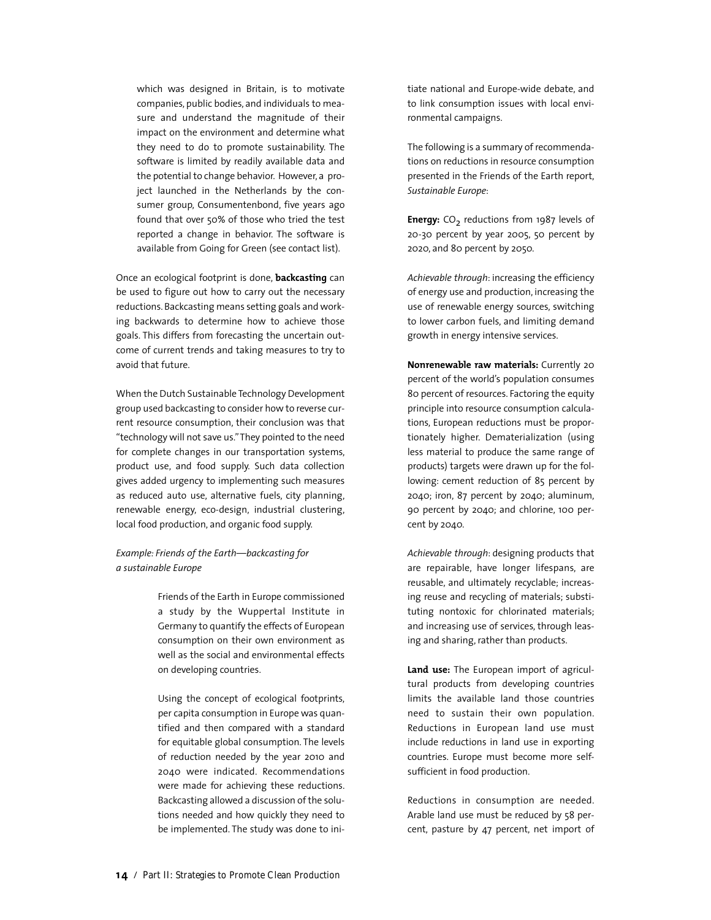which was designed in Britain, is to motivate companies, public bodies, and individuals to measure and understand the magnitude of their impact on the environment and determine what they need to do to promote sustainability. The software is limited by readily available data and the potential to change behavior. However, a project launched in the Netherlands by the consumer group, Consumentenbond, five years ago found that over 50% of those who tried the test reported a change in behavior. The software is available from Going for Green (see contact list).

Once an ecological footprint is done, **backcasting** can be used to figure out how to carry out the necessary reductions. Backcasting means setting goals and working backwards to determine how to achieve those goals. This differs from forecasting the uncertain outcome of current trends and taking measures to try to avoid that future.

When the Dutch Sustainable Technology Development group used backcasting to consider how to reverse current resource consumption, their conclusion was that "technology will not save us." They pointed to the need for complete changes in our transportation systems, product use, and food supply. Such data collection gives added urgency to implementing such measures as reduced auto use, alternative fuels, city planning, renewable energy, eco-design, industrial clustering, local food production, and organic food supply.

*Example: Friends of the Earth—backcasting for a sustainable Europe*

Friends of the Earth in Europe commissioned a study by the Wuppertal Institute in Germany to quantify the effects of European consumption on their own environment as well as the social and environmental effects on developing countries.

Using the concept of ecological footprints, per capita consumption in Europe was quantified and then compared with a standard for equitable global consumption. The levels of reduction needed by the year 2010 and 2040 were indicated. Recommendations were made for achieving these reductions. Backcasting allowed a discussion of the solutions needed and how quickly they need to be implemented. The study was done to initiate national and Europe-wide debate, and to link consumption issues with local environmental campaigns.

The following is a summary of recommendations on reductions in resource consumption presented in the Friends of the Earth report, *Sustainable Europe*:

**Energy:** $CO_2$ reductions from 1987 levels of 20-30 percent by year 2005, 50 percent by 2020, and 80 percent by 2050.

*Achievable through*: increasing the efficiency of energy use and production, increasing the use of renewable energy sources, switching to lower carbon fuels, and limiting demand growth in energy intensive services.

**Nonrenewable raw materials:** Currently 20 percent of the world's population consumes 80 percent of resources. Factoring the equity principle into resource consumption calculations, European reductions must be proportionately higher. Dematerialization (using less material to produce the same range of products) targets were drawn up for the following: cement reduction of 85 percent by 2040; iron, 87 percent by 2040; aluminum, 90 percent by 2040; and chlorine, 100 percent by 2040.

*Achievable through*: designing products that are repairable, have longer lifespans, are reusable, and ultimately recyclable; increasing reuse and recycling of materials; substituting nontoxic for chlorinated materials; and increasing use of services, through leasing and sharing, rather than products.

**Land use:** The European import of agricultural products from developing countries limits the available land those countries need to sustain their own population. Reductions in European land use must include reductions in land use in exporting countries. Europe must become more self-sufficient in food production.

Reductions in consumption are needed. Arable land use must be reduced by 58 percent, pasture by 47 percent, net import of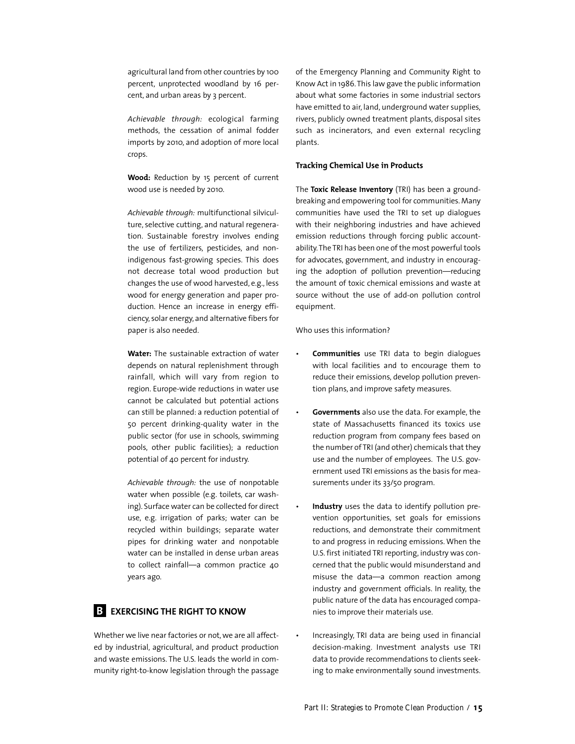agricultural land from other countries by 100 percent, unprotected woodland by 16 percent, and urban areas by 3 percent.

*Achievable through:* ecological farming methods, the cessation of animal fodder imports by 2010, and adoption of more local crops.

**Wood:** Reduction by 15 percent of current wood use is needed by 2010.

*Achievable through:* multifunctional silviculture, selective cutting, and natural regeneration. Sustainable forestry involves ending the use of fertilizers, pesticides, and non-indigenous fast-growing species. This does not decrease total wood production but changes the use of wood harvested, e.g., less wood for energy generation and paper production. Hence an increase in energy efficiency, solar energy, and alternative fibers for paper is also needed.

**Water:** The sustainable extraction of water depends on natural replenishment through rainfall, which will vary from region to region. Europe-wide reductions in water use cannot be calculated but potential actions can still be planned: a reduction potential of 50 percent drinking-quality water in the public sector (for use in schools, swimming pools, other public facilities); a reduction potential of 40 percent for industry.

*Achievable through:* the use of nonpotable water when possible (e.g. toilets, car washing). Surface water can be collected for direct use, e.g. irrigation of parks; water can be recycled within buildings; separate water pipes for drinking water and nonpotable water can be installed in dense urban areas to collect rainfall—a common practice 40 years ago.

## B EXERCISING THE RIGHT TO KNOW

Whether we live near factories or not, we are all affected by industrial, agricultural, and product production and waste emissions. The U.S. leads the world in community right-to-know legislation through the passage of the Emergency Planning and Community Right to Know Act in 1986. This law gave the public information about what some factories in some industrial sectors have emitted to air, land, underground water supplies, rivers, publicly owned treatment plants, disposal sites such as incinerators, and even external recycling plants.

### Tracking Chemical Use in Products

The **Toxic Release Inventory** (TRI) has been a groundbreaking and empowering tool for communities. Many communities have used the TRI to set up dialogues with their neighboring industries and have achieved emission reductions through forcing public accountability. The TRI has been one of the most powerful tools for advocates, government, and industry in encouraging the adoption of pollution prevention—reducing the amount of toxic chemical emissions and waste at source without the use of add-on pollution control equipment.

Who uses this information?

- **Communities** use TRI data to begin dialogues with local facilities and to encourage them to reduce their emissions, develop pollution prevention plans, and improve safety measures.
- **Governments** also use the data. For example, the state of Massachusetts financed its toxics use reduction program from company fees based on the number of TRI (and other) chemicals that they use and the number of employees. The U.S. government used TRI emissions as the basis for measurements under its 33/50 program.
- **Industry** uses the data to identify pollution prevention opportunities, set goals for emissions reductions, and demonstrate their commitment to and progress in reducing emissions. When the U.S. first initiated TRI reporting, industry was concerned that the public would misunderstand and misuse the data—a common reaction among industry and government officials. In reality, the public nature of the data has encouraged companies to improve their materials use.
- Increasingly, TRI data are being used in financial decision-making. Investment analysts use TRI data to provide recommendations to clients seeking to make environmentally sound investments.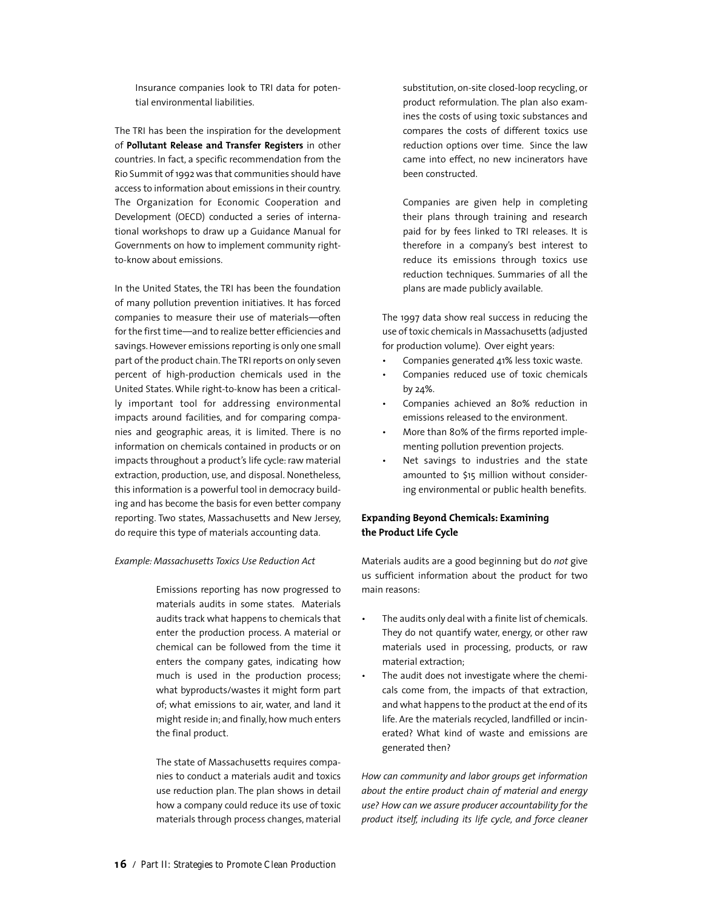Insurance companies look to TRI data for potential environmental liabilities.

The TRI has been the inspiration for the development of **Pollutant Release and Transfer Registers** in other countries. In fact, a specific recommendation from the Rio Summit of 1992 was that communities should have access to information about emissions in their country. The Organization for Economic Cooperation and Development (OECD) conducted a series of international workshops to draw up a Guidance Manual for Governments on how to implement community right-to-know about emissions.

In the United States, the TRI has been the foundation of many pollution prevention initiatives. It has forced companies to measure their use of materials—often for the first time—and to realize better efficiencies and savings. However emissions reporting is only one small part of the product chain. The TRI reports on only seven percent of high-production chemicals used in the United States. While right-to-know has been a critically important tool for addressing environmental impacts around facilities, and for comparing companies and geographic areas, it is limited. There is no information on chemicals contained in products or on impacts throughout a product's life cycle: raw material extraction, production, use, and disposal. Nonetheless, this information is a powerful tool in democracy building and has become the basis for even better company reporting. Two states, Massachusetts and New Jersey, do require this type of materials accounting data.

*Example: Massachusetts Toxics Use Reduction Act*

Emissions reporting has now progressed to materials audits in some states. Materials audits track what happens to chemicals that enter the production process. A material or chemical can be followed from the time it enters the company gates, indicating how much is used in the production process; what byproducts/wastes it might form part of; what emissions to air, water, and land it might reside in; and finally, how much enters the final product.

The state of Massachusetts requires companies to conduct a materials audit and toxics use reduction plan. The plan shows in detail how a company could reduce its use of toxic materials through process changes, material substitution, on-site closed-loop recycling, or product reformulation. The plan also examines the costs of using toxic substances and compares the costs of different toxics use reduction options over time. Since the law came into effect, no new incinerators have been constructed.

Companies are given help in completing their plans through training and research paid for by fees linked to TRI releases. It is therefore in a company's best interest to reduce its emissions through toxics use reduction techniques. Summaries of all the plans are made publicly available.

The 1997 data show real success in reducing the use of toxic chemicals in Massachusetts (adjusted for production volume). Over eight years:

- Companies generated 41% less toxic waste.
- Companies reduced use of toxic chemicals by 24%.
- Companies achieved an 80% reduction in emissions released to the environment.
- More than 80% of the firms reported implementing pollution prevention projects.
- Net savings to industries and the state amounted to $15 million without considering environmental or public health benefits.

**Expanding Beyond Chemicals: Examining the Product Life Cycle**

Materials audits are a good beginning but do *not* give us sufficient information about the product for two main reasons:

- The audits only deal with a finite list of chemicals. They do not quantify water, energy, or other raw materials used in processing, products, or raw material extraction;
- The audit does not investigate where the chemicals come from, the impacts of that extraction, and what happens to the product at the end of its life. Are the materials recycled, landfilled or incinerated? What kind of waste and emissions are generated then?

*How can community and labor groups get information about the entire product chain of material and energy use? How can we assure producer accountability for the product itself, including its life cycle, and force cleaner*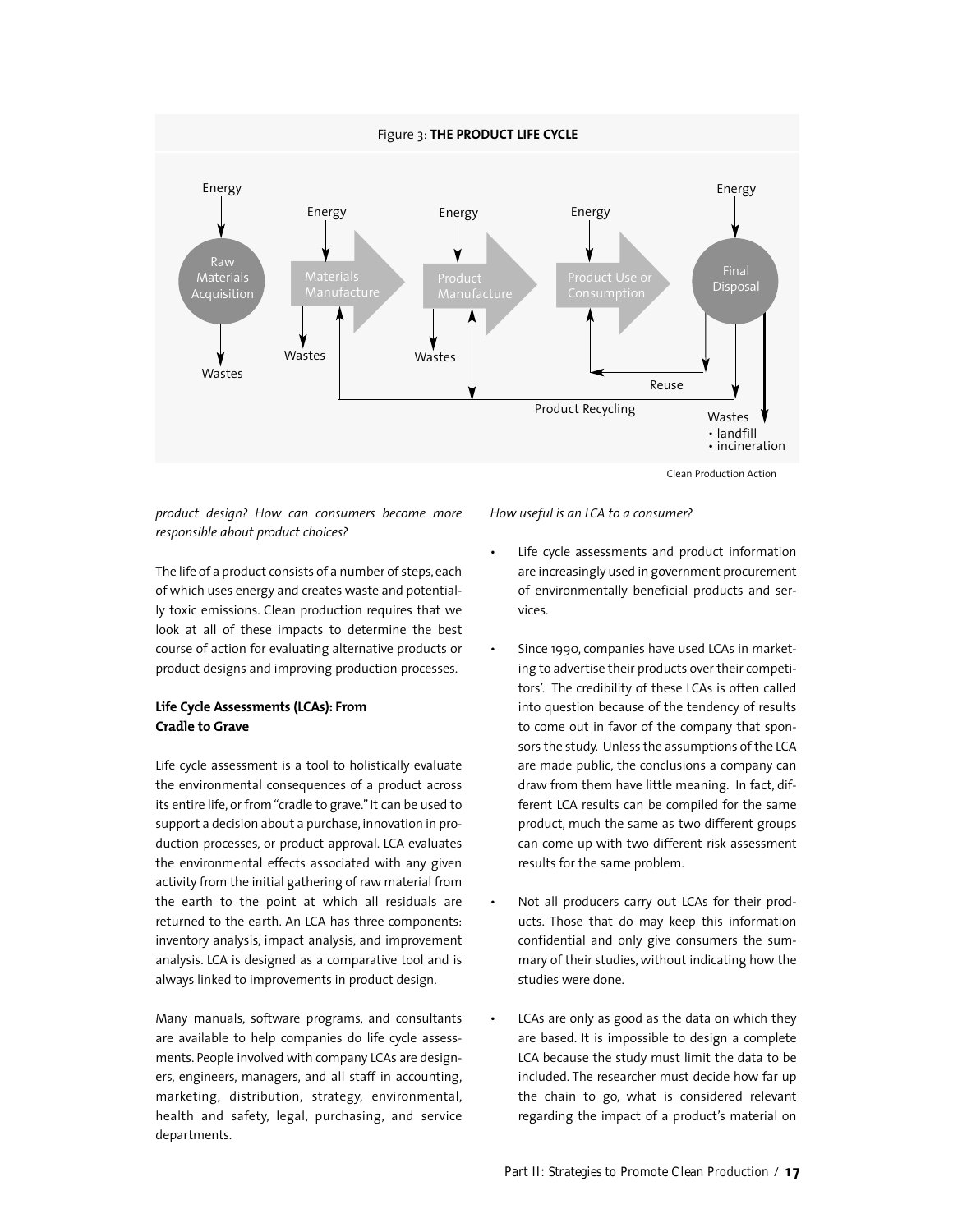Figure 3: **THE PRODUCT LIFE CYCLE**

Energy

Raw Materials Acquisition

Wastes

Energy

Materials Manufacture

Wastes

Energy

Product Manufacture

Wastes

Energy

Product Use or Consumption

Energy

Final Disposal

Reuse

Product Recycling

Wastes
• landfill
• incineration

Clean Production Action

*product design? How can consumers become more responsible about product choices?*

The life of a product consists of a number of steps, each of which uses energy and creates waste and potentially toxic emissions. Clean production requires that we look at all of these impacts to determine the best course of action for evaluating alternative products or product designs and improving production processes.

### Life Cycle Assessments (LCAs): From Cradle to Grave

Life cycle assessment is a tool to holistically evaluate the environmental consequences of a product across its entire life, or from "cradle to grave." It can be used to support a decision about a purchase, innovation in production processes, or product approval. LCA evaluates the environmental effects associated with any given activity from the initial gathering of raw material from the earth to the point at which all residuals are returned to the earth. An LCA has three components: inventory analysis, impact analysis, and improvement analysis. LCA is designed as a comparative tool and is always linked to improvements in product design.

Many manuals, software programs, and consultants are available to help companies do life cycle assessments. People involved with company LCAs are designers, engineers, managers, and all staff in accounting, marketing, distribution, strategy, environmental, health and safety, legal, purchasing, and service departments.

*How useful is an LCA to a consumer?*

- Life cycle assessments and product information are increasingly used in government procurement of environmentally beneficial products and services.
- Since 1990, companies have used LCAs in marketing to advertise their products over their competitors'. The credibility of these LCAs is often called into question because of the tendency of results to come out in favor of the company that sponsors the study. Unless the assumptions of the LCA are made public, the conclusions a company can draw from them have little meaning. In fact, different LCA results can be compiled for the same product, much the same as two different groups can come up with two different risk assessment results for the same problem.
- Not all producers carry out LCAs for their products. Those that do may keep this information confidential and only give consumers the summary of their studies, without indicating how the studies were done.
- LCAs are only as good as the data on which they are based. It is impossible to design a complete LCA because the study must limit the data to be included. The researcher must decide how far up the chain to go, what is considered relevant regarding the impact of a product's material on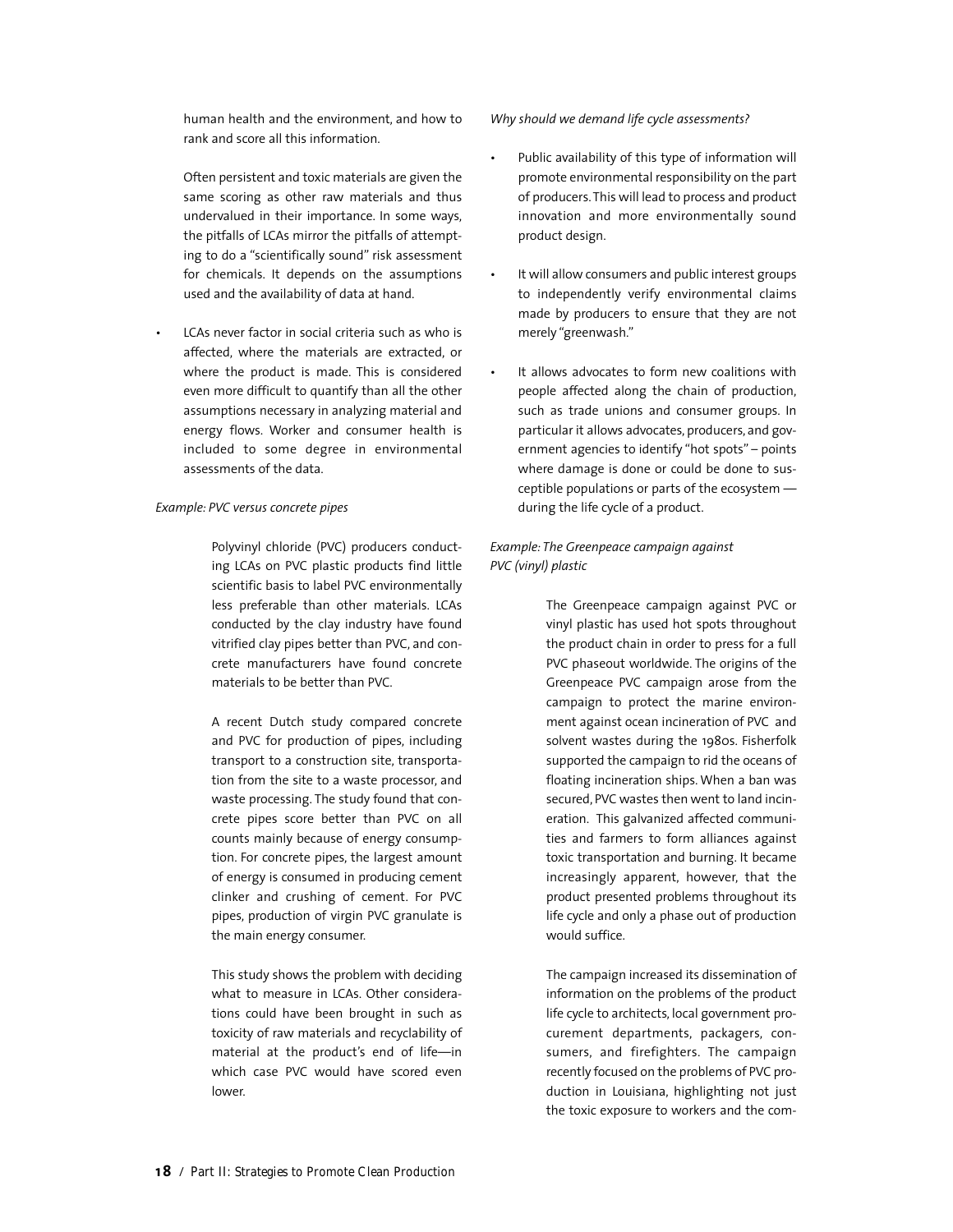human health and the environment, and how to rank and score all this information.

Often persistent and toxic materials are given the same scoring as other raw materials and thus undervalued in their importance. In some ways, the pitfalls of LCAs mirror the pitfalls of attempting to do a "scientifically sound" risk assessment for chemicals. It depends on the assumptions used and the availability of data at hand.

- LCAs never factor in social criteria such as who is affected, where the materials are extracted, or where the product is made. This is considered even more difficult to quantify than all the other assumptions necessary in analyzing material and energy flows. Worker and consumer health is included to some degree in environmental assessments of the data.

*Example: PVC versus concrete pipes*

> Polyvinyl chloride (PVC) producers conducting LCAs on PVC plastic products find little scientific basis to label PVC environmentally less preferable than other materials. LCAs conducted by the clay industry have found vitrified clay pipes better than PVC, and concrete manufacturers have found concrete materials to be better than PVC.
>
> A recent Dutch study compared concrete and PVC for production of pipes, including transport to a construction site, transportation from the site to a waste processor, and waste processing. The study found that concrete pipes score better than PVC on all counts mainly because of energy consumption. For concrete pipes, the largest amount of energy is consumed in producing cement clinker and crushing of cement. For PVC pipes, production of virgin PVC granulate is the main energy consumer.
>
> This study shows the problem with deciding what to measure in LCAs. Other considerations could have been brought in such as toxicity of raw materials and recyclability of material at the product's end of life—in which case PVC would have scored even lower.

*Why should we demand life cycle assessments?*

- Public availability of this type of information will promote environmental responsibility on the part of producers. This will lead to process and product innovation and more environmentally sound product design.
- It will allow consumers and public interest groups to independently verify environmental claims made by producers to ensure that they are not merely "greenwash."
- It allows advocates to form new coalitions with people affected along the chain of production, such as trade unions and consumer groups. In particular it allows advocates, producers, and government agencies to identify "hot spots" – points where damage is done or could be done to susceptible populations or parts of the ecosystem — during the life cycle of a product.

*Example: The Greenpeace campaign against PVC (vinyl) plastic*

> The Greenpeace campaign against PVC or vinyl plastic has used hot spots throughout the product chain in order to press for a full PVC phaseout worldwide. The origins of the Greenpeace PVC campaign arose from the campaign to protect the marine environment against ocean incineration of PVC and solvent wastes during the 1980s. Fisherfolk supported the campaign to rid the oceans of floating incineration ships. When a ban was secured, PVC wastes then went to land incineration. This galvanized affected communities and farmers to form alliances against toxic transportation and burning. It became increasingly apparent, however, that the product presented problems throughout its life cycle and only a phase out of production would suffice.
>
> The campaign increased its dissemination of information on the problems of the product life cycle to architects, local government procurement departments, packagers, consumers, and firefighters. The campaign recently focused on the problems of PVC production in Louisiana, highlighting not just the toxic exposure to workers and the com-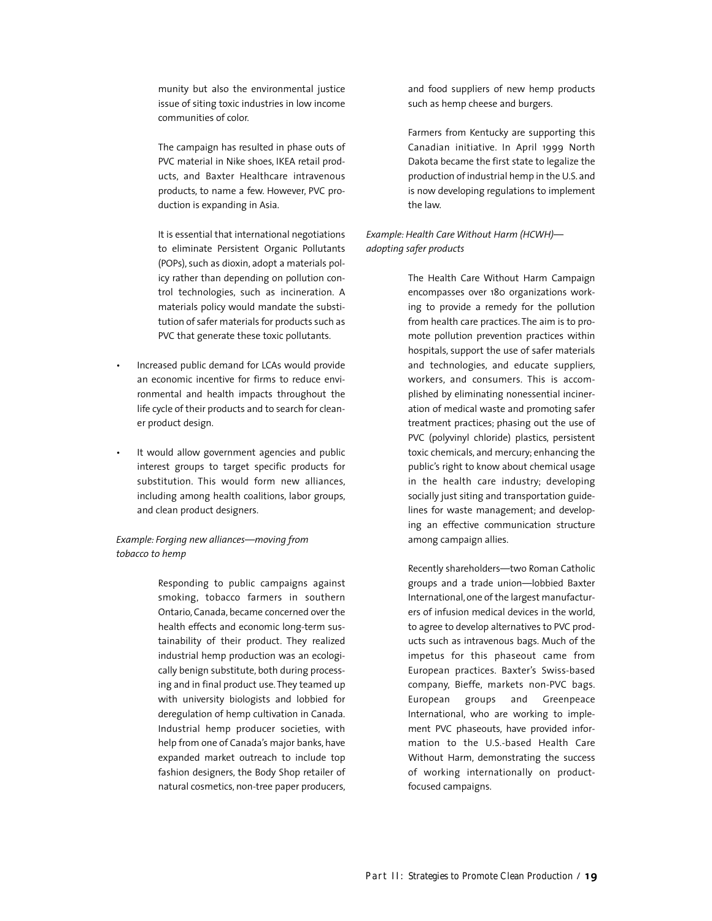munity but also the environmental justice issue of siting toxic industries in low income communities of color.

The campaign has resulted in phase outs of PVC material in Nike shoes, IKEA retail products, and Baxter Healthcare intravenous products, to name a few. However, PVC production is expanding in Asia.

It is essential that international negotiations to eliminate Persistent Organic Pollutants (POPs), such as dioxin, adopt a materials policy rather than depending on pollution control technologies, such as incineration. A materials policy would mandate the substitution of safer materials for products such as PVC that generate these toxic pollutants.

- Increased public demand for LCAs would provide an economic incentive for firms to reduce environmental and health impacts throughout the life cycle of their products and to search for cleaner product design.
- It would allow government agencies and public interest groups to target specific products for substitution. This would form new alliances, including among health coalitions, labor groups, and clean product designers.

*Example: Forging new alliances—moving from tobacco to hemp*

Responding to public campaigns against smoking, tobacco farmers in southern Ontario, Canada, became concerned over the health effects and economic long-term sustainability of their product. They realized industrial hemp production was an ecologically benign substitute, both during processing and in final product use. They teamed up with university biologists and lobbied for deregulation of hemp cultivation in Canada. Industrial hemp producer societies, with help from one of Canada's major banks, have expanded market outreach to include top fashion designers, the Body Shop retailer of natural cosmetics, non-tree paper producers, and food suppliers of new hemp products such as hemp cheese and burgers.

Farmers from Kentucky are supporting this Canadian initiative. In April 1999 North Dakota became the first state to legalize the production of industrial hemp in the U.S. and is now developing regulations to implement the law.

*Example: Health Care Without Harm (HCWH)—adopting safer products*

The Health Care Without Harm Campaign encompasses over 180 organizations working to provide a remedy for the pollution from health care practices. The aim is to promote pollution prevention practices within hospitals, support the use of safer materials and technologies, and educate suppliers, workers, and consumers. This is accomplished by eliminating nonessential incineration of medical waste and promoting safer treatment practices; phasing out the use of PVC (polyvinyl chloride) plastics, persistent toxic chemicals, and mercury; enhancing the public's right to know about chemical usage in the health care industry; developing socially just siting and transportation guidelines for waste management; and developing an effective communication structure among campaign allies.

Recently shareholders—two Roman Catholic groups and a trade union—lobbied Baxter International, one of the largest manufacturers of infusion medical devices in the world, to agree to develop alternatives to PVC products such as intravenous bags. Much of the impetus for this phaseout came from European practices. Baxter's Swiss-based company, Bieffe, markets non-PVC bags. European groups and Greenpeace International, who are working to implement PVC phaseouts, have provided information to the U.S.-based Health Care Without Harm, demonstrating the success of working internationally on product-focused campaigns.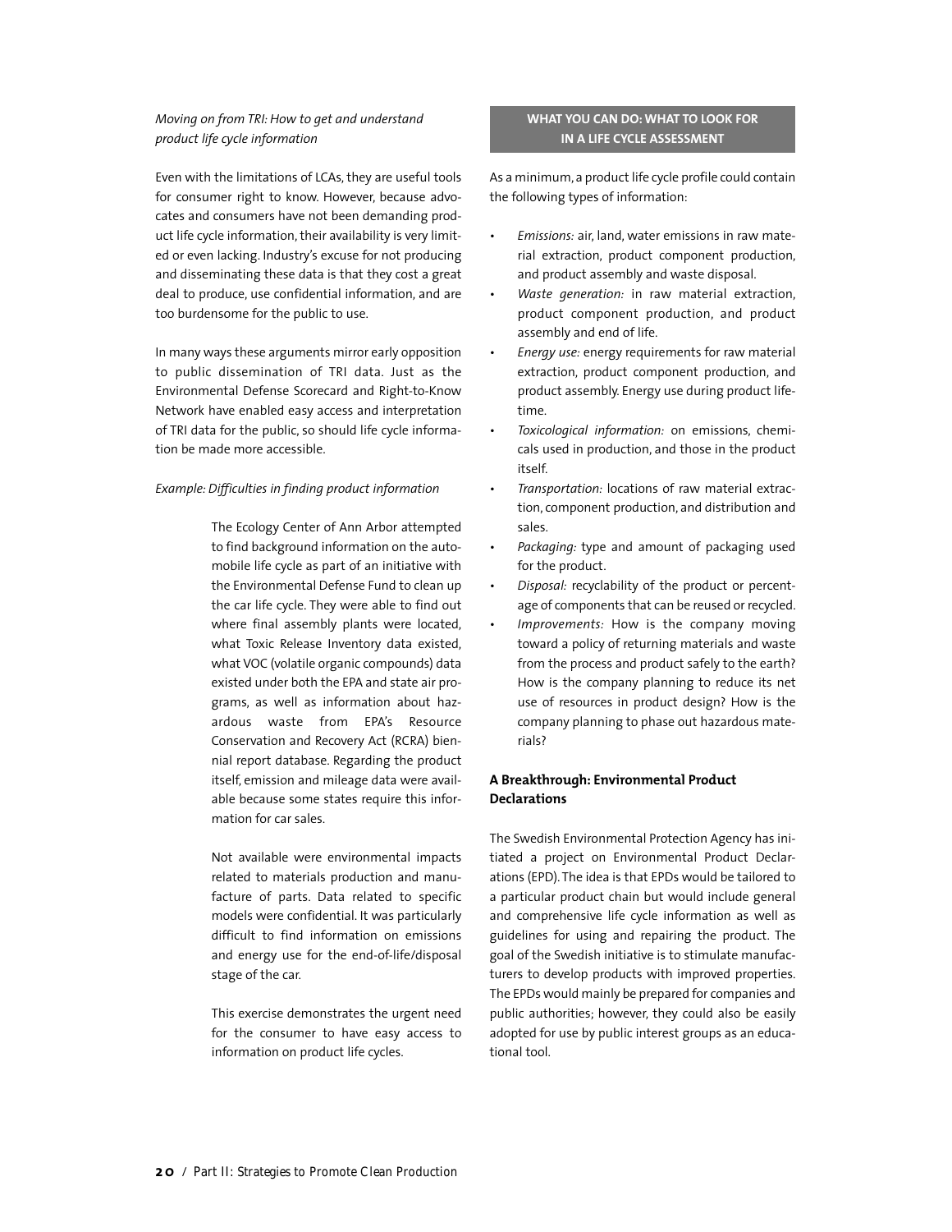*Moving on from TRI: How to get and understand product life cycle information*

Even with the limitations of LCAs, they are useful tools for consumer right to know. However, because advocates and consumers have not been demanding product life cycle information, their availability is very limited or even lacking. Industry's excuse for not producing and disseminating these data is that they cost a great deal to produce, use confidential information, and are too burdensome for the public to use.

In many ways these arguments mirror early opposition to public dissemination of TRI data. Just as the Environmental Defense Scorecard and Right-to-Know Network have enabled easy access and interpretation of TRI data for the public, so should life cycle information be made more accessible.

*Example: Difficulties in finding product information*

> The Ecology Center of Ann Arbor attempted to find background information on the automobile life cycle as part of an initiative with the Environmental Defense Fund to clean up the car life cycle. They were able to find out where final assembly plants were located, what Toxic Release Inventory data existed, what VOC (volatile organic compounds) data existed under both the EPA and state air programs, as well as information about hazardous waste from EPA's Resource Conservation and Recovery Act (RCRA) biennial report database. Regarding the product itself, emission and mileage data were available because some states require this information for car sales.
>
> Not available were environmental impacts related to materials production and manufacture of parts. Data related to specific models were confidential. It was particularly difficult to find information on emissions and energy use for the end-of-life/disposal stage of the car.
>
> This exercise demonstrates the urgent need for the consumer to have easy access to information on product life cycles.

### WHAT YOU CAN DO: WHAT TO LOOK FOR IN A LIFE CYCLE ASSESSMENT

As a minimum, a product life cycle profile could contain the following types of information:

- *Emissions:* air, land, water emissions in raw material extraction, product component production, and product assembly and waste disposal.
- *Waste generation:* in raw material extraction, product component production, and product assembly and end of life.
- *Energy use:* energy requirements for raw material extraction, product component production, and product assembly. Energy use during product lifetime.
- *Toxicological information:* on emissions, chemicals used in production, and those in the product itself.
- *Transportation:* locations of raw material extraction, component production, and distribution and sales.
- *Packaging:* type and amount of packaging used for the product.
- *Disposal:* recyclability of the product or percentage of components that can be reused or recycled.
- *Improvements:* How is the company moving toward a policy of returning materials and waste from the process and product safely to the earth? How is the company planning to reduce its net use of resources in product design? How is the company planning to phase out hazardous materials?

### A Breakthrough: Environmental Product Declarations

The Swedish Environmental Protection Agency has initiated a project on Environmental Product Declarations (EPD). The idea is that EPDs would be tailored to a particular product chain but would include general and comprehensive life cycle information as well as guidelines for using and repairing the product. The goal of the Swedish initiative is to stimulate manufacturers to develop products with improved properties. The EPDs would mainly be prepared for companies and public authorities; however, they could also be easily adopted for use by public interest groups as an educational tool.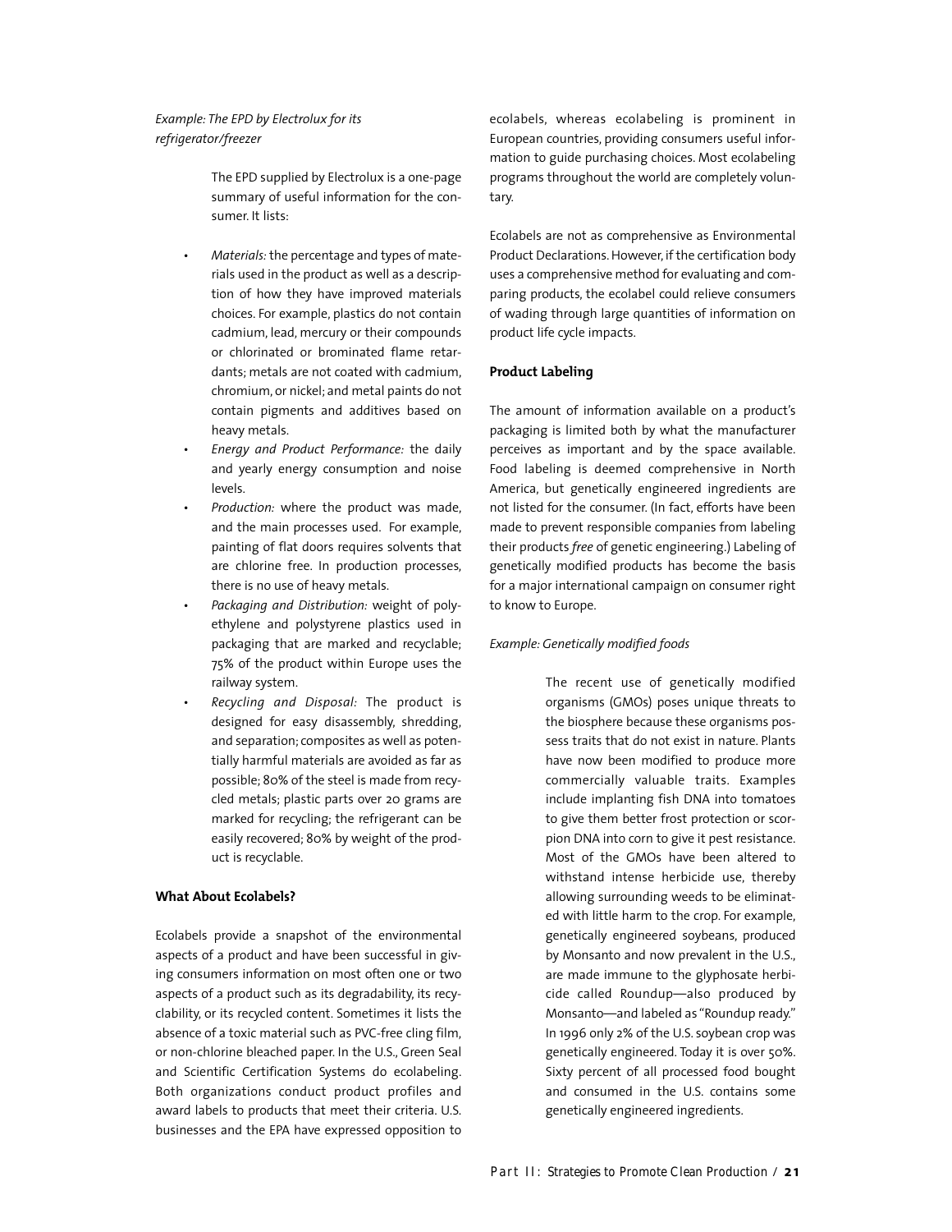*Example: The EPD by Electrolux for its refrigerator/freezer*

The EPD supplied by Electrolux is a one-page summary of useful information for the consumer. It lists:

- *Materials:* the percentage and types of materials used in the product as well as a description of how they have improved materials choices. For example, plastics do not contain cadmium, lead, mercury or their compounds or chlorinated or brominated flame retardants; metals are not coated with cadmium, chromium, or nickel; and metal paints do not contain pigments and additives based on heavy metals.
- *Energy and Product Performance:* the daily and yearly energy consumption and noise levels.
- *Production:* where the product was made, and the main processes used. For example, painting of flat doors requires solvents that are chlorine free. In production processes, there is no use of heavy metals.
- *Packaging and Distribution:* weight of polyethylene and polystyrene plastics used in packaging that are marked and recyclable; 75% of the product within Europe uses the railway system.
- *Recycling and Disposal:* The product is designed for easy disassembly, shredding, and separation; composites as well as potentially harmful materials are avoided as far as possible; 80% of the steel is made from recycled metals; plastic parts over 20 grams are marked for recycling; the refrigerant can be easily recovered; 80% by weight of the product is recyclable.

**What About Ecolabels?**

Ecolabels provide a snapshot of the environmental aspects of a product and have been successful in giving consumers information on most often one or two aspects of a product such as its degradability, its recyclability, or its recycled content. Sometimes it lists the absence of a toxic material such as PVC-free cling film, or non-chlorine bleached paper. In the U.S., Green Seal and Scientific Certification Systems do ecolabeling. Both organizations conduct product profiles and award labels to products that meet their criteria. U.S. businesses and the EPA have expressed opposition to ecolabels, whereas ecolabeling is prominent in European countries, providing consumers useful information to guide purchasing choices. Most ecolabeling programs throughout the world are completely voluntary.

Ecolabels are not as comprehensive as Environmental Product Declarations. However, if the certification body uses a comprehensive method for evaluating and comparing products, the ecolabel could relieve consumers of wading through large quantities of information on product life cycle impacts.

**Product Labeling**

The amount of information available on a product's packaging is limited both by what the manufacturer perceives as important and by the space available. Food labeling is deemed comprehensive in North America, but genetically engineered ingredients are not listed for the consumer. (In fact, efforts have been made to prevent responsible companies from labeling their products *free* of genetic engineering.) Labeling of genetically modified products has become the basis for a major international campaign on consumer right to know to Europe.

*Example: Genetically modified foods*

The recent use of genetically modified organisms (GMOs) poses unique threats to the biosphere because these organisms possess traits that do not exist in nature. Plants have now been modified to produce more commercially valuable traits. Examples include implanting fish DNA into tomatoes to give them better frost protection or scorpion DNA into corn to give it pest resistance. Most of the GMOs have been altered to withstand intense herbicide use, thereby allowing surrounding weeds to be eliminated with little harm to the crop. For example, genetically engineered soybeans, produced by Monsanto and now prevalent in the U.S., are made immune to the glyphosate herbicide called Roundup—also produced by Monsanto—and labeled as "Roundup ready." In 1996 only 2% of the U.S. soybean crop was genetically engineered. Today it is over 50%. Sixty percent of all processed food bought and consumed in the U.S. contains some genetically engineered ingredients.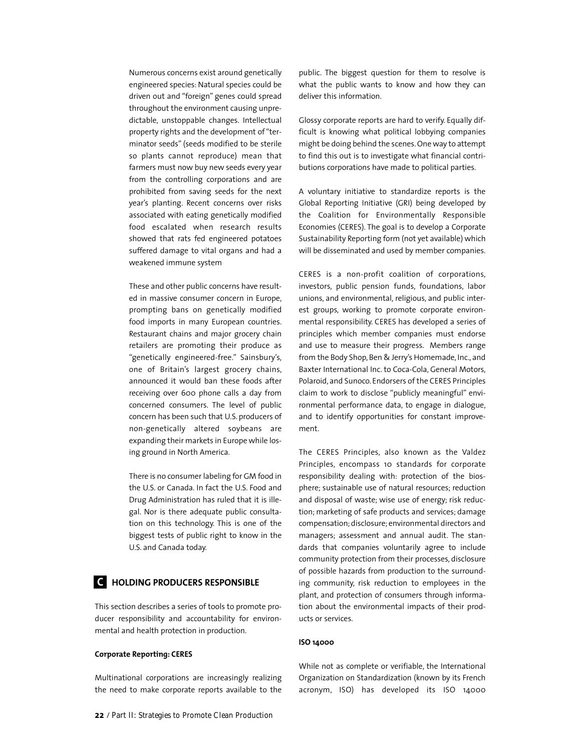Numerous concerns exist around genetically engineered species: Natural species could be driven out and "foreign" genes could spread throughout the environment causing unpredictable, unstoppable changes. Intellectual property rights and the development of "terminator seeds" (seeds modified to be sterile so plants cannot reproduce) mean that farmers must now buy new seeds every year from the controlling corporations and are prohibited from saving seeds for the next year's planting. Recent concerns over risks associated with eating genetically modified food escalated when research results showed that rats fed engineered potatoes suffered damage to vital organs and had a weakened immune system

These and other public concerns have resulted in massive consumer concern in Europe, prompting bans on genetically modified food imports in many European countries. Restaurant chains and major grocery chain retailers are promoting their produce as "genetically engineered-free." Sainsbury's, one of Britain's largest grocery chains, announced it would ban these foods after receiving over 600 phone calls a day from concerned consumers. The level of public concern has been such that U.S. producers of non-genetically altered soybeans are expanding their markets in Europe while losing ground in North America.

There is no consumer labeling for GM food in the U.S. or Canada. In fact the U.S. Food and Drug Administration has ruled that it is illegal. Nor is there adequate public consultation on this technology. This is one of the biggest tests of public right to know in the U.S. and Canada today.

## C HOLDING PRODUCERS RESPONSIBLE

This section describes a series of tools to promote producer responsibility and accountability for environmental and health protection in production.

**Corporate Reporting: CERES**

Multinational corporations are increasingly realizing the need to make corporate reports available to the public. The biggest question for them to resolve is what the public wants to know and how they can deliver this information.

Glossy corporate reports are hard to verify. Equally difficult is knowing what political lobbying companies might be doing behind the scenes. One way to attempt to find this out is to investigate what financial contributions corporations have made to political parties.

A voluntary initiative to standardize reports is the Global Reporting Initiative (GRI) being developed by the Coalition for Environmentally Responsible Economies (CERES). The goal is to develop a Corporate Sustainability Reporting form (not yet available) which will be disseminated and used by member companies.

CERES is a non-profit coalition of corporations, investors, public pension funds, foundations, labor unions, and environmental, religious, and public interest groups, working to promote corporate environmental responsibility. CERES has developed a series of principles which member companies must endorse and use to measure their progress. Members range from the Body Shop, Ben & Jerry's Homemade, Inc., and Baxter International Inc. to Coca-Cola, General Motors, Polaroid, and Sunoco. Endorsers of the CERES Principles claim to work to disclose "publicly meaningful" environmental performance data, to engage in dialogue, and to identify opportunities for constant improvement.

The CERES Principles, also known as the Valdez Principles, encompass 10 standards for corporate responsibility dealing with: protection of the biosphere; sustainable use of natural resources; reduction and disposal of waste; wise use of energy; risk reduction; marketing of safe products and services; damage compensation; disclosure; environmental directors and managers; assessment and annual audit. The standards that companies voluntarily agree to include community protection from their processes, disclosure of possible hazards from production to the surrounding community, risk reduction to employees in the plant, and protection of consumers through information about the environmental impacts of their products or services.

**ISO 14000**

While not as complete or verifiable, the International Organization on Standardization (known by its French acronym, ISO) has developed its ISO 14000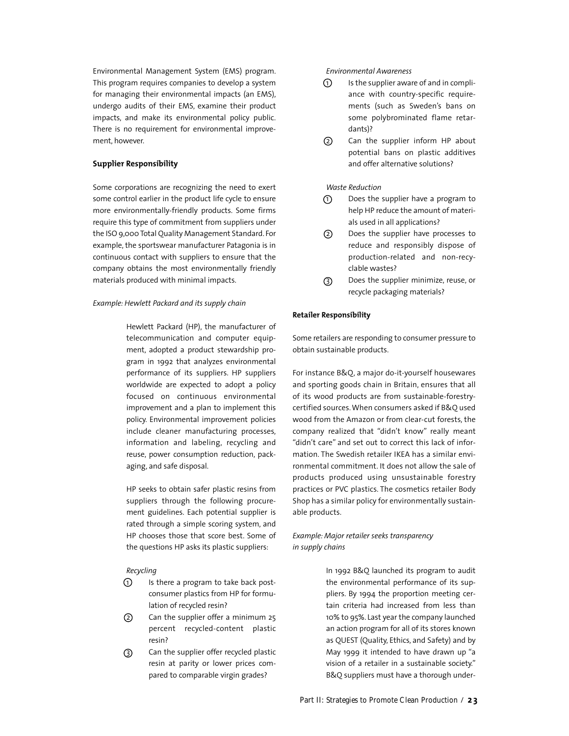Environmental Management System (EMS) program. This program requires companies to develop a system for managing their environmental impacts (an EMS), undergo audits of their EMS, examine their product impacts, and make its environmental policy public. There is no requirement for environmental improvement, however.

### Supplier Responsibility

Some corporations are recognizing the need to exert some control earlier in the product life cycle to ensure more environmentally-friendly products. Some firms require this type of commitment from suppliers under the ISO 9,000 Total Quality Management Standard. For example, the sportswear manufacturer Patagonia is in continuous contact with suppliers to ensure that the company obtains the most environmentally friendly materials produced with minimal impacts.

*Example: Hewlett Packard and its supply chain*

> Hewlett Packard (HP), the manufacturer of telecommunication and computer equipment, adopted a product stewardship program in 1992 that analyzes environmental performance of its suppliers. HP suppliers worldwide are expected to adopt a policy focused on continuous environmental improvement and a plan to implement this policy. Environmental improvement policies include cleaner manufacturing processes, information and labeling, recycling and reuse, power consumption reduction, packaging, and safe disposal.
>
> HP seeks to obtain safer plastic resins from suppliers through the following procurement guidelines. Each potential supplier is rated through a simple scoring system, and HP chooses those that score best. Some of the questions HP asks its plastic suppliers:
>
> *Recycling*
>
> 1. Is there a program to take back post-consumer plastics from HP for formulation of recycled resin?
> 2. Can the supplier offer a minimum 25 percent recycled-content plastic resin?
> 3. Can the supplier offer recycled plastic resin at parity or lower prices compared to comparable virgin grades?
>
> *Environmental Awareness*
>
> 1. Is the supplier aware of and in compliance with country-specific requirements (such as Sweden's bans on some polybrominated flame retardants)?
> 2. Can the supplier inform HP about potential bans on plastic additives and offer alternative solutions?
>
> *Waste Reduction*
>
> 1. Does the supplier have a program to help HP reduce the amount of materials used in all applications?
> 2. Does the supplier have processes to reduce and responsibly dispose of production-related and non-recyclable wastes?
> 3. Does the supplier minimize, reuse, or recycle packaging materials?

### Retailer Responsibility

Some retailers are responding to consumer pressure to obtain sustainable products.

For instance B&Q, a major do-it-yourself housewares and sporting goods chain in Britain, ensures that all of its wood products are from sustainable-forestry-certified sources. When consumers asked if B&Q used wood from the Amazon or from clear-cut forests, the company realized that "didn't know" really meant "didn't care" and set out to correct this lack of information. The Swedish retailer IKEA has a similar environmental commitment. It does not allow the sale of products produced using unsustainable forestry practices or PVC plastics. The cosmetics retailer Body Shop has a similar policy for environmentally sustainable products.

*Example: Major retailer seeks transparency in supply chains*

> In 1992 B&Q launched its program to audit the environmental performance of its suppliers. By 1994 the proportion meeting certain criteria had increased from less than 10% to 95%. Last year the company launched an action program for all of its stores known as QUEST (Quality, Ethics, and Safety) and by May 1999 it intended to have drawn up "a vision of a retailer in a sustainable society." B&Q suppliers must have a thorough under-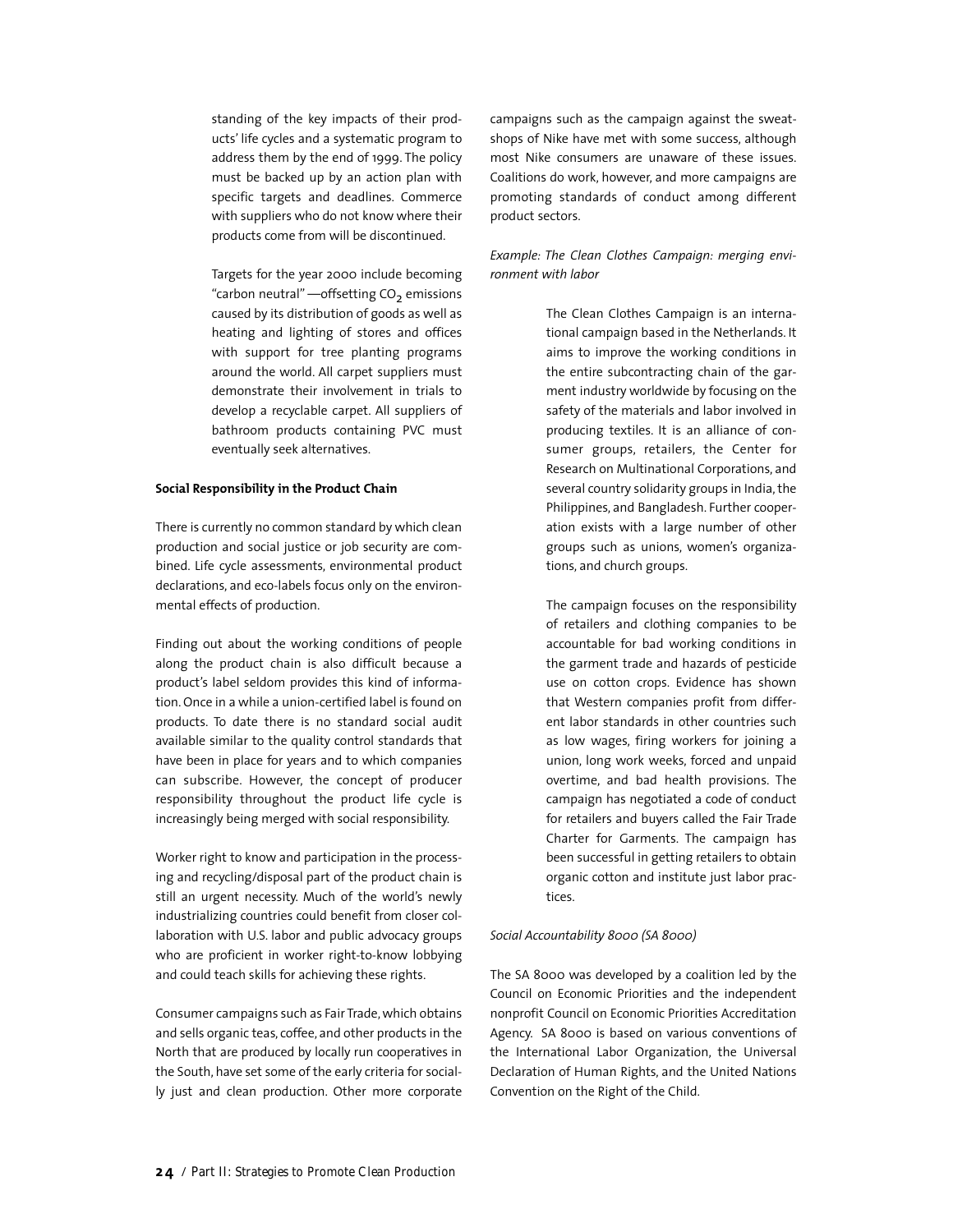standing of the key impacts of their products' life cycles and a systematic program to address them by the end of 1999. The policy must be backed up by an action plan with specific targets and deadlines. Commerce with suppliers who do not know where their products come from will be discontinued.

Targets for the year 2000 include becoming "carbon neutral" —offsetting $CO_2$ emissions caused by its distribution of goods as well as heating and lighting of stores and offices with support for tree planting programs around the world. All carpet suppliers must demonstrate their involvement in trials to develop a recyclable carpet. All suppliers of bathroom products containing PVC must eventually seek alternatives.

**Social Responsibility in the Product Chain**

There is currently no common standard by which clean production and social justice or job security are combined. Life cycle assessments, environmental product declarations, and eco-labels focus only on the environmental effects of production.

Finding out about the working conditions of people along the product chain is also difficult because a product's label seldom provides this kind of information. Once in a while a union-certified label is found on products. To date there is no standard social audit available similar to the quality control standards that have been in place for years and to which companies can subscribe. However, the concept of producer responsibility throughout the product life cycle is increasingly being merged with social responsibility.

Worker right to know and participation in the processing and recycling/disposal part of the product chain is still an urgent necessity. Much of the world's newly industrializing countries could benefit from closer collaboration with U.S. labor and public advocacy groups who are proficient in worker right-to-know lobbying and could teach skills for achieving these rights.

Consumer campaigns such as Fair Trade, which obtains and sells organic teas, coffee, and other products in the North that are produced by locally run cooperatives in the South, have set some of the early criteria for socially just and clean production. Other more corporate campaigns such as the campaign against the sweatshops of Nike have met with some success, although most Nike consumers are unaware of these issues. Coalitions do work, however, and more campaigns are promoting standards of conduct among different product sectors.

*Example: The Clean Clothes Campaign: merging environment with labor*

The Clean Clothes Campaign is an international campaign based in the Netherlands. It aims to improve the working conditions in the entire subcontracting chain of the garment industry worldwide by focusing on the safety of the materials and labor involved in producing textiles. It is an alliance of consumer groups, retailers, the Center for Research on Multinational Corporations, and several country solidarity groups in India, the Philippines, and Bangladesh. Further cooperation exists with a large number of other groups such as unions, women's organizations, and church groups.

The campaign focuses on the responsibility of retailers and clothing companies to be accountable for bad working conditions in the garment trade and hazards of pesticide use on cotton crops. Evidence has shown that Western companies profit from different labor standards in other countries such as low wages, firing workers for joining a union, long work weeks, forced and unpaid overtime, and bad health provisions. The campaign has negotiated a code of conduct for retailers and buyers called the Fair Trade Charter for Garments. The campaign has been successful in getting retailers to obtain organic cotton and institute just labor practices.

*Social Accountability 8000 (SA 8000)*

The SA 8000 was developed by a coalition led by the Council on Economic Priorities and the independent nonprofit Council on Economic Priorities Accreditation Agency. SA 8000 is based on various conventions of the International Labor Organization, the Universal Declaration of Human Rights, and the United Nations Convention on the Right of the Child.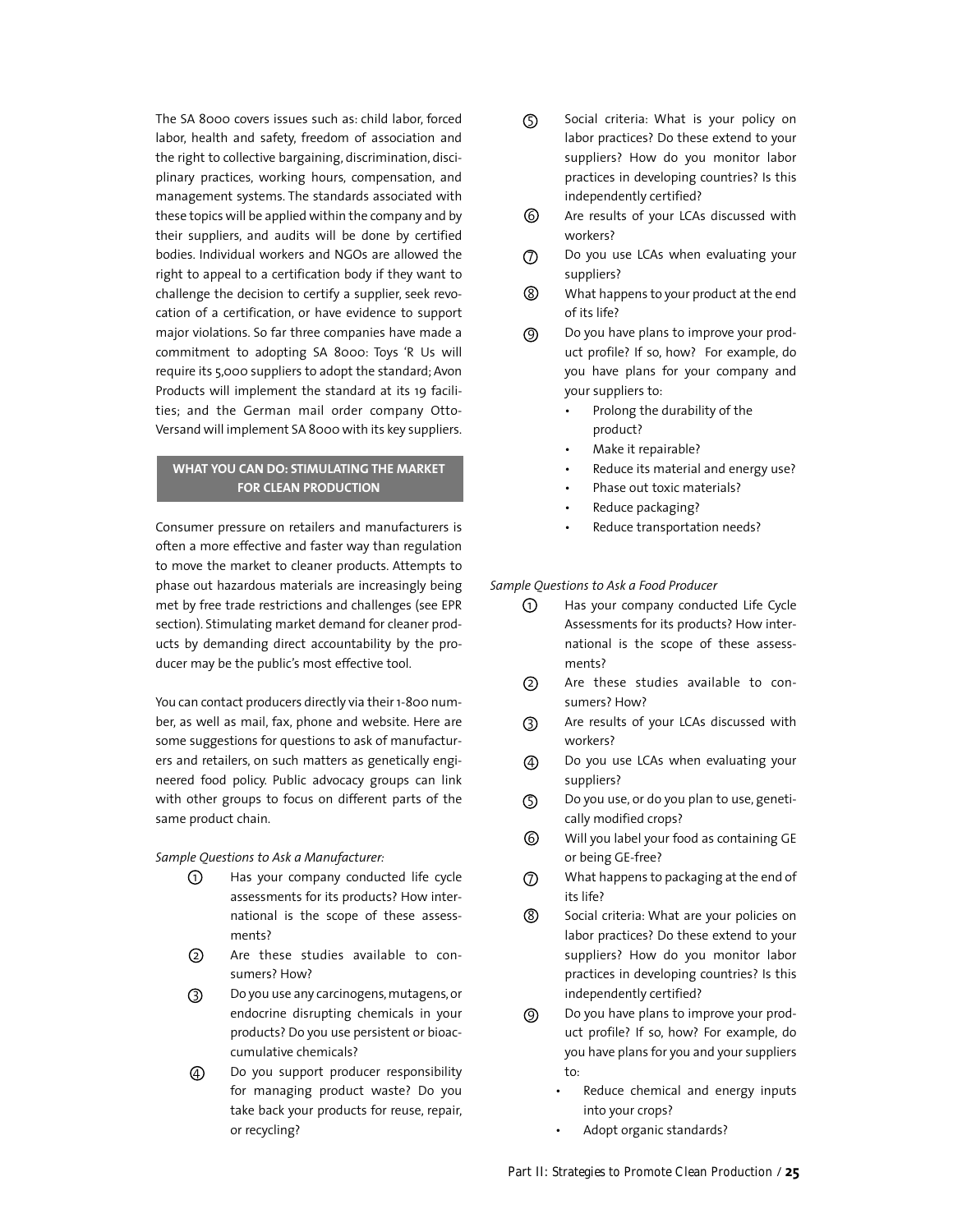The SA 8000 covers issues such as: child labor, forced labor, health and safety, freedom of association and the right to collective bargaining, discrimination, disciplinary practices, working hours, compensation, and management systems. The standards associated with these topics will be applied within the company and by their suppliers, and audits will be done by certified bodies. Individual workers and NGOs are allowed the right to appeal to a certification body if they want to challenge the decision to certify a supplier, seek revocation of a certification, or have evidence to support major violations. So far three companies have made a commitment to adopting SA 8000: Toys 'R Us will require its 5,000 suppliers to adopt the standard; Avon Products will implement the standard at its 19 facilities; and the German mail order company Otto-Versand will implement SA 8000 with its key suppliers.

## WHAT YOU CAN DO: STIMULATING THE MARKET FOR CLEAN PRODUCTION

Consumer pressure on retailers and manufacturers is often a more effective and faster way than regulation to move the market to cleaner products. Attempts to phase out hazardous materials are increasingly being met by free trade restrictions and challenges (see EPR section). Stimulating market demand for cleaner products by demanding direct accountability by the producer may be the public's most effective tool.

You can contact producers directly via their 1-800 number, as well as mail, fax, phone and website. Here are some suggestions for questions to ask of manufacturers and retailers, on such matters as genetically engineered food policy. Public advocacy groups can link with other groups to focus on different parts of the same product chain.

*Sample Questions to Ask a Manufacturer:*

1. Has your company conducted life cycle assessments for its products? How international is the scope of these assessments?
2. Are these studies available to consumers? How?
3. Do you use any carcinogens, mutagens, or endocrine disrupting chemicals in your products? Do you use persistent or bioaccumulative chemicals?
4. Do you support producer responsibility for managing product waste? Do you take back your products for reuse, repair, or recycling?
5. Social criteria: What is your policy on labor practices? Do these extend to your suppliers? How do you monitor labor practices in developing countries? Is this independently certified?
6. Are results of your LCAs discussed with workers?
7. Do you use LCAs when evaluating your suppliers?
8. What happens to your product at the end of its life?
9. Do you have plans to improve your product profile? If so, how? For example, do you have plans for your company and your suppliers to:
   - Prolong the durability of the product?
   - Make it repairable?
   - Reduce its material and energy use?
   - Phase out toxic materials?
   - Reduce packaging?
   - Reduce transportation needs?

*Sample Questions to Ask a Food Producer*

1. Has your company conducted Life Cycle Assessments for its products? How international is the scope of these assessments?
2. Are these studies available to consumers? How?
3. Are results of your LCAs discussed with workers?
4. Do you use LCAs when evaluating your suppliers?
5. Do you use, or do you plan to use, genetically modified crops?
6. Will you label your food as containing GE or being GE-free?
7. What happens to packaging at the end of its life?
8. Social criteria: What are your policies on labor practices? Do these extend to your suppliers? How do you monitor labor practices in developing countries? Is this independently certified?
9. Do you have plans to improve your product profile? If so, how? For example, do you have plans for you and your suppliers to:
   - Reduce chemical and energy inputs into your crops?
   - Adopt organic standards?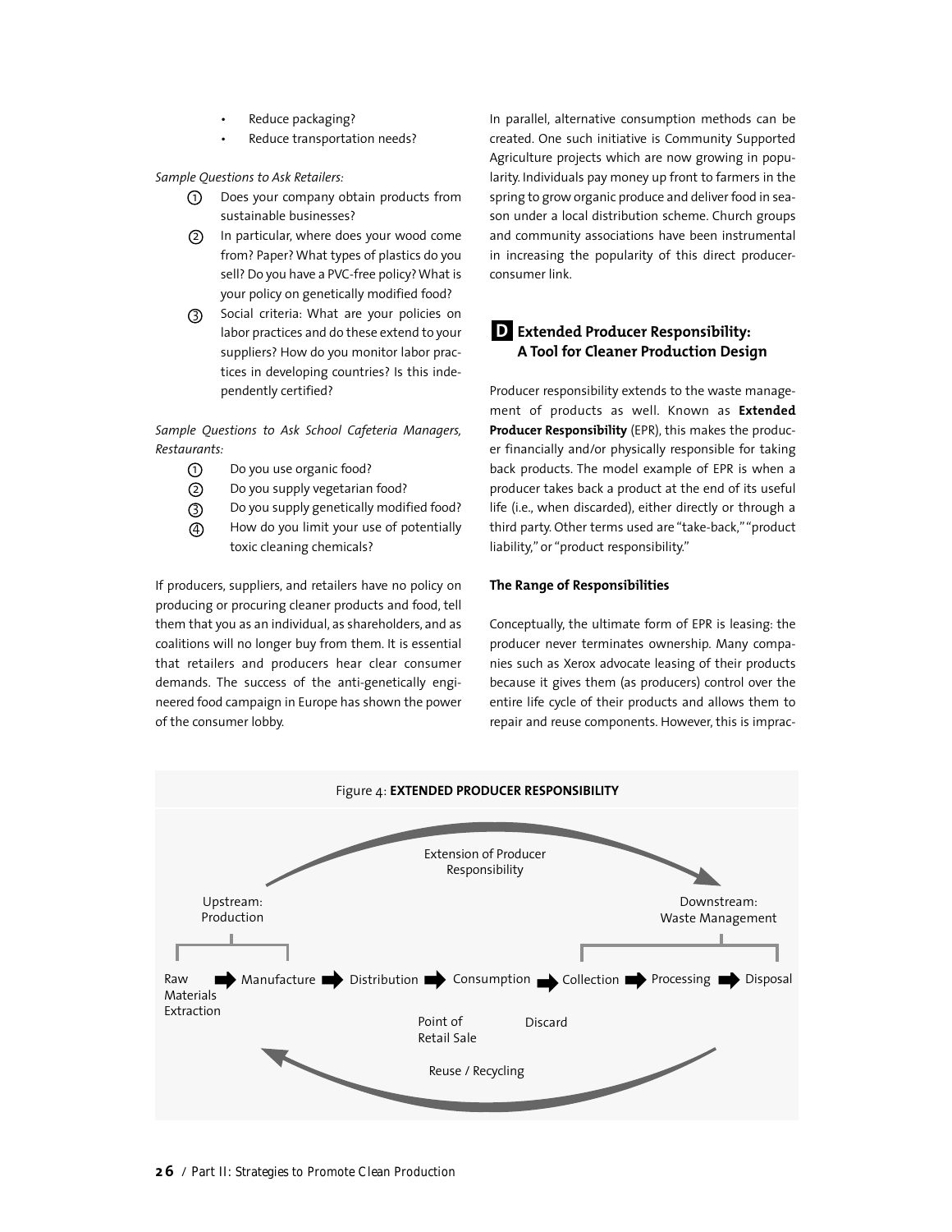- Reduce packaging?
- Reduce transportation needs?

*Sample Questions to Ask Retailers:*

1. Does your company obtain products from sustainable businesses?
2. In particular, where does your wood come from? Paper? What types of plastics do you sell? Do you have a PVC-free policy? What is your policy on genetically modified food?
3. Social criteria: What are your policies on labor practices and do these extend to your suppliers? How do you monitor labor practices in developing countries? Is this independently certified?

*Sample Questions to Ask School Cafeteria Managers, Restaurants:*

1. Do you use organic food?
2. Do you supply vegetarian food?
3. Do you supply genetically modified food?
4. How do you limit your use of potentially toxic cleaning chemicals?

If producers, suppliers, and retailers have no policy on producing or procuring cleaner products and food, tell them that you as an individual, as shareholders, and as coalitions will no longer buy from them. It is essential that retailers and producers hear clear consumer demands. The success of the anti-genetically engineered food campaign in Europe has shown the power of the consumer lobby.

In parallel, alternative consumption methods can be created. One such initiative is Community Supported Agriculture projects which are now growing in popularity. Individuals pay money up front to farmers in the spring to grow organic produce and deliver food in season under a local distribution scheme. Church groups and community associations have been instrumental in increasing the popularity of this direct producer-consumer link.

## D Extended Producer Responsibility: A Tool for Cleaner Production Design

Producer responsibility extends to the waste management of products as well. Known as **Extended Producer Responsibility** (EPR), this makes the producer financially and/or physically responsible for taking back products. The model example of EPR is when a producer takes back a product at the end of its useful life (i.e., when discarded), either directly or through a third party. Other terms used are "take-back," "product liability," or "product responsibility."

### The Range of Responsibilities

Conceptually, the ultimate form of EPR is leasing: the producer never terminates ownership. Many companies such as Xerox advocate leasing of their products because it gives them (as producers) control over the entire life cycle of their products and allows them to repair and reuse components. However, this is imprac-

Figure 4: **EXTENDED PRODUCER RESPONSIBILITY**

Extension of Producer Responsibility

Upstream: Production — Downstream: Waste Management

Raw Materials Extraction → Manufacture → Distribution → Consumption → Collection → Processing → Disposal

Point of Retail Sale — Discard

Reuse / Recycling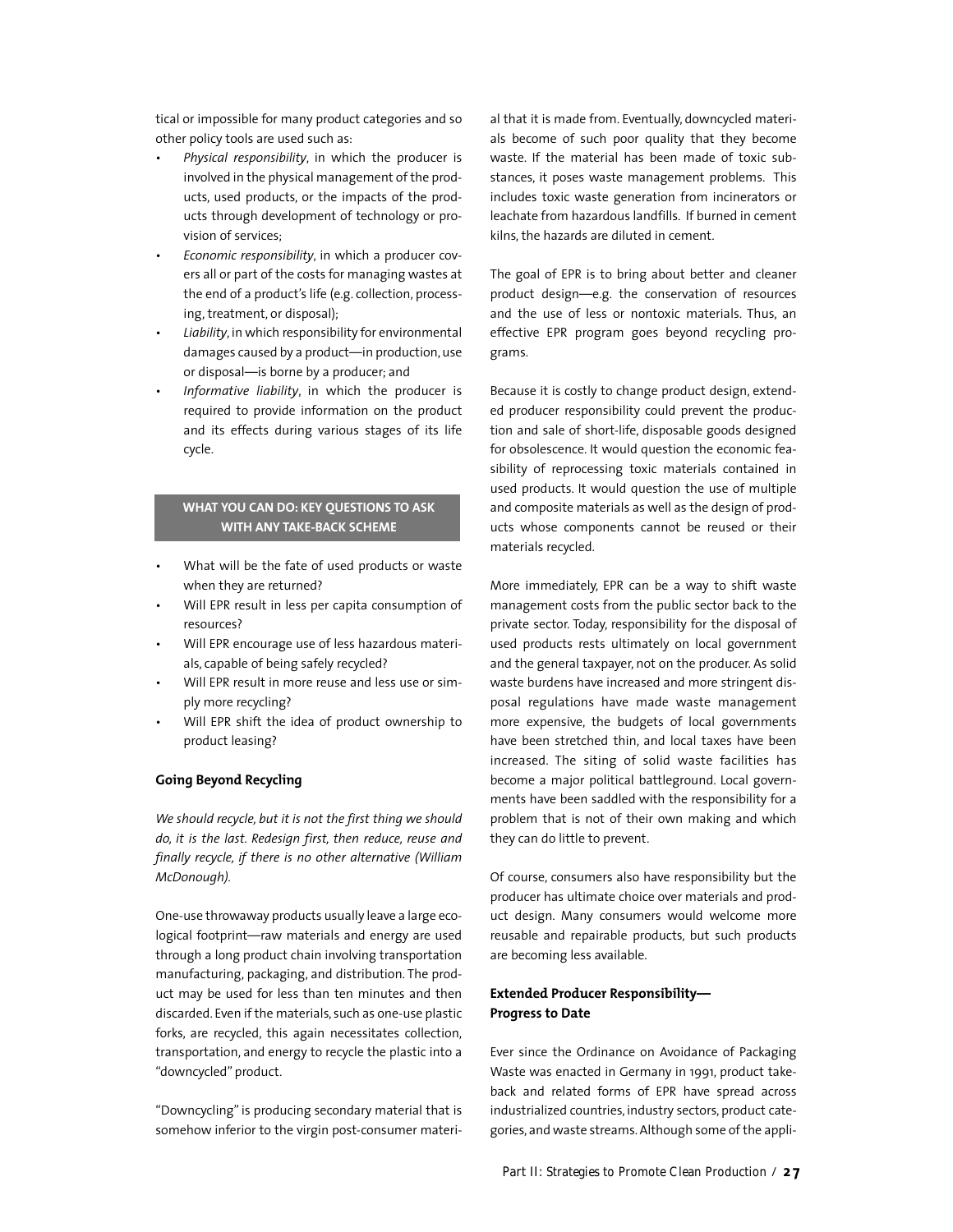tical or impossible for many product categories and so other policy tools are used such as:

- *Physical responsibility*, in which the producer is involved in the physical management of the products, used products, or the impacts of the products through development of technology or provision of services;
- *Economic responsibility*, in which a producer covers all or part of the costs for managing wastes at the end of a product's life (e.g. collection, processing, treatment, or disposal);
- *Liability*, in which responsibility for environmental damages caused by a product—in production, use or disposal—is borne by a producer; and
- *Informative liability*, in which the producer is required to provide information on the product and its effects during various stages of its life cycle.

**WHAT YOU CAN DO: KEY QUESTIONS TO ASK WITH ANY TAKE-BACK SCHEME**

- What will be the fate of used products or waste when they are returned?
- Will EPR result in less per capita consumption of resources?
- Will EPR encourage use of less hazardous materials, capable of being safely recycled?
- Will EPR result in more reuse and less use or simply more recycling?
- Will EPR shift the idea of product ownership to product leasing?

### Going Beyond Recycling

*We should recycle, but it is not the first thing we should do, it is the last. Redesign first, then reduce, reuse and finally recycle, if there is no other alternative (William McDonough).*

One-use throwaway products usually leave a large ecological footprint—raw materials and energy are used through a long product chain involving transportation manufacturing, packaging, and distribution. The product may be used for less than ten minutes and then discarded. Even if the materials, such as one-use plastic forks, are recycled, this again necessitates collection, transportation, and energy to recycle the plastic into a "downcycled" product.

"Downcycling" is producing secondary material that is somehow inferior to the virgin post-consumer material that it is made from. Eventually, downcycled materials become of such poor quality that they become waste. If the material has been made of toxic substances, it poses waste management problems. This includes toxic waste generation from incinerators or leachate from hazardous landfills. If burned in cement kilns, the hazards are diluted in cement.

The goal of EPR is to bring about better and cleaner product design—e.g. the conservation of resources and the use of less or nontoxic materials. Thus, an effective EPR program goes beyond recycling programs.

Because it is costly to change product design, extended producer responsibility could prevent the production and sale of short-life, disposable goods designed for obsolescence. It would question the economic feasibility of reprocessing toxic materials contained in used products. It would question the use of multiple and composite materials as well as the design of products whose components cannot be reused or their materials recycled.

More immediately, EPR can be a way to shift waste management costs from the public sector back to the private sector. Today, responsibility for the disposal of used products rests ultimately on local government and the general taxpayer, not on the producer. As solid waste burdens have increased and more stringent disposal regulations have made waste management more expensive, the budgets of local governments have been stretched thin, and local taxes have been increased. The siting of solid waste facilities has become a major political battleground. Local governments have been saddled with the responsibility for a problem that is not of their own making and which they can do little to prevent.

Of course, consumers also have responsibility but the producer has ultimate choice over materials and product design. Many consumers would welcome more reusable and repairable products, but such products are becoming less available.

### Extended Producer Responsibility—Progress to Date

Ever since the Ordinance on Avoidance of Packaging Waste was enacted in Germany in 1991, product take-back and related forms of EPR have spread across industrialized countries, industry sectors, product categories, and waste streams. Although some of the appli-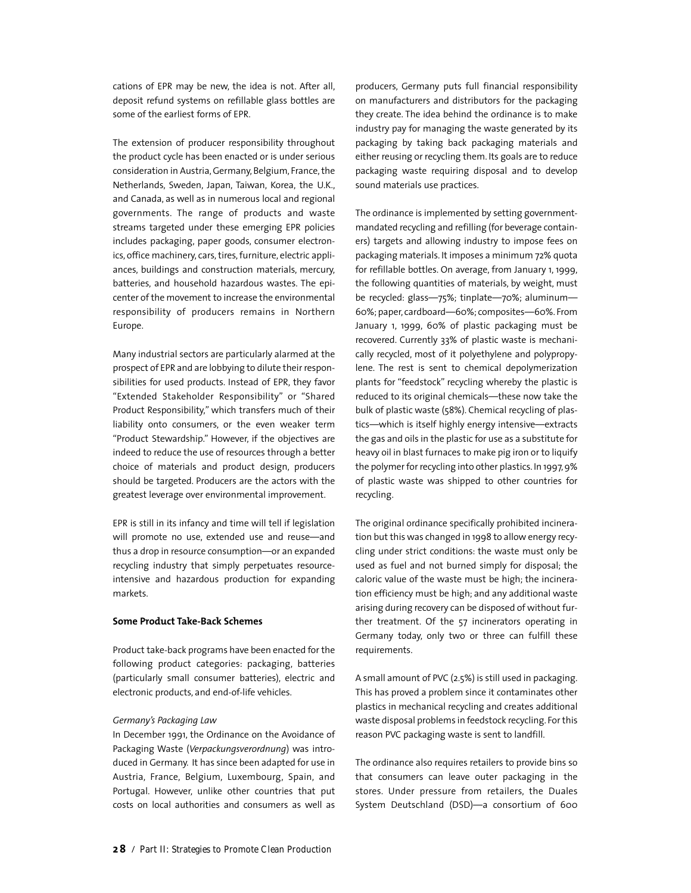cations of EPR may be new, the idea is not. After all, deposit refund systems on refillable glass bottles are some of the earliest forms of EPR.

The extension of producer responsibility throughout the product cycle has been enacted or is under serious consideration in Austria, Germany, Belgium, France, the Netherlands, Sweden, Japan, Taiwan, Korea, the U.K., and Canada, as well as in numerous local and regional governments. The range of products and waste streams targeted under these emerging EPR policies includes packaging, paper goods, consumer electronics, office machinery, cars, tires, furniture, electric appliances, buildings and construction materials, mercury, batteries, and household hazardous wastes. The epicenter of the movement to increase the environmental responsibility of producers remains in Northern Europe.

Many industrial sectors are particularly alarmed at the prospect of EPR and are lobbying to dilute their responsibilities for used products. Instead of EPR, they favor "Extended Stakeholder Responsibility" or "Shared Product Responsibility," which transfers much of their liability onto consumers, or the even weaker term "Product Stewardship." However, if the objectives are indeed to reduce the use of resources through a better choice of materials and product design, producers should be targeted. Producers are the actors with the greatest leverage over environmental improvement.

EPR is still in its infancy and time will tell if legislation will promote no use, extended use and reuse—and thus a drop in resource consumption—or an expanded recycling industry that simply perpetuates resource-intensive and hazardous production for expanding markets.

**Some Product Take-Back Schemes**

Product take-back programs have been enacted for the following product categories: packaging, batteries (particularly small consumer batteries), electric and electronic products, and end-of-life vehicles.

*Germany's Packaging Law*

In December 1991, the Ordinance on the Avoidance of Packaging Waste (*Verpackungsverordnung*) was introduced in Germany. It has since been adapted for use in Austria, France, Belgium, Luxembourg, Spain, and Portugal. However, unlike other countries that put costs on local authorities and consumers as well as producers, Germany puts full financial responsibility on manufacturers and distributors for the packaging they create. The idea behind the ordinance is to make industry pay for managing the waste generated by its packaging by taking back packaging materials and either reusing or recycling them. Its goals are to reduce packaging waste requiring disposal and to develop sound materials use practices.

The ordinance is implemented by setting government-mandated recycling and refilling (for beverage containers) targets and allowing industry to impose fees on packaging materials. It imposes a minimum 72% quota for refillable bottles. On average, from January 1, 1999, the following quantities of materials, by weight, must be recycled: glass—75%; tinplate—70%; aluminum—60%; paper, cardboard—60%; composites—60%. From January 1, 1999, 60% of plastic packaging must be recovered. Currently 33% of plastic waste is mechanically recycled, most of it polyethylene and polypropylene. The rest is sent to chemical depolymerization plants for "feedstock" recycling whereby the plastic is reduced to its original chemicals—these now take the bulk of plastic waste (58%). Chemical recycling of plastics—which is itself highly energy intensive—extracts the gas and oils in the plastic for use as a substitute for heavy oil in blast furnaces to make pig iron or to liquify the polymer for recycling into other plastics. In 1997, 9% of plastic waste was shipped to other countries for recycling.

The original ordinance specifically prohibited incineration but this was changed in 1998 to allow energy recycling under strict conditions: the waste must only be used as fuel and not burned simply for disposal; the caloric value of the waste must be high; the incineration efficiency must be high; and any additional waste arising during recovery can be disposed of without further treatment. Of the 57 incinerators operating in Germany today, only two or three can fulfill these requirements.

A small amount of PVC (2.5%) is still used in packaging. This has proved a problem since it contaminates other plastics in mechanical recycling and creates additional waste disposal problems in feedstock recycling. For this reason PVC packaging waste is sent to landfill.

The ordinance also requires retailers to provide bins so that consumers can leave outer packaging in the stores. Under pressure from retailers, the Duales System Deutschland (DSD)—a consortium of 600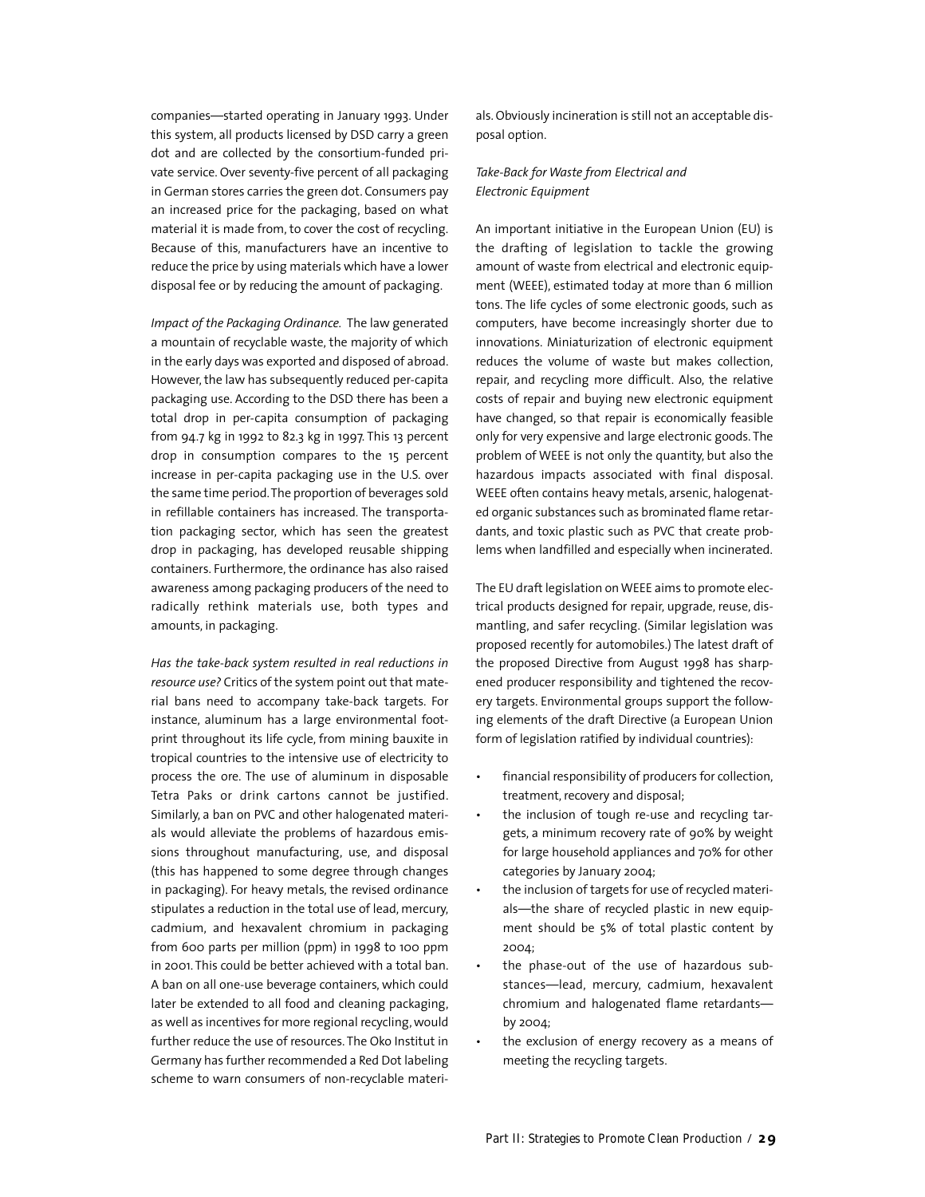companies—started operating in January 1993. Under this system, all products licensed by DSD carry a green dot and are collected by the consortium-funded private service. Over seventy-five percent of all packaging in German stores carries the green dot. Consumers pay an increased price for the packaging, based on what material it is made from, to cover the cost of recycling. Because of this, manufacturers have an incentive to reduce the price by using materials which have a lower disposal fee or by reducing the amount of packaging.

*Impact of the Packaging Ordinance.* The law generated a mountain of recyclable waste, the majority of which in the early days was exported and disposed of abroad. However, the law has subsequently reduced per-capita packaging use. According to the DSD there has been a total drop in per-capita consumption of packaging from 94.7 kg in 1992 to 82.3 kg in 1997. This 13 percent drop in consumption compares to the 15 percent increase in per-capita packaging use in the U.S. over the same time period. The proportion of beverages sold in refillable containers has increased. The transportation packaging sector, which has seen the greatest drop in packaging, has developed reusable shipping containers. Furthermore, the ordinance has also raised awareness among packaging producers of the need to radically rethink materials use, both types and amounts, in packaging.

*Has the take-back system resulted in real reductions in resource use?* Critics of the system point out that material bans need to accompany take-back targets. For instance, aluminum has a large environmental footprint throughout its life cycle, from mining bauxite in tropical countries to the intensive use of electricity to process the ore. The use of aluminum in disposable Tetra Paks or drink cartons cannot be justified. Similarly, a ban on PVC and other halogenated materials would alleviate the problems of hazardous emissions throughout manufacturing, use, and disposal (this has happened to some degree through changes in packaging). For heavy metals, the revised ordinance stipulates a reduction in the total use of lead, mercury, cadmium, and hexavalent chromium in packaging from 600 parts per million (ppm) in 1998 to 100 ppm in 2001. This could be better achieved with a total ban. A ban on all one-use beverage containers, which could later be extended to all food and cleaning packaging, as well as incentives for more regional recycling, would further reduce the use of resources. The Oko Institut in Germany has further recommended a Red Dot labeling scheme to warn consumers of non-recyclable materials. Obviously incineration is still not an acceptable disposal option.

*Take-Back for Waste from Electrical and Electronic Equipment*

An important initiative in the European Union (EU) is the drafting of legislation to tackle the growing amount of waste from electrical and electronic equipment (WEEE), estimated today at more than 6 million tons. The life cycles of some electronic goods, such as computers, have become increasingly shorter due to innovations. Miniaturization of electronic equipment reduces the volume of waste but makes collection, repair, and recycling more difficult. Also, the relative costs of repair and buying new electronic equipment have changed, so that repair is economically feasible only for very expensive and large electronic goods. The problem of WEEE is not only the quantity, but also the hazardous impacts associated with final disposal. WEEE often contains heavy metals, arsenic, halogenated organic substances such as brominated flame retardants, and toxic plastic such as PVC that create problems when landfilled and especially when incinerated.

The EU draft legislation on WEEE aims to promote electrical products designed for repair, upgrade, reuse, dismantling, and safer recycling. (Similar legislation was proposed recently for automobiles.) The latest draft of the proposed Directive from August 1998 has sharpened producer responsibility and tightened the recovery targets. Environmental groups support the following elements of the draft Directive (a European Union form of legislation ratified by individual countries):

- financial responsibility of producers for collection, treatment, recovery and disposal;
- the inclusion of tough re-use and recycling targets, a minimum recovery rate of 90% by weight for large household appliances and 70% for other categories by January 2004;
- the inclusion of targets for use of recycled materials—the share of recycled plastic in new equipment should be 5% of total plastic content by 2004;
- the phase-out of the use of hazardous substances—lead, mercury, cadmium, hexavalent chromium and halogenated flame retardants—by 2004;
- the exclusion of energy recovery as a means of meeting the recycling targets.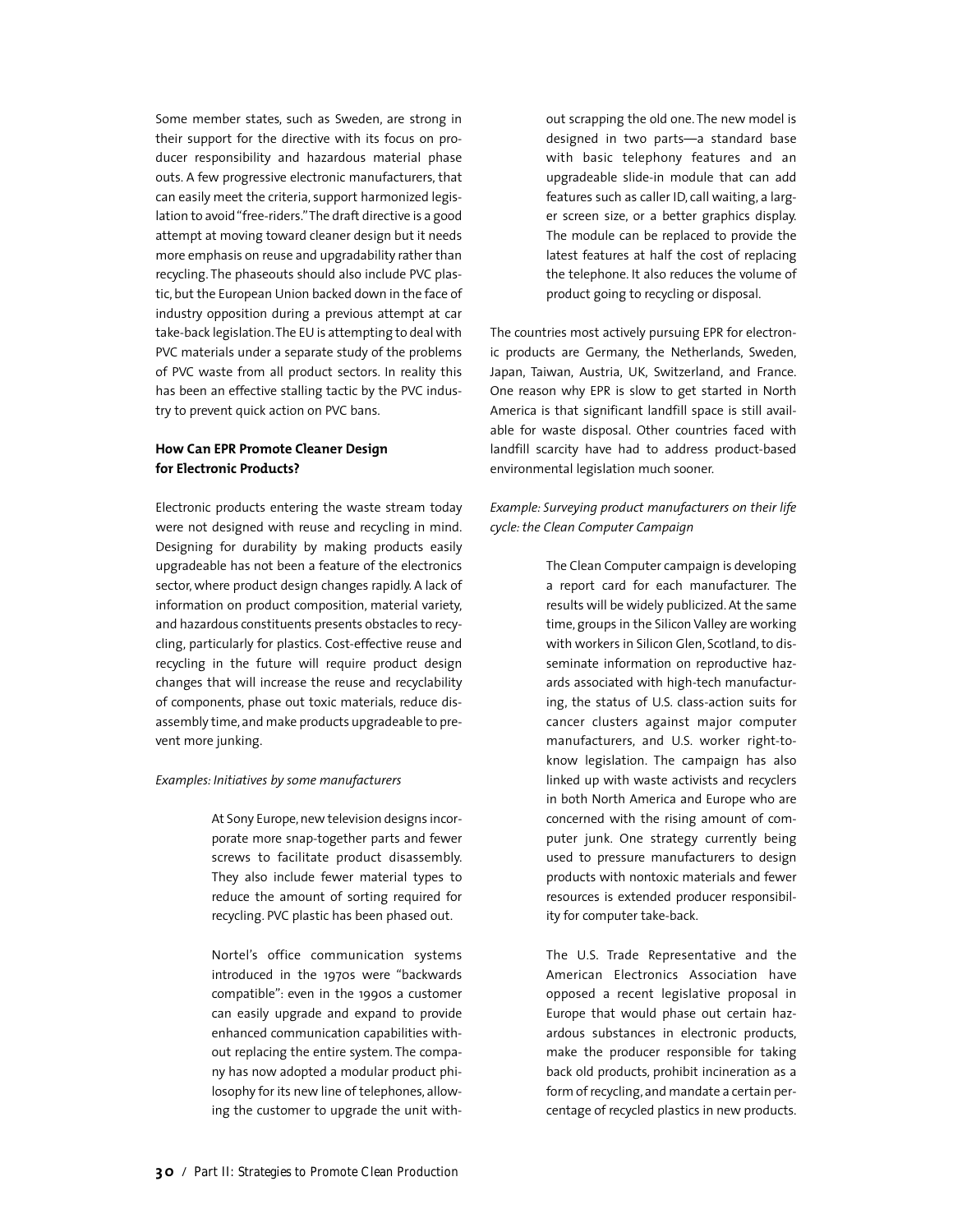Some member states, such as Sweden, are strong in their support for the directive with its focus on producer responsibility and hazardous material phase outs. A few progressive electronic manufacturers, that can easily meet the criteria, support harmonized legislation to avoid "free-riders." The draft directive is a good attempt at moving toward cleaner design but it needs more emphasis on reuse and upgradability rather than recycling. The phaseouts should also include PVC plastic, but the European Union backed down in the face of industry opposition during a previous attempt at car take-back legislation. The EU is attempting to deal with PVC materials under a separate study of the problems of PVC waste from all product sectors. In reality this has been an effective stalling tactic by the PVC industry to prevent quick action on PVC bans.

### How Can EPR Promote Cleaner Design for Electronic Products?

Electronic products entering the waste stream today were not designed with reuse and recycling in mind. Designing for durability by making products easily upgradeable has not been a feature of the electronics sector, where product design changes rapidly. A lack of information on product composition, material variety, and hazardous constituents presents obstacles to recycling, particularly for plastics. Cost-effective reuse and recycling in the future will require product design changes that will increase the reuse and recyclability of components, phase out toxic materials, reduce disassembly time, and make products upgradeable to prevent more junking.

*Examples: Initiatives by some manufacturers*

> At Sony Europe, new television designs incorporate more snap-together parts and fewer screws to facilitate product disassembly. They also include fewer material types to reduce the amount of sorting required for recycling. PVC plastic has been phased out.
>
> Nortel's office communication systems introduced in the 1970s were "backwards compatible": even in the 1990s a customer can easily upgrade and expand to provide enhanced communication capabilities without replacing the entire system. The company has now adopted a modular product philosophy for its new line of telephones, allowing the customer to upgrade the unit without scrapping the old one. The new model is designed in two parts—a standard base with basic telephony features and an upgradeable slide-in module that can add features such as caller ID, call waiting, a larger screen size, or a better graphics display. The module can be replaced to provide the latest features at half the cost of replacing the telephone. It also reduces the volume of product going to recycling or disposal.

The countries most actively pursuing EPR for electronic products are Germany, the Netherlands, Sweden, Japan, Taiwan, Austria, UK, Switzerland, and France. One reason why EPR is slow to get started in North America is that significant landfill space is still available for waste disposal. Other countries faced with landfill scarcity have had to address product-based environmental legislation much sooner.

*Example: Surveying product manufacturers on their life cycle: the Clean Computer Campaign*

> The Clean Computer campaign is developing a report card for each manufacturer. The results will be widely publicized. At the same time, groups in the Silicon Valley are working with workers in Silicon Glen, Scotland, to disseminate information on reproductive hazards associated with high-tech manufacturing, the status of U.S. class-action suits for cancer clusters against major computer manufacturers, and U.S. worker right-to-know legislation. The campaign has also linked up with waste activists and recyclers in both North America and Europe who are concerned with the rising amount of computer junk. One strategy currently being used to pressure manufacturers to design products with nontoxic materials and fewer resources is extended producer responsibility for computer take-back.
>
> The U.S. Trade Representative and the American Electronics Association have opposed a recent legislative proposal in Europe that would phase out certain hazardous substances in electronic products, make the producer responsible for taking back old products, prohibit incineration as a form of recycling, and mandate a certain percentage of recycled plastics in new products.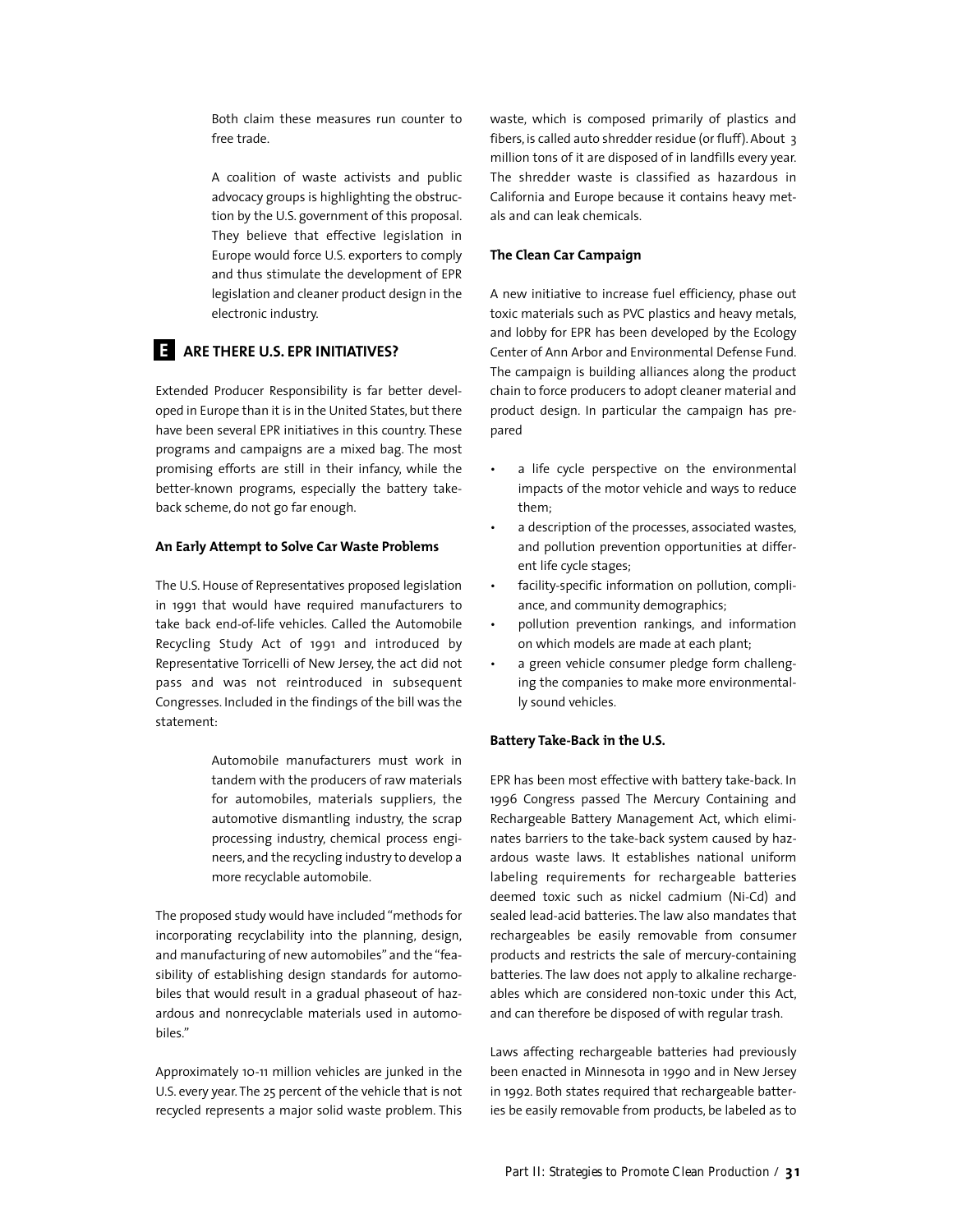Both claim these measures run counter to free trade.

A coalition of waste activists and public advocacy groups is highlighting the obstruction by the U.S. government of this proposal. They believe that effective legislation in Europe would force U.S. exporters to comply and thus stimulate the development of EPR legislation and cleaner product design in the electronic industry.

## E ARE THERE U.S. EPR INITIATIVES?

Extended Producer Responsibility is far better developed in Europe than it is in the United States, but there have been several EPR initiatives in this country. These programs and campaigns are a mixed bag. The most promising efforts are still in their infancy, while the better-known programs, especially the battery take-back scheme, do not go far enough.

**An Early Attempt to Solve Car Waste Problems**

The U.S. House of Representatives proposed legislation in 1991 that would have required manufacturers to take back end-of-life vehicles. Called the Automobile Recycling Study Act of 1991 and introduced by Representative Torricelli of New Jersey, the act did not pass and was not reintroduced in subsequent Congresses. Included in the findings of the bill was the statement:

> Automobile manufacturers must work in tandem with the producers of raw materials for automobiles, materials suppliers, the automotive dismantling industry, the scrap processing industry, chemical process engineers, and the recycling industry to develop a more recyclable automobile.

The proposed study would have included "methods for incorporating recyclability into the planning, design, and manufacturing of new automobiles" and the "feasibility of establishing design standards for automobiles that would result in a gradual phaseout of hazardous and nonrecyclable materials used in automobiles."

Approximately 10-11 million vehicles are junked in the U.S. every year. The 25 percent of the vehicle that is not recycled represents a major solid waste problem. This waste, which is composed primarily of plastics and fibers, is called auto shredder residue (or fluff). About 3 million tons of it are disposed of in landfills every year. The shredder waste is classified as hazardous in California and Europe because it contains heavy metals and can leak chemicals.

**The Clean Car Campaign**

A new initiative to increase fuel efficiency, phase out toxic materials such as PVC plastics and heavy metals, and lobby for EPR has been developed by the Ecology Center of Ann Arbor and Environmental Defense Fund. The campaign is building alliances along the product chain to force producers to adopt cleaner material and product design. In particular the campaign has prepared

- a life cycle perspective on the environmental impacts of the motor vehicle and ways to reduce them;
- a description of the processes, associated wastes, and pollution prevention opportunities at different life cycle stages;
- facility-specific information on pollution, compliance, and community demographics;
- pollution prevention rankings, and information on which models are made at each plant;
- a green vehicle consumer pledge form challenging the companies to make more environmentally sound vehicles.

**Battery Take-Back in the U.S.**

EPR has been most effective with battery take-back. In 1996 Congress passed The Mercury Containing and Rechargeable Battery Management Act, which eliminates barriers to the take-back system caused by hazardous waste laws. It establishes national uniform labeling requirements for rechargeable batteries deemed toxic such as nickel cadmium (Ni-Cd) and sealed lead-acid batteries. The law also mandates that rechargeables be easily removable from consumer products and restricts the sale of mercury-containing batteries. The law does not apply to alkaline rechargeables which are considered non-toxic under this Act, and can therefore be disposed of with regular trash.

Laws affecting rechargeable batteries had previously been enacted in Minnesota in 1990 and in New Jersey in 1992. Both states required that rechargeable batteries be easily removable from products, be labeled as to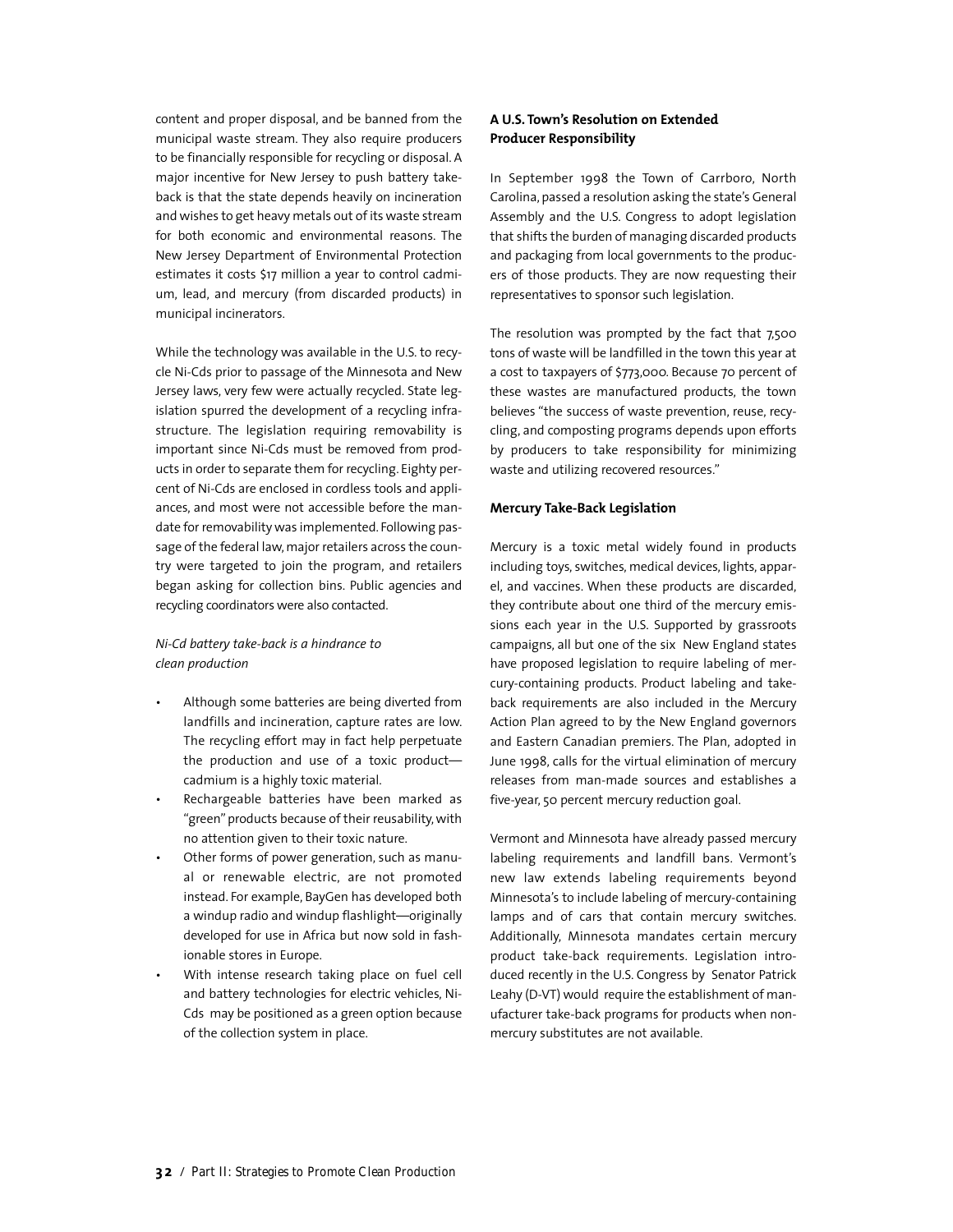content and proper disposal, and be banned from the municipal waste stream. They also require producers to be financially responsible for recycling or disposal. A major incentive for New Jersey to push battery take-back is that the state depends heavily on incineration and wishes to get heavy metals out of its waste stream for both economic and environmental reasons. The New Jersey Department of Environmental Protection estimates it costs $17 million a year to control cadmium, lead, and mercury (from discarded products) in municipal incinerators.

While the technology was available in the U.S. to recycle Ni-Cds prior to passage of the Minnesota and New Jersey laws, very few were actually recycled. State legislation spurred the development of a recycling infrastructure. The legislation requiring removability is important since Ni-Cds must be removed from products in order to separate them for recycling. Eighty percent of Ni-Cds are enclosed in cordless tools and appliances, and most were not accessible before the mandate for removability was implemented. Following passage of the federal law, major retailers across the country were targeted to join the program, and retailers began asking for collection bins. Public agencies and recycling coordinators were also contacted.

*Ni-Cd battery take-back is a hindrance to clean production*

- Although some batteries are being diverted from landfills and incineration, capture rates are low. The recycling effort may in fact help perpetuate the production and use of a toxic product—cadmium is a highly toxic material.
- Rechargeable batteries have been marked as "green" products because of their reusability, with no attention given to their toxic nature.
- Other forms of power generation, such as manual or renewable electric, are not promoted instead. For example, BayGen has developed both a windup radio and windup flashlight—originally developed for use in Africa but now sold in fashionable stores in Europe.
- With intense research taking place on fuel cell and battery technologies for electric vehicles, Ni-Cds may be positioned as a green option because of the collection system in place.

**A U.S. Town's Resolution on Extended Producer Responsibility**

In September 1998 the Town of Carrboro, North Carolina, passed a resolution asking the state's General Assembly and the U.S. Congress to adopt legislation that shifts the burden of managing discarded products and packaging from local governments to the producers of those products. They are now requesting their representatives to sponsor such legislation.

The resolution was prompted by the fact that 7,500 tons of waste will be landfilled in the town this year at a cost to taxpayers of $773,000. Because 70 percent of these wastes are manufactured products, the town believes "the success of waste prevention, reuse, recycling, and composting programs depends upon efforts by producers to take responsibility for minimizing waste and utilizing recovered resources."

**Mercury Take-Back Legislation**

Mercury is a toxic metal widely found in products including toys, switches, medical devices, lights, apparel, and vaccines. When these products are discarded, they contribute about one third of the mercury emissions each year in the U.S. Supported by grassroots campaigns, all but one of the six New England states have proposed legislation to require labeling of mercury-containing products. Product labeling and take-back requirements are also included in the Mercury Action Plan agreed to by the New England governors and Eastern Canadian premiers. The Plan, adopted in June 1998, calls for the virtual elimination of mercury releases from man-made sources and establishes a five-year, 50 percent mercury reduction goal.

Vermont and Minnesota have already passed mercury labeling requirements and landfill bans. Vermont's new law extends labeling requirements beyond Minnesota's to include labeling of mercury-containing lamps and of cars that contain mercury switches. Additionally, Minnesota mandates certain mercury product take-back requirements. Legislation introduced recently in the U.S. Congress by Senator Patrick Leahy (D-VT) would require the establishment of manufacturer take-back programs for products when non-mercury substitutes are not available.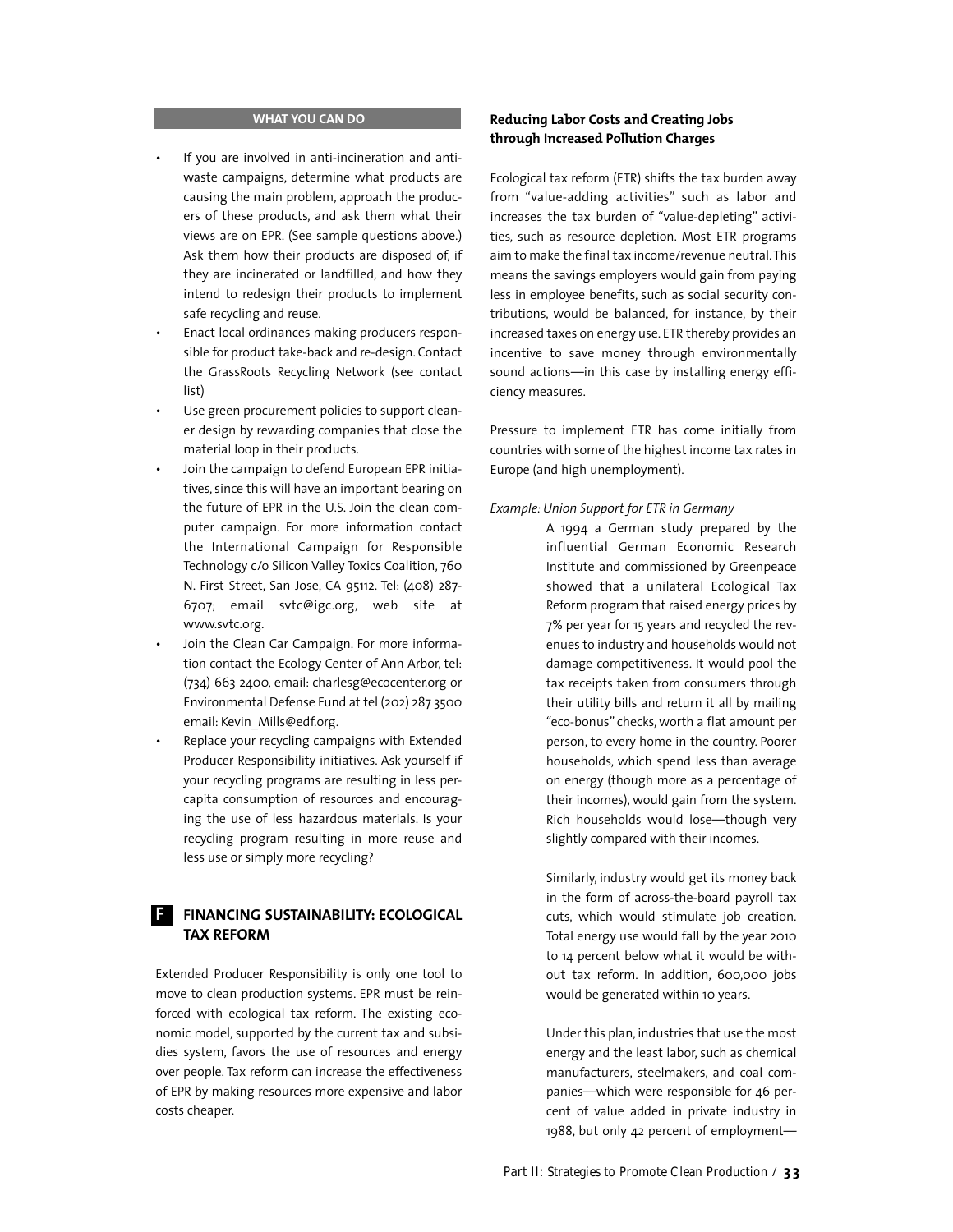### WHAT YOU CAN DO

- If you are involved in anti-incineration and anti-waste campaigns, determine what products are causing the main problem, approach the producers of these products, and ask them what their views are on EPR. (See sample questions above.) Ask them how their products are disposed of, if they are incinerated or landfilled, and how they intend to redesign their products to implement safe recycling and reuse.
- Enact local ordinances making producers responsible for product take-back and re-design. Contact the GrassRoots Recycling Network (see contact list)
- Use green procurement policies to support cleaner design by rewarding companies that close the material loop in their products.
- Join the campaign to defend European EPR initiatives, since this will have an important bearing on the future of EPR in the U.S. Join the clean computer campaign. For more information contact the International Campaign for Responsible Technology c/o Silicon Valley Toxics Coalition, 760 N. First Street, San Jose, CA 95112. Tel: (408) 287-6707; email svtc@igc.org, web site at www.svtc.org.
- Join the Clean Car Campaign. For more information contact the Ecology Center of Ann Arbor, tel: (734) 663 2400, email: charlesg@ecocenter.org or Environmental Defense Fund at tel (202) 287 3500 email: Kevin_Mills@edf.org.
- Replace your recycling campaigns with Extended Producer Responsibility initiatives. Ask yourself if your recycling programs are resulting in less per-capita consumption of resources and encouraging the use of less hazardous materials. Is your recycling program resulting in more reuse and less use or simply more recycling?

## F FINANCING SUSTAINABILITY: ECOLOGICAL TAX REFORM

Extended Producer Responsibility is only one tool to move to clean production systems. EPR must be reinforced with ecological tax reform. The existing economic model, supported by the current tax and subsidies system, favors the use of resources and energy over people. Tax reform can increase the effectiveness of EPR by making resources more expensive and labor costs cheaper.

### Reducing Labor Costs and Creating Jobs through Increased Pollution Charges

Ecological tax reform (ETR) shifts the tax burden away from "value-adding activities" such as labor and increases the tax burden of "value-depleting" activities, such as resource depletion. Most ETR programs aim to make the final tax income/revenue neutral. This means the savings employers would gain from paying less in employee benefits, such as social security contributions, would be balanced, for instance, by their increased taxes on energy use. ETR thereby provides an incentive to save money through environmentally sound actions—in this case by installing energy efficiency measures.

Pressure to implement ETR has come initially from countries with some of the highest income tax rates in Europe (and high unemployment).

*Example: Union Support for ETR in Germany*

> A 1994 a German study prepared by the influential German Economic Research Institute and commissioned by Greenpeace showed that a unilateral Ecological Tax Reform program that raised energy prices by 7% per year for 15 years and recycled the revenues to industry and households would not damage competitiveness. It would pool the tax receipts taken from consumers through their utility bills and return it all by mailing "eco-bonus" checks, worth a flat amount per person, to every home in the country. Poorer households, which spend less than average on energy (though more as a percentage of their incomes), would gain from the system. Rich households would lose—though very slightly compared with their incomes.
>
> Similarly, industry would get its money back in the form of across-the-board payroll tax cuts, which would stimulate job creation. Total energy use would fall by the year 2010 to 14 percent below what it would be without tax reform. In addition, 600,000 jobs would be generated within 10 years.
>
> Under this plan, industries that use the most energy and the least labor, such as chemical manufacturers, steelmakers, and coal companies—which were responsible for 46 percent of value added in private industry in 1988, but only 42 percent of employment—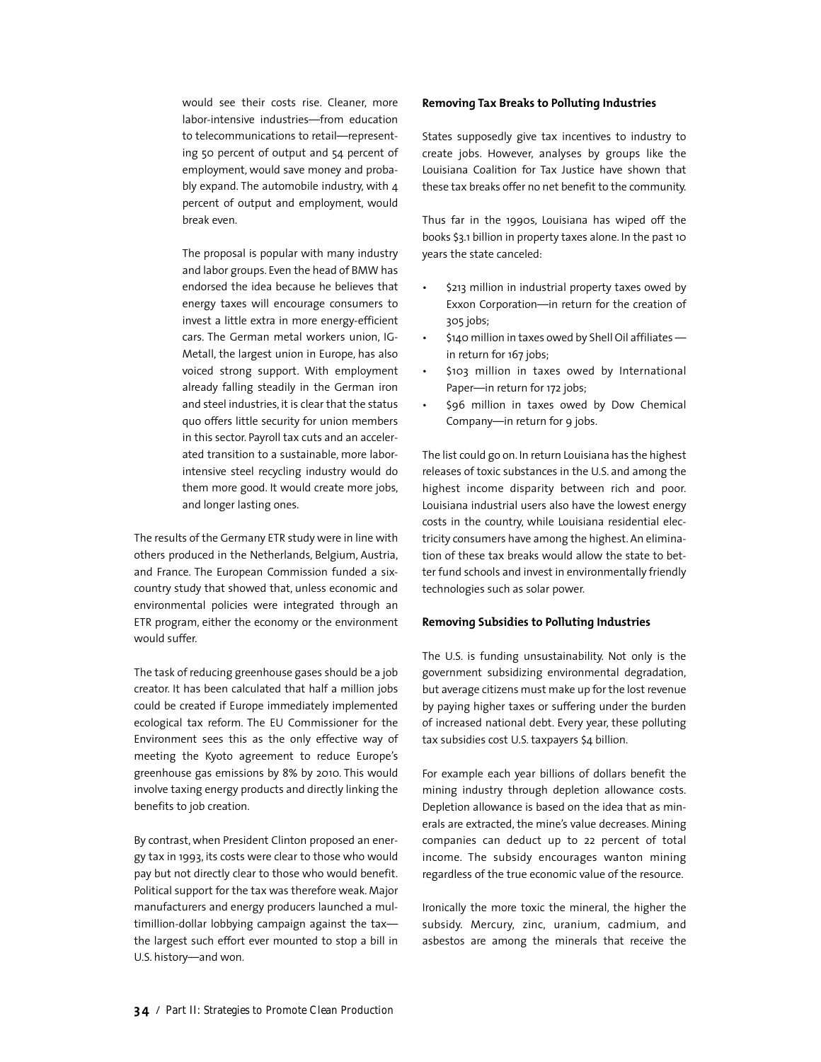would see their costs rise. Cleaner, more labor-intensive industries—from education to telecommunications to retail—representing 50 percent of output and 54 percent of employment, would save money and probably expand. The automobile industry, with 4 percent of output and employment, would break even.

The proposal is popular with many industry and labor groups. Even the head of BMW has endorsed the idea because he believes that energy taxes will encourage consumers to invest a little extra in more energy-efficient cars. The German metal workers union, IG-Metall, the largest union in Europe, has also voiced strong support. With employment already falling steadily in the German iron and steel industries, it is clear that the status quo offers little security for union members in this sector. Payroll tax cuts and an accelerated transition to a sustainable, more labor-intensive steel recycling industry would do them more good. It would create more jobs, and longer lasting ones.

The results of the Germany ETR study were in line with others produced in the Netherlands, Belgium, Austria, and France. The European Commission funded a six-country study that showed that, unless economic and environmental policies were integrated through an ETR program, either the economy or the environment would suffer.

The task of reducing greenhouse gases should be a job creator. It has been calculated that half a million jobs could be created if Europe immediately implemented ecological tax reform. The EU Commissioner for the Environment sees this as the only effective way of meeting the Kyoto agreement to reduce Europe's greenhouse gas emissions by 8% by 2010. This would involve taxing energy products and directly linking the benefits to job creation.

By contrast, when President Clinton proposed an energy tax in 1993, its costs were clear to those who would pay but not directly clear to those who would benefit. Political support for the tax was therefore weak. Major manufacturers and energy producers launched a multimillion-dollar lobbying campaign against the tax—the largest such effort ever mounted to stop a bill in U.S. history—and won.

**Removing Tax Breaks to Polluting Industries**

States supposedly give tax incentives to industry to create jobs. However, analyses by groups like the Louisiana Coalition for Tax Justice have shown that these tax breaks offer no net benefit to the community.

Thus far in the 1990s, Louisiana has wiped off the books $3.1 billion in property taxes alone. In the past 10 years the state canceled:

- $213 million in industrial property taxes owed by Exxon Corporation—in return for the creation of 305 jobs;
- $140 million in taxes owed by Shell Oil affiliates—in return for 167 jobs;
- $103 million in taxes owed by International Paper—in return for 172 jobs;
- $96 million in taxes owed by Dow Chemical Company—in return for 9 jobs.

The list could go on. In return Louisiana has the highest releases of toxic substances in the U.S. and among the highest income disparity between rich and poor. Louisiana industrial users also have the lowest energy costs in the country, while Louisiana residential electricity consumers have among the highest. An elimination of these tax breaks would allow the state to better fund schools and invest in environmentally friendly technologies such as solar power.

**Removing Subsidies to Polluting Industries**

The U.S. is funding unsustainability. Not only is the government subsidizing environmental degradation, but average citizens must make up for the lost revenue by paying higher taxes or suffering under the burden of increased national debt. Every year, these polluting tax subsidies cost U.S. taxpayers $4 billion.

For example each year billions of dollars benefit the mining industry through depletion allowance costs. Depletion allowance is based on the idea that as minerals are extracted, the mine's value decreases. Mining companies can deduct up to 22 percent of total income. The subsidy encourages wanton mining regardless of the true economic value of the resource.

Ironically the more toxic the mineral, the higher the subsidy. Mercury, zinc, uranium, cadmium, and asbestos are among the minerals that receive the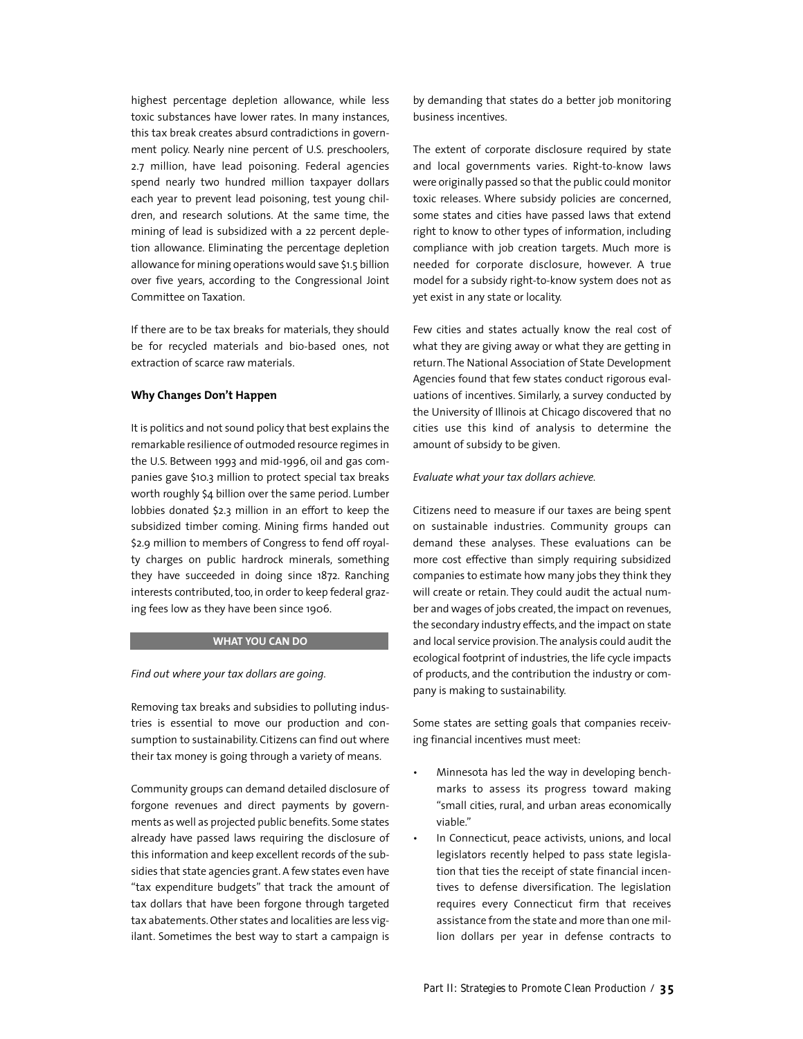highest percentage depletion allowance, while less toxic substances have lower rates. In many instances, this tax break creates absurd contradictions in government policy. Nearly nine percent of U.S. preschoolers, 2.7 million, have lead poisoning. Federal agencies spend nearly two hundred million taxpayer dollars each year to prevent lead poisoning, test young children, and research solutions. At the same time, the mining of lead is subsidized with a 22 percent depletion allowance. Eliminating the percentage depletion allowance for mining operations would save $1.5 billion over five years, according to the Congressional Joint Committee on Taxation.

If there are to be tax breaks for materials, they should be for recycled materials and bio-based ones, not extraction of scarce raw materials.

### Why Changes Don't Happen

It is politics and not sound policy that best explains the remarkable resilience of outmoded resource regimes in the U.S. Between 1993 and mid-1996, oil and gas companies gave $10.3 million to protect special tax breaks worth roughly $4 billion over the same period. Lumber lobbies donated $2.3 million in an effort to keep the subsidized timber coming. Mining firms handed out $2.9 million to members of Congress to fend off royalty charges on public hardrock minerals, something they have succeeded in doing since 1872. Ranching interests contributed, too, in order to keep federal grazing fees low as they have been since 1906.

### WHAT YOU CAN DO

*Find out where your tax dollars are going.*

Removing tax breaks and subsidies to polluting industries is essential to move our production and consumption to sustainability. Citizens can find out where their tax money is going through a variety of means.

Community groups can demand detailed disclosure of forgone revenues and direct payments by governments as well as projected public benefits. Some states already have passed laws requiring the disclosure of this information and keep excellent records of the subsidies that state agencies grant. A few states even have "tax expenditure budgets" that track the amount of tax dollars that have been forgone through targeted tax abatements. Other states and localities are less vigilant. Sometimes the best way to start a campaign is by demanding that states do a better job monitoring business incentives.

The extent of corporate disclosure required by state and local governments varies. Right-to-know laws were originally passed so that the public could monitor toxic releases. Where subsidy policies are concerned, some states and cities have passed laws that extend right to know to other types of information, including compliance with job creation targets. Much more is needed for corporate disclosure, however. A true model for a subsidy right-to-know system does not as yet exist in any state or locality.

Few cities and states actually know the real cost of what they are giving away or what they are getting in return. The National Association of State Development Agencies found that few states conduct rigorous evaluations of incentives. Similarly, a survey conducted by the University of Illinois at Chicago discovered that no cities use this kind of analysis to determine the amount of subsidy to be given.

*Evaluate what your tax dollars achieve.*

Citizens need to measure if our taxes are being spent on sustainable industries. Community groups can demand these analyses. These evaluations can be more cost effective than simply requiring subsidized companies to estimate how many jobs they think they will create or retain. They could audit the actual number and wages of jobs created, the impact on revenues, the secondary industry effects, and the impact on state and local service provision. The analysis could audit the ecological footprint of industries, the life cycle impacts of products, and the contribution the industry or company is making to sustainability.

Some states are setting goals that companies receiving financial incentives must meet:

- Minnesota has led the way in developing benchmarks to assess its progress toward making "small cities, rural, and urban areas economically viable."
- In Connecticut, peace activists, unions, and local legislators recently helped to pass state legislation that ties the receipt of state financial incentives to defense diversification. The legislation requires every Connecticut firm that receives assistance from the state and more than one million dollars per year in defense contracts to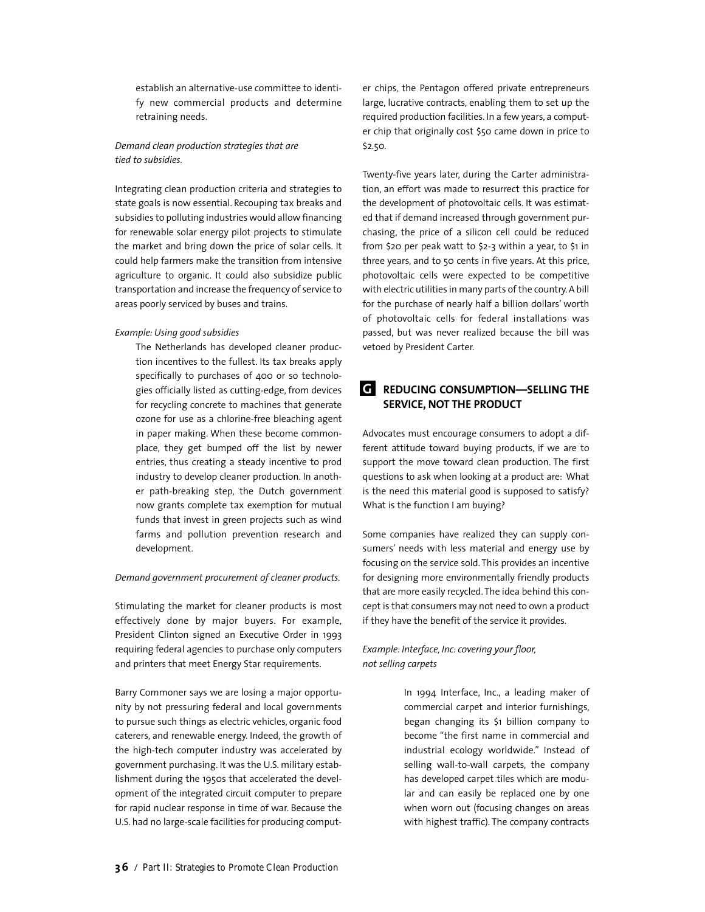establish an alternative-use committee to identify new commercial products and determine retraining needs.

*Demand clean production strategies that are tied to subsidies.*

Integrating clean production criteria and strategies to state goals is now essential. Recouping tax breaks and subsidies to polluting industries would allow financing for renewable solar energy pilot projects to stimulate the market and bring down the price of solar cells. It could help farmers make the transition from intensive agriculture to organic. It could also subsidize public transportation and increase the frequency of service to areas poorly serviced by buses and trains.

*Example: Using good subsidies*

The Netherlands has developed cleaner production incentives to the fullest. Its tax breaks apply specifically to purchases of 400 or so technologies officially listed as cutting-edge, from devices for recycling concrete to machines that generate ozone for use as a chlorine-free bleaching agent in paper making. When these become commonplace, they get bumped off the list by newer entries, thus creating a steady incentive to prod industry to develop cleaner production. In another path-breaking step, the Dutch government now grants complete tax exemption for mutual funds that invest in green projects such as wind farms and pollution prevention research and development.

*Demand government procurement of cleaner products.*

Stimulating the market for cleaner products is most effectively done by major buyers. For example, President Clinton signed an Executive Order in 1993 requiring federal agencies to purchase only computers and printers that meet Energy Star requirements.

Barry Commoner says we are losing a major opportunity by not pressuring federal and local governments to pursue such things as electric vehicles, organic food caterers, and renewable energy. Indeed, the growth of the high-tech computer industry was accelerated by government purchasing. It was the U.S. military establishment during the 1950s that accelerated the development of the integrated circuit computer to prepare for rapid nuclear response in time of war. Because the U.S. had no large-scale facilities for producing computer chips, the Pentagon offered private entrepreneurs large, lucrative contracts, enabling them to set up the required production facilities. In a few years, a computer chip that originally cost $50 came down in price to $2.50.

Twenty-five years later, during the Carter administration, an effort was made to resurrect this practice for the development of photovoltaic cells. It was estimated that if demand increased through government purchasing, the price of a silicon cell could be reduced from $20 per peak watt to $2-3 within a year, to $1 in three years, and to 50 cents in five years. At this price, photovoltaic cells were expected to be competitive with electric utilities in many parts of the country. A bill for the purchase of nearly half a billion dollars' worth of photovoltaic cells for federal installations was passed, but was never realized because the bill was vetoed by President Carter.

## G REDUCING CONSUMPTION—SELLING THE SERVICE, NOT THE PRODUCT

Advocates must encourage consumers to adopt a different attitude toward buying products, if we are to support the move toward clean production. The first questions to ask when looking at a product are: What is the need this material good is supposed to satisfy? What is the function I am buying?

Some companies have realized they can supply consumers' needs with less material and energy use by focusing on the service sold. This provides an incentive for designing more environmentally friendly products that are more easily recycled. The idea behind this concept is that consumers may not need to own a product if they have the benefit of the service it provides.

*Example: Interface, Inc: covering your floor, not selling carpets*

In 1994 Interface, Inc., a leading maker of commercial carpet and interior furnishings, began changing its $1 billion company to become "the first name in commercial and industrial ecology worldwide." Instead of selling wall-to-wall carpets, the company has developed carpet tiles which are modular and can easily be replaced one by one when worn out (focusing changes on areas with highest traffic). The company contracts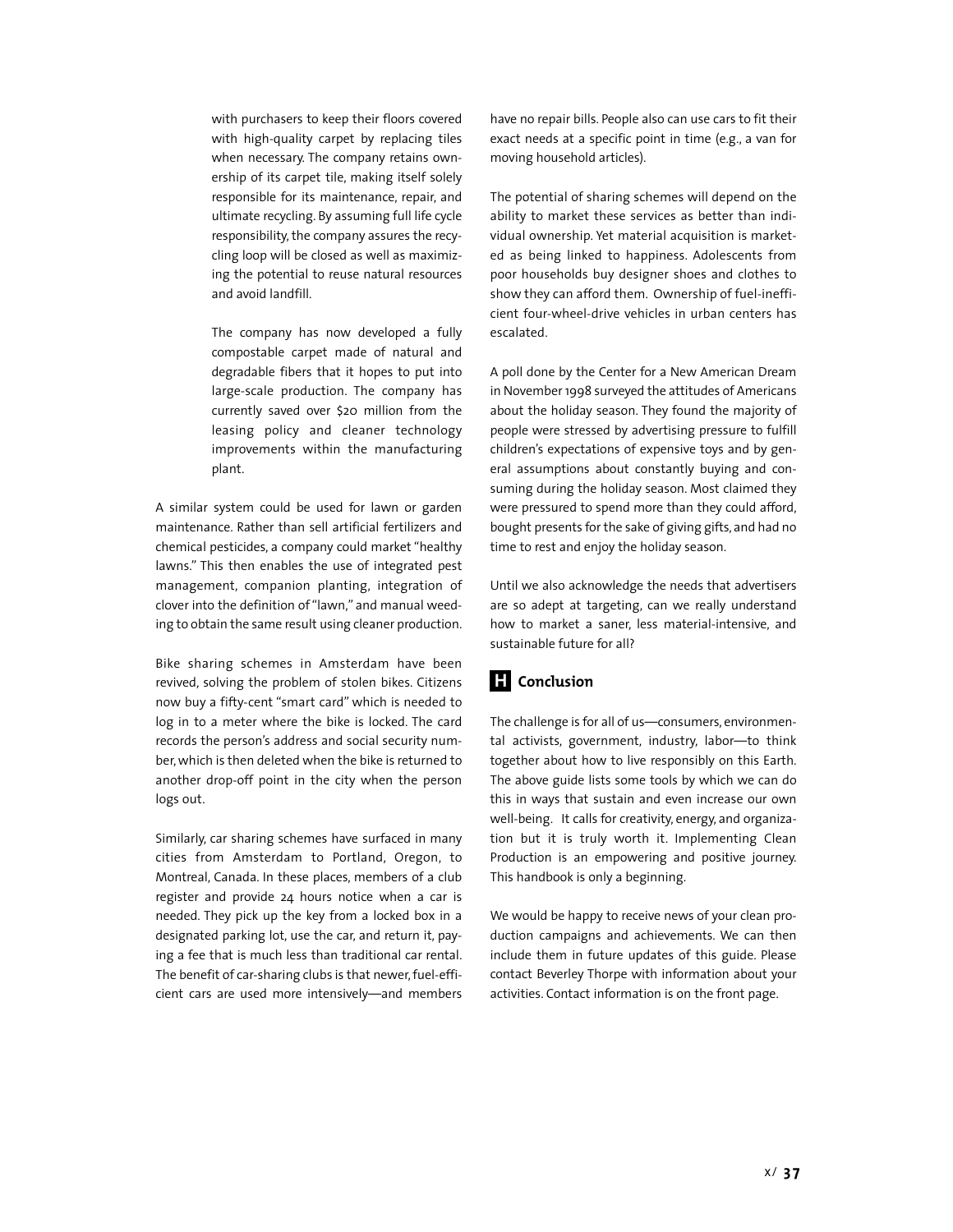with purchasers to keep their floors covered with high-quality carpet by replacing tiles when necessary. The company retains ownership of its carpet tile, making itself solely responsible for its maintenance, repair, and ultimate recycling. By assuming full life cycle responsibility, the company assures the recycling loop will be closed as well as maximizing the potential to reuse natural resources and avoid landfill.

The company has now developed a fully compostable carpet made of natural and degradable fibers that it hopes to put into large-scale production. The company has currently saved over $20 million from the leasing policy and cleaner technology improvements within the manufacturing plant.

A similar system could be used for lawn or garden maintenance. Rather than sell artificial fertilizers and chemical pesticides, a company could market "healthy lawns." This then enables the use of integrated pest management, companion planting, integration of clover into the definition of "lawn," and manual weeding to obtain the same result using cleaner production.

Bike sharing schemes in Amsterdam have been revived, solving the problem of stolen bikes. Citizens now buy a fifty-cent "smart card" which is needed to log in to a meter where the bike is locked. The card records the person's address and social security number, which is then deleted when the bike is returned to another drop-off point in the city when the person logs out.

Similarly, car sharing schemes have surfaced in many cities from Amsterdam to Portland, Oregon, to Montreal, Canada. In these places, members of a club register and provide 24 hours notice when a car is needed. They pick up the key from a locked box in a designated parking lot, use the car, and return it, paying a fee that is much less than traditional car rental. The benefit of car-sharing clubs is that newer, fuel-efficient cars are used more intensively—and members have no repair bills. People also can use cars to fit their exact needs at a specific point in time (e.g., a van for moving household articles).

The potential of sharing schemes will depend on the ability to market these services as better than individual ownership. Yet material acquisition is marketed as being linked to happiness. Adolescents from poor households buy designer shoes and clothes to show they can afford them. Ownership of fuel-inefficient four-wheel-drive vehicles in urban centers has escalated.

A poll done by the Center for a New American Dream in November 1998 surveyed the attitudes of Americans about the holiday season. They found the majority of people were stressed by advertising pressure to fulfill children's expectations of expensive toys and by general assumptions about constantly buying and consuming during the holiday season. Most claimed they were pressured to spend more than they could afford, bought presents for the sake of giving gifts, and had no time to rest and enjoy the holiday season.

Until we also acknowledge the needs that advertisers are so adept at targeting, can we really understand how to market a saner, less material-intensive, and sustainable future for all?

## H Conclusion

The challenge is for all of us—consumers, environmental activists, government, industry, labor—to think together about how to live responsibly on this Earth. The above guide lists some tools by which we can do this in ways that sustain and even increase our own well-being. It calls for creativity, energy, and organization but it is truly worth it. Implementing Clean Production is an empowering and positive journey. This handbook is only a beginning.

We would be happy to receive news of your clean production campaigns and achievements. We can then include them in future updates of this guide. Please contact Beverley Thorpe with information about your activities. Contact information is on the front page.